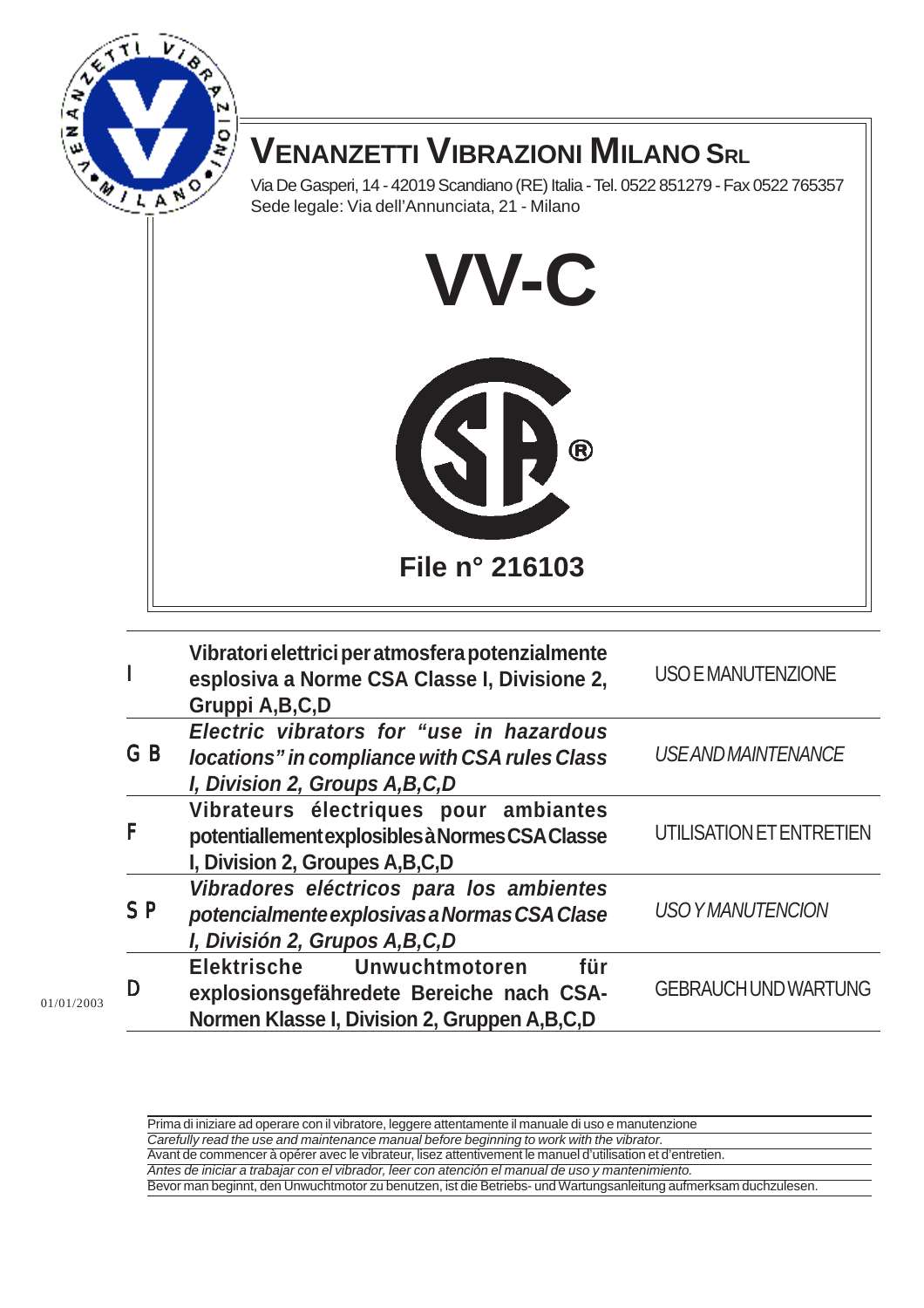# VENANZETTI VIBRAZIONI MILANO SRL

Via De Gasperi, 14 - 42019 Scandiano (RE) Italia - Tel. 0522 851279 - Fax 0522 765357
Sede legale: Via dell'Annunciata, 21 - Milano

# VV-C

**File n° 216103**

| | | |
|---|---|---|
| I | **Vibratori elettrici per atmosfera potenzialmente esplosiva a Norme CSA Classe I, Divisione 2, Gruppi A,B,C,D** | USO E MANUTENZIONE |
| GB | ***Electric vibrators for "use in hazardous locations" in compliance with CSA rules Class I, Division 2, Groups A,B,C,D*** | *USE AND MAINTENANCE* |
| F | **Vibrateurs électriques pour ambiantes potentiallement explosibles à Normes CSA Classe I, Division 2, Groupes A,B,C,D** | UTILISATION ET ENTRETIEN |
| SP | ***Vibradores eléctricos para los ambientes potencialmente explosivas a Normas CSA Clase I, División 2, Grupos A,B,C,D*** | *USO Y MANUTENCION* |
| D | **Elektrische Unwuchtmotoren für explosionsgefährdete Bereiche nach CSA-Normen Klasse I, Division 2, Gruppen A,B,C,D** | GEBRAUCH UND WARTUNG |

01/01/2003

Prima di iniziare ad operare con il vibratore, leggere attentamente il manuale di uso e manutenzione

*Carefully read the use and maintenance manual before beginning to work with the vibrator.*

Avant de commencer à opérer avec le vibrateur, lisez attentivement le manuel d'utilisation et d'entretien.

*Antes de iniciar a trabajar con el vibrador, leer con atención el manual de uso y mantenimiento.*

Bevor man beginnt, den Unwuchtmotor zu benutzen, ist die Betriebs- und Wartungsanleitung aufmerksam duchzulesen.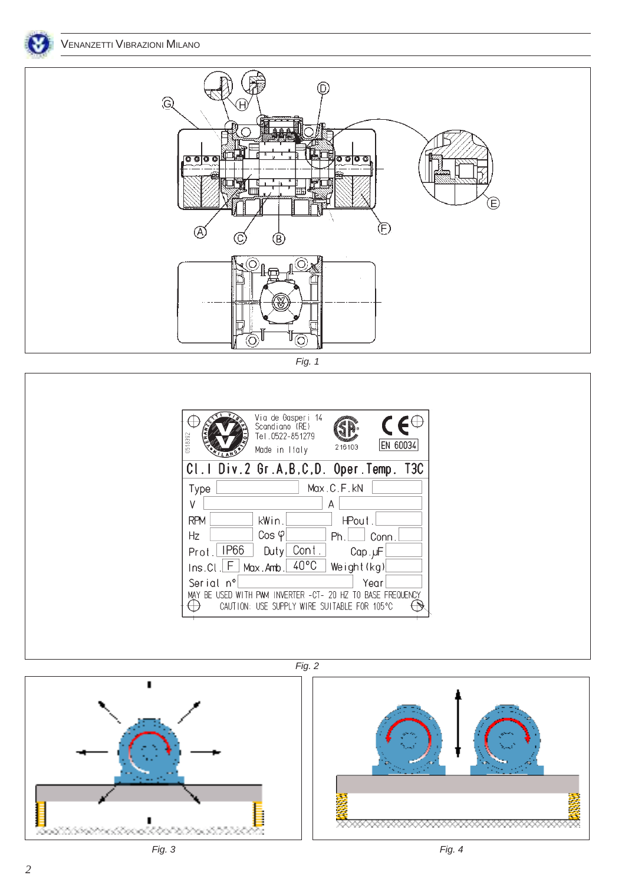Fig. 1

Fig. 2

Fig. 3

Fig. 4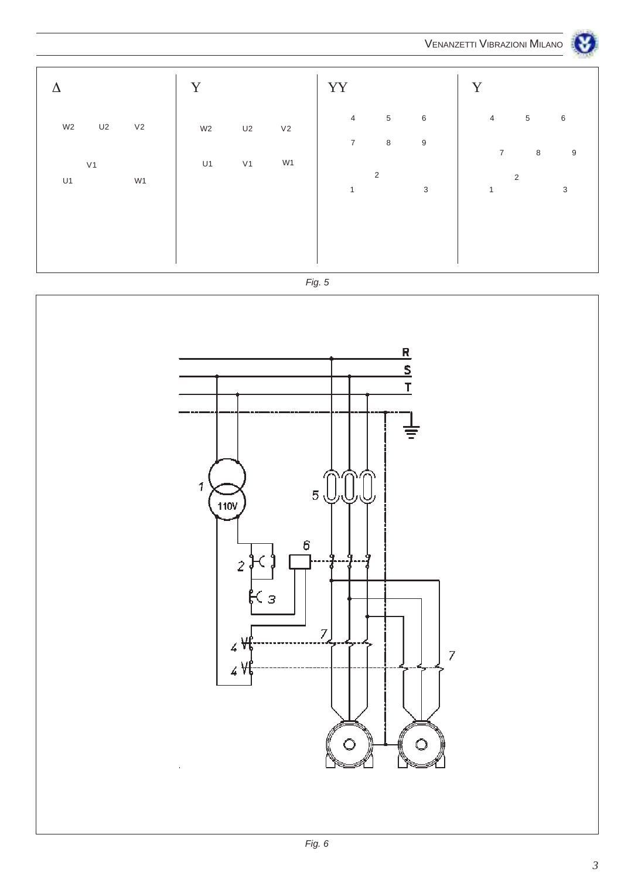| Δ | Y | YY | Y |
|---|---|---|---|
| W2 U2 V2 | W2 U2 V2 | 4 5 6 | 4 5 6 |
| V1 | U1 V1 W1 | 7 8 9 | 7 8 9 |
| U1 W1 | | 2 | 2 |
| | | 1 3 | 1 3 |

*Fig. 5*

R
S
T

1 110V

2

3

4

4

5

6

7

7

*Fig. 6*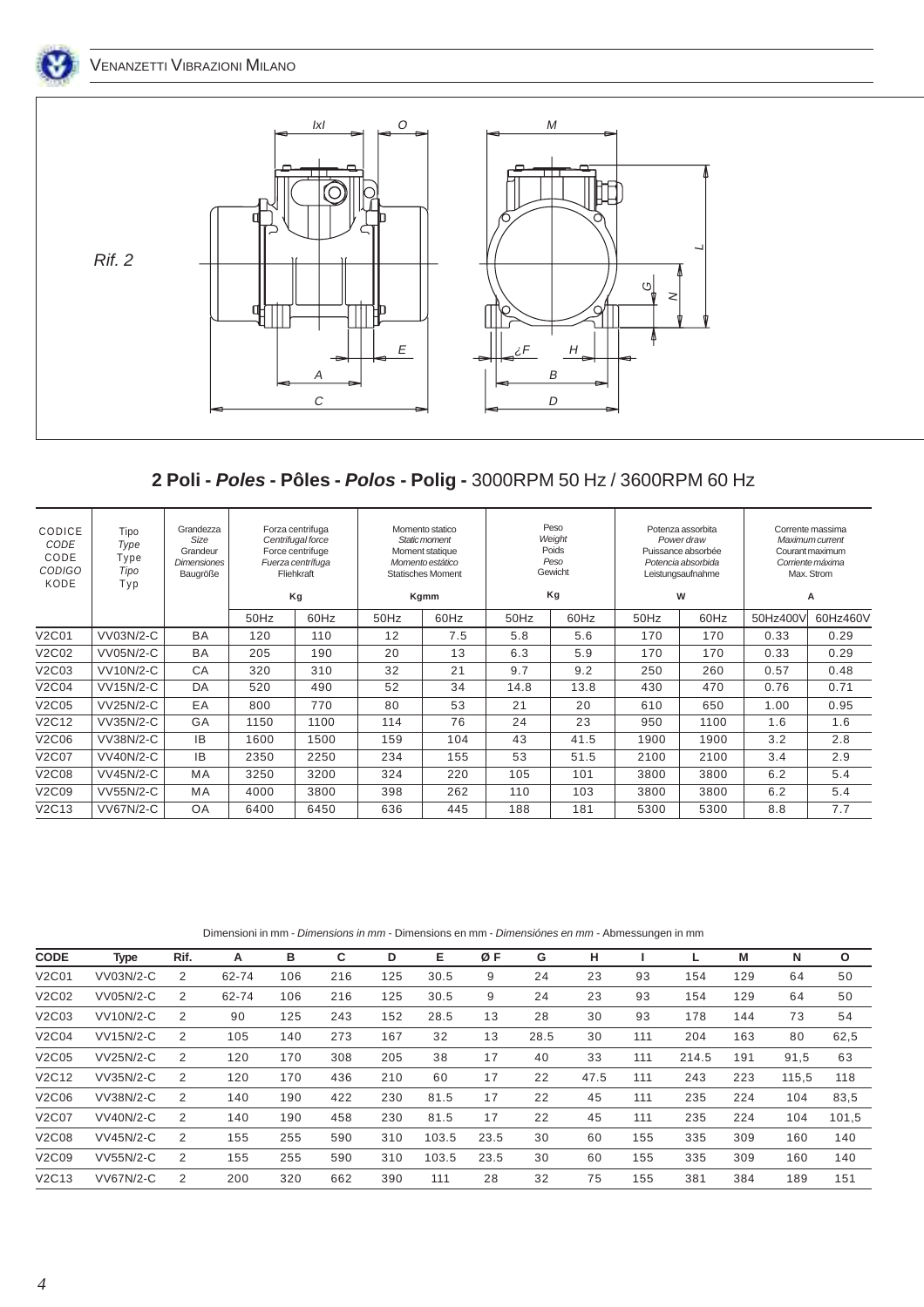*Rif. 2*

## 2 Poli - *Poles* - Pôles - *Polos* - Polig - 3000RPM 50 Hz / 3600RPM 60 Hz

| CODICE *CODE* CODE *CODIGO* KODE | Tipo *Type* Type *Tipo* Typ | Grandezza *Size* Grandeur *Dimensiones* Baugröße | Forza centrifuga *Centrifugal force* Force centrifuge *Fuerza centrifuga* Fliehkraft Kg | | Momento statico *Static moment* Moment statique *Momento estático* Statisches Moment Kgmm | | Peso *Weight* Poids *Peso* Gewicht Kg | | Potenza assorbita *Power draw* Puissance absorbée *Potencia absorbida* Leistungsaufnahme W | | Corrente massima *Maximum current* Courant maximum *Corriente máxima* Max. Strom A | |
|---|---|---|---|---|---|---|---|---|---|---|---|---|
| | | | 50Hz | 60Hz | 50Hz | 60Hz | 50Hz | 60Hz | 50Hz | 60Hz | 50Hz400V | 60Hz460V |
| V2C01 | VV03N/2-C | BA | 120 | 110 | 12 | 7.5 | 5.8 | 5.6 | 170 | 170 | 0.33 | 0.29 |
| V2C02 | VV05N/2-C | BA | 205 | 190 | 20 | 13 | 6.3 | 5.9 | 170 | 170 | 0.33 | 0.29 |
| V2C03 | VV10N/2-C | CA | 320 | 310 | 32 | 21 | 9.7 | 9.2 | 250 | 260 | 0.57 | 0.48 |
| V2C04 | VV15N/2-C | DA | 520 | 490 | 52 | 34 | 14.8 | 13.8 | 430 | 470 | 0.76 | 0.71 |
| V2C05 | VV25N/2-C | EA | 800 | 770 | 80 | 53 | 21 | 20 | 610 | 650 | 1.00 | 0.95 |
| V2C12 | VV35N/2-C | GA | 1150 | 1100 | 114 | 76 | 24 | 23 | 950 | 1100 | 1.6 | 1.6 |
| V2C06 | VV38N/2-C | IB | 1600 | 1500 | 159 | 104 | 43 | 41.5 | 1900 | 1900 | 3.2 | 2.8 |
| V2C07 | VV40N/2-C | IB | 2350 | 2250 | 234 | 155 | 53 | 51.5 | 2100 | 2100 | 3.4 | 2.9 |
| V2C08 | VV45N/2-C | MA | 3250 | 3200 | 324 | 220 | 105 | 101 | 3800 | 3800 | 6.2 | 5.4 |
| V2C09 | VV55N/2-C | MA | 4000 | 3800 | 398 | 262 | 110 | 103 | 3800 | 3800 | 6.2 | 5.4 |
| V2C13 | VV67N/2-C | OA | 6400 | 6450 | 636 | 445 | 188 | 181 | 5300 | 5300 | 8.8 | 7.7 |

Dimensioni in mm - *Dimensions in mm* - Dimensions en mm - *Dimensiónes en mm* - Abmessungen in mm

| CODE | Type | Rif. | A | B | C | D | E | Ø F | G | H | I | L | M | N | O |
|---|---|---|---|---|---|---|---|---|---|---|---|---|---|---|---|
| V2C01 | VV03N/2-C | 2 | 62-74 | 106 | 216 | 125 | 30.5 | 9 | 24 | 23 | 93 | 154 | 129 | 64 | 50 |
| V2C02 | VV05N/2-C | 2 | 62-74 | 106 | 216 | 125 | 30.5 | 9 | 24 | 23 | 93 | 154 | 129 | 64 | 50 |
| V2C03 | VV10N/2-C | 2 | 90 | 125 | 243 | 152 | 28.5 | 13 | 28 | 30 | 93 | 178 | 144 | 73 | 54 |
| V2C04 | VV15N/2-C | 2 | 105 | 140 | 273 | 167 | 32 | 13 | 28.5 | 30 | 111 | 204 | 163 | 80 | 62,5 |
| V2C05 | VV25N/2-C | 2 | 120 | 170 | 308 | 205 | 38 | 17 | 40 | 33 | 111 | 214.5 | 191 | 91,5 | 63 |
| V2C12 | VV35N/2-C | 2 | 120 | 170 | 436 | 210 | 60 | 17 | 22 | 47.5 | 111 | 243 | 223 | 115,5 | 118 |
| V2C06 | VV38N/2-C | 2 | 140 | 190 | 422 | 230 | 81.5 | 17 | 22 | 45 | 111 | 235 | 224 | 104 | 83,5 |
| V2C07 | VV40N/2-C | 2 | 140 | 190 | 458 | 230 | 81.5 | 17 | 22 | 45 | 111 | 235 | 224 | 104 | 101,5 |
| V2C08 | VV45N/2-C | 2 | 155 | 255 | 590 | 310 | 103.5 | 23.5 | 30 | 60 | 155 | 335 | 309 | 160 | 140 |
| V2C09 | VV55N/2-C | 2 | 155 | 255 | 590 | 310 | 103.5 | 23.5 | 30 | 60 | 155 | 335 | 309 | 160 | 140 |
| V2C13 | VV67N/2-C | 2 | 200 | 320 | 662 | 390 | 111 | 28 | 32 | 75 | 155 | 381 | 384 | 189 | 151 |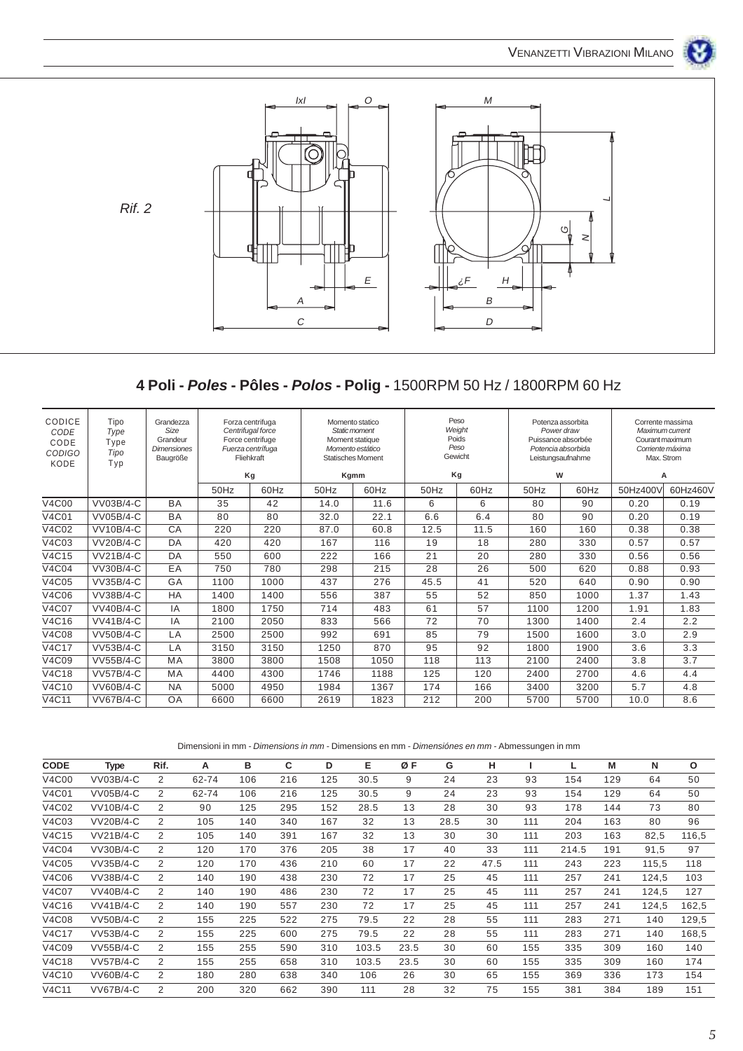Rif. 2

## 4 Poli - *Poles* - Pôles - *Polos* - Polig - 1500RPM 50 Hz / 1800RPM 60 Hz

| CODICE *CODE* CODE *CODIGO* KODE | Tipo *Type* Type *Tipo* Typ | Grandezza *Size* Grandeur *Dimensiones* Baugröße | Forza centrifuga *Centrifugal force* Force centrifuge *Fuerza centrífuga* Fliehkraft Kg | | Momento statico *Static moment* Moment statique *Momento estático* Statisches Moment Kgmm | | Peso *Weight* Poids *Peso* Gewicht Kg | | Potenza assorbita *Power draw* Puissance absorbée *Potencia absorbida* Leistungsaufnahme W | | Corrente massima *Maximum current* Courant maximum *Corriente máxima* Max. Strom A | |
|---|---|---|---|---|---|---|---|---|---|---|---|---|
| | | | 50Hz | 60Hz | 50Hz | 60Hz | 50Hz | 60Hz | 50Hz | 60Hz | 50Hz400V | 60Hz460V |
| V4C00 | VV03B/4-C | BA | 35 | 42 | 14.0 | 11.6 | 6 | 6 | 80 | 90 | 0.20 | 0.19 |
| V4C01 | VV05B/4-C | BA | 80 | 80 | 32.0 | 22.1 | 6.6 | 6.4 | 80 | 90 | 0.20 | 0.19 |
| V4C02 | VV10B/4-C | CA | 220 | 220 | 87.0 | 60.8 | 12.5 | 11.5 | 160 | 160 | 0.38 | 0.38 |
| V4C03 | VV20B/4-C | DA | 420 | 420 | 167 | 116 | 19 | 18 | 280 | 330 | 0.57 | 0.57 |
| V4C15 | VV21B/4-C | DA | 550 | 600 | 222 | 166 | 21 | 20 | 280 | 330 | 0.56 | 0.56 |
| V4C04 | VV30B/4-C | EA | 750 | 780 | 298 | 215 | 28 | 26 | 500 | 620 | 0.88 | 0.93 |
| V4C05 | VV35B/4-C | GA | 1100 | 1000 | 437 | 276 | 45.5 | 41 | 520 | 640 | 0.90 | 0.90 |
| V4C06 | VV38B/4-C | HA | 1400 | 1400 | 556 | 387 | 55 | 52 | 850 | 1000 | 1.37 | 1.43 |
| V4C07 | VV40B/4-C | IA | 1800 | 1750 | 714 | 483 | 61 | 57 | 1100 | 1200 | 1.91 | 1.83 |
| V4C16 | VV41B/4-C | IA | 2100 | 2050 | 833 | 566 | 72 | 70 | 1300 | 1400 | 2.4 | 2.2 |
| V4C08 | VV50B/4-C | LA | 2500 | 2500 | 992 | 691 | 85 | 79 | 1500 | 1600 | 3.0 | 2.9 |
| V4C17 | VV53B/4-C | LA | 3150 | 3150 | 1250 | 870 | 95 | 92 | 1800 | 1900 | 3.6 | 3.3 |
| V4C09 | VV55B/4-C | MA | 3800 | 3800 | 1508 | 1050 | 118 | 113 | 2100 | 2400 | 3.8 | 3.7 |
| V4C18 | VV57B/4-C | MA | 4400 | 4300 | 1746 | 1188 | 125 | 120 | 2400 | 2700 | 4.6 | 4.4 |
| V4C10 | VV60B/4-C | NA | 5000 | 4950 | 1984 | 1367 | 174 | 166 | 3400 | 3200 | 5.7 | 4.8 |
| V4C11 | VV67B/4-C | OA | 6600 | 6600 | 2619 | 1823 | 212 | 200 | 5700 | 5700 | 10.0 | 8.6 |

Dimensioni in mm - *Dimensions in mm* - Dimensions en mm - *Dimensiónes en mm* - Abmessungen in mm

| CODE | Type | Rif. | A | B | C | D | E | Ø F | G | H | I | L | M | N | O |
|---|---|---|---|---|---|---|---|---|---|---|---|---|---|---|---|
| V4C00 | VV03B/4-C | 2 | 62-74 | 106 | 216 | 125 | 30.5 | 9 | 24 | 23 | 93 | 154 | 129 | 64 | 50 |
| V4C01 | VV05B/4-C | 2 | 62-74 | 106 | 216 | 125 | 30.5 | 9 | 24 | 23 | 93 | 154 | 129 | 64 | 50 |
| V4C02 | VV10B/4-C | 2 | 90 | 125 | 295 | 152 | 28.5 | 13 | 28 | 30 | 93 | 178 | 144 | 73 | 80 |
| V4C03 | VV20B/4-C | 2 | 105 | 140 | 340 | 167 | 32 | 13 | 28.5 | 30 | 111 | 204 | 163 | 80 | 96 |
| V4C15 | VV21B/4-C | 2 | 105 | 140 | 391 | 167 | 32 | 13 | 30 | 30 | 111 | 203 | 163 | 82,5 | 116,5 |
| V4C04 | VV30B/4-C | 2 | 120 | 170 | 376 | 205 | 38 | 17 | 40 | 33 | 111 | 214.5 | 191 | 91,5 | 97 |
| V4C05 | VV35B/4-C | 2 | 120 | 170 | 436 | 210 | 60 | 17 | 22 | 47.5 | 111 | 243 | 223 | 115,5 | 118 |
| V4C06 | VV38B/4-C | 2 | 140 | 190 | 438 | 230 | 72 | 17 | 25 | 45 | 111 | 257 | 241 | 124,5 | 103 |
| V4C07 | VV40B/4-C | 2 | 140 | 190 | 486 | 230 | 72 | 17 | 25 | 45 | 111 | 257 | 241 | 124,5 | 127 |
| V4C16 | VV41B/4-C | 2 | 140 | 190 | 557 | 230 | 72 | 17 | 25 | 45 | 111 | 257 | 241 | 124,5 | 162,5 |
| V4C08 | VV50B/4-C | 2 | 155 | 225 | 522 | 275 | 79.5 | 22 | 28 | 55 | 111 | 283 | 271 | 140 | 129,5 |
| V4C17 | VV53B/4-C | 2 | 155 | 225 | 600 | 275 | 79.5 | 22 | 28 | 55 | 111 | 283 | 271 | 140 | 168,5 |
| V4C09 | VV55B/4-C | 2 | 155 | 255 | 590 | 310 | 103.5 | 23.5 | 30 | 60 | 155 | 335 | 309 | 160 | 140 |
| V4C18 | VV57B/4-C | 2 | 155 | 255 | 658 | 310 | 103.5 | 23.5 | 30 | 60 | 155 | 335 | 309 | 160 | 174 |
| V4C10 | VV60B/4-C | 2 | 180 | 280 | 638 | 340 | 106 | 26 | 30 | 65 | 155 | 369 | 336 | 173 | 154 |
| V4C11 | VV67B/4-C | 2 | 200 | 320 | 662 | 390 | 111 | 28 | 32 | 75 | 155 | 381 | 384 | 189 | 151 |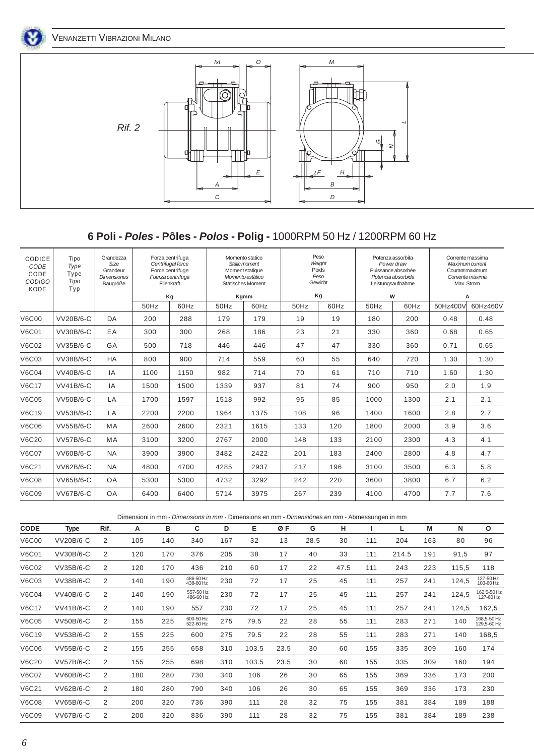Rif. 2

## 6 Poli - *Poles* - Pôles - *Polos* - Polig - 1000RPM 50 Hz / 1200RPM 60 Hz

| CODICE *CODE* CODE *CODIGO* KODE | Tipo *Type* Type *Tipo* Typ | Grandezza *Size* Grandeur *Dimensiones* Baugröße | Forza centrifuga *Centrifugal force* Force centrifuge *Fuerza centrífuga* Fliehkraft Kg | | Momento statico *Static moment* Moment statique *Momento estático* Statisches Moment Kgmm | | Peso *Weight* Poids *Peso* Gewicht Kg | | Potenza assorbita *Power draw* Puissance absorbée *Potencia absorbida* Leistungsaufnahme W | | Corrente massima *Maximum current* Courant maximum *Corriente máxima* Max. Strom A | |
|---|---|---|---|---|---|---|---|---|---|---|---|---|
| | | | 50Hz | 60Hz | 50Hz | 60Hz | 50Hz | 60Hz | 50Hz | 60Hz | 50Hz400V | 60Hz460V |
| V6C00 | VV20B/6-C | DA | 200 | 288 | 179 | 179 | 19 | 19 | 180 | 200 | 0.48 | 0.48 |
| V6C01 | VV30B/6-C | EA | 300 | 300 | 268 | 186 | 23 | 21 | 330 | 360 | 0.68 | 0.65 |
| V6C02 | VV35B/6-C | GA | 500 | 718 | 446 | 446 | 47 | 47 | 330 | 360 | 0.71 | 0.65 |
| V6C03 | VV38B/6-C | HA | 800 | 900 | 714 | 559 | 60 | 55 | 640 | 720 | 1.30 | 1.30 |
| V6C04 | VV40B/6-C | IA | 1100 | 1150 | 982 | 714 | 70 | 61 | 710 | 710 | 1.60 | 1.30 |
| V6C17 | VV41B/6-C | IA | 1500 | 1500 | 1339 | 937 | 81 | 74 | 900 | 950 | 2.0 | 1.9 |
| V6C05 | VV50B/6-C | LA | 1700 | 1597 | 1518 | 992 | 95 | 85 | 1000 | 1300 | 2.1 | 2.1 |
| V6C19 | VV53B/6-C | LA | 2200 | 2200 | 1964 | 1375 | 108 | 96 | 1400 | 1600 | 2.8 | 2.7 |
| V6C06 | VV55B/6-C | MA | 2600 | 2600 | 2321 | 1615 | 133 | 120 | 1800 | 2000 | 3.9 | 3.6 |
| V6C20 | VV57B/6-C | MA | 3100 | 3200 | 2767 | 2000 | 148 | 133 | 2100 | 2300 | 4.3 | 4.1 |
| V6C07 | VV60B/6-C | NA | 3900 | 3900 | 3482 | 2422 | 201 | 183 | 2400 | 2800 | 4.8 | 4.7 |
| V6C21 | VV62B/6-C | NA | 4800 | 4700 | 4285 | 2937 | 217 | 196 | 3100 | 3500 | 6.3 | 5.8 |
| V6C08 | VV65B/6-C | OA | 5300 | 5300 | 4732 | 3292 | 242 | 220 | 3600 | 3800 | 6.7 | 6.2 |
| V6C09 | VV67B/6-C | OA | 6400 | 6400 | 5714 | 3975 | 267 | 239 | 4100 | 4700 | 7.7 | 7.6 |

Dimensioni in mm - *Dimensions in mm* - Dimensions en mm - *Dimensiónes en mm* - Abmessungen in mm

| CODE | Type | Rif. | A | B | C | D | E | Ø F | G | H | I | L | M | N | O |
|---|---|---|---|---|---|---|---|---|---|---|---|---|---|---|---|
| V6C00 | VV20B/6-C | 2 | 105 | 140 | 340 | 167 | 32 | 13 | 28.5 | 30 | 111 | 204 | 163 | 80 | 96 |
| V6C01 | VV30B/6-C | 2 | 120 | 170 | 376 | 205 | 38 | 17 | 40 | 33 | 111 | 214.5 | 191 | 91,5 | 97 |
| V6C02 | VV35B/6-C | 2 | 120 | 170 | 436 | 210 | 60 | 17 | 22 | 47.5 | 111 | 243 | 223 | 115,5 | 118 |
| V6C03 | VV38B/6-C | 2 | 140 | 190 | 486-50 Hz 438-60 Hz | 230 | 72 | 17 | 25 | 45 | 111 | 257 | 241 | 124,5 | 127-50 Hz 103-60 Hz |
| V6C04 | VV40B/6-C | 2 | 140 | 190 | 557-50 Hz 486-60 Hz | 230 | 72 | 17 | 25 | 45 | 111 | 257 | 241 | 124,5 | 162,5-50 Hz 127-60 Hz |
| V6C17 | VV41B/6-C | 2 | 140 | 190 | 557 | 230 | 72 | 17 | 25 | 45 | 111 | 257 | 241 | 124,5 | 162,5 |
| V6C05 | VV50B/6-C | 2 | 155 | 225 | 600-50 Hz 522-60 Hz | 275 | 79.5 | 22 | 28 | 55 | 111 | 283 | 271 | 140 | 168,5-50 Hz 129,5-60 Hz |
| V6C19 | VV53B/6-C | 2 | 155 | 225 | 600 | 275 | 79.5 | 22 | 28 | 55 | 111 | 283 | 271 | 140 | 168,5 |
| V6C06 | VV55B/6-C | 2 | 155 | 255 | 658 | 310 | 103.5 | 23.5 | 30 | 60 | 155 | 335 | 309 | 160 | 174 |
| V6C20 | VV57B/6-C | 2 | 155 | 255 | 698 | 310 | 103.5 | 23.5 | 30 | 60 | 155 | 335 | 309 | 160 | 194 |
| V6C07 | VV60B/6-C | 2 | 180 | 280 | 730 | 340 | 106 | 26 | 30 | 65 | 155 | 369 | 336 | 173 | 200 |
| V6C21 | VV62B/6-C | 2 | 180 | 280 | 790 | 340 | 106 | 26 | 30 | 65 | 155 | 369 | 336 | 173 | 230 |
| V6C08 | VV65B/6-C | 2 | 200 | 320 | 736 | 390 | 111 | 28 | 32 | 75 | 155 | 381 | 384 | 189 | 188 |
| V6C09 | VV67B/6-C | 2 | 200 | 320 | 836 | 390 | 111 | 28 | 32 | 75 | 155 | 381 | 384 | 189 | 238 |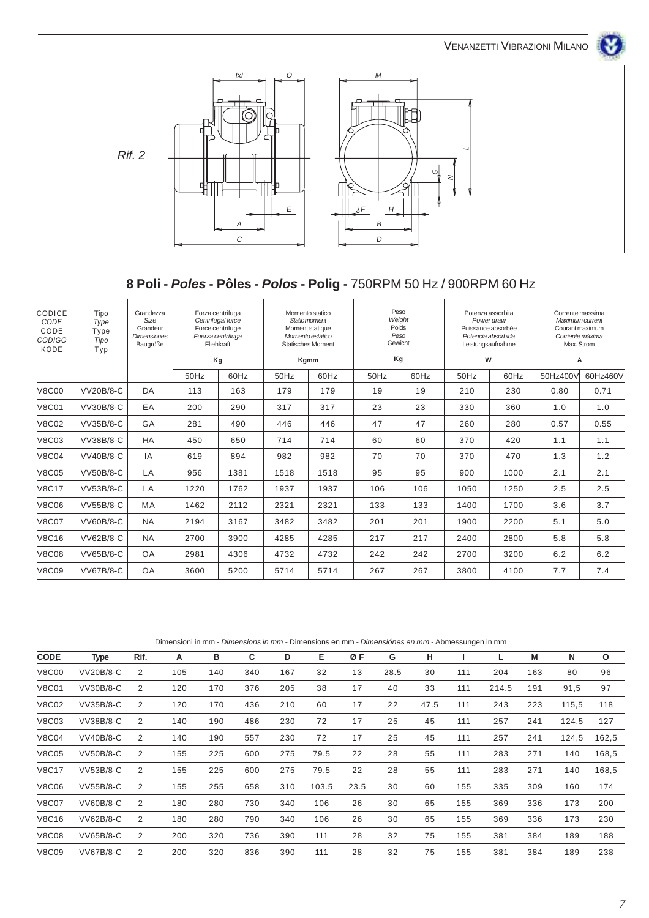Rif. 2

## 8 Poli - *Poles* - Pôles - *Polos* - Polig - 750RPM 50 Hz / 900RPM 60 Hz

| CODICE *CODE* CODE *CODIGO* KODE | Tipo *Type* Type *Tipo* Typ | Grandezza *Size* Grandeur *Dimensiones* Baugröße | Forza centrifuga *Centrifugal force* Force centrifuge *Fuerza centrifuga* Fliehkraft Kg | | Momento statico *Static moment* Moment statique *Momento estático* Statisches Moment Kgmm | | Peso *Weight* Poids *Peso* Gewicht Kg | | Potenza assorbita *Power draw* Puissance absorbée *Potencia absorbida* Leistungsaufnahme W | | Corrente massima *Maximum current* Courant maximum *Corriente máxima* Max. Strom A | |
|---|---|---|---|---|---|---|---|---|---|---|---|---|
| | | | 50Hz | 60Hz | 50Hz | 60Hz | 50Hz | 60Hz | 50Hz | 60Hz | 50Hz400V | 60Hz460V |
| V8C00 | VV20B/8-C | DA | 113 | 163 | 179 | 179 | 19 | 19 | 210 | 230 | 0.80 | 0.71 |
| V8C01 | VV30B/8-C | EA | 200 | 290 | 317 | 317 | 23 | 23 | 330 | 360 | 1.0 | 1.0 |
| V8C02 | VV35B/8-C | GA | 281 | 490 | 446 | 446 | 47 | 47 | 260 | 280 | 0.57 | 0.55 |
| V8C03 | VV38B/8-C | HA | 450 | 650 | 714 | 714 | 60 | 60 | 370 | 420 | 1.1 | 1.1 |
| V8C04 | VV40B/8-C | IA | 619 | 894 | 982 | 982 | 70 | 70 | 370 | 470 | 1.3 | 1.2 |
| V8C05 | VV50B/8-C | LA | 956 | 1381 | 1518 | 1518 | 95 | 95 | 900 | 1000 | 2.1 | 2.1 |
| V8C17 | VV53B/8-C | LA | 1220 | 1762 | 1937 | 1937 | 106 | 106 | 1050 | 1250 | 2.5 | 2.5 |
| V8C06 | VV55B/8-C | MA | 1462 | 2112 | 2321 | 2321 | 133 | 133 | 1400 | 1700 | 3.6 | 3.7 |
| V8C07 | VV60B/8-C | NA | 2194 | 3167 | 3482 | 3482 | 201 | 201 | 1900 | 2200 | 5.1 | 5.0 |
| V8C16 | VV62B/8-C | NA | 2700 | 3900 | 4285 | 4285 | 217 | 217 | 2400 | 2800 | 5.8 | 5.8 |
| V8C08 | VV65B/8-C | OA | 2981 | 4306 | 4732 | 4732 | 242 | 242 | 2700 | 3200 | 6.2 | 6.2 |
| V8C09 | VV67B/8-C | OA | 3600 | 5200 | 5714 | 5714 | 267 | 267 | 3800 | 4100 | 7.7 | 7.4 |

Dimensioni in mm - *Dimensions in mm* - Dimensions en mm - *Dimensiónes en mm* - Abmessungen in mm

| CODE | Type | Rif. | A | B | C | D | E | Ø F | G | H | I | L | M | N | O |
|---|---|---|---|---|---|---|---|---|---|---|---|---|---|---|---|
| V8C00 | VV20B/8-C | 2 | 105 | 140 | 340 | 167 | 32 | 13 | 28.5 | 30 | 111 | 204 | 163 | 80 | 96 |
| V8C01 | VV30B/8-C | 2 | 120 | 170 | 376 | 205 | 38 | 17 | 40 | 33 | 111 | 214.5 | 191 | 91,5 | 97 |
| V8C02 | VV35B/8-C | 2 | 120 | 170 | 436 | 210 | 60 | 17 | 22 | 47.5 | 111 | 243 | 223 | 115,5 | 118 |
| V8C03 | VV38B/8-C | 2 | 140 | 190 | 486 | 230 | 72 | 17 | 25 | 45 | 111 | 257 | 241 | 124,5 | 127 |
| V8C04 | VV40B/8-C | 2 | 140 | 190 | 557 | 230 | 72 | 17 | 25 | 45 | 111 | 257 | 241 | 124,5 | 162,5 |
| V8C05 | VV50B/8-C | 2 | 155 | 225 | 600 | 275 | 79.5 | 22 | 28 | 55 | 111 | 283 | 271 | 140 | 168,5 |
| V8C17 | VV53B/8-C | 2 | 155 | 225 | 600 | 275 | 79.5 | 22 | 28 | 55 | 111 | 283 | 271 | 140 | 168,5 |
| V8C06 | VV55B/8-C | 2 | 155 | 255 | 658 | 310 | 103.5 | 23.5 | 30 | 60 | 155 | 335 | 309 | 160 | 174 |
| V8C07 | VV60B/8-C | 2 | 180 | 280 | 730 | 340 | 106 | 26 | 30 | 65 | 155 | 369 | 336 | 173 | 200 |
| V8C16 | VV62B/8-C | 2 | 180 | 280 | 790 | 340 | 106 | 26 | 30 | 65 | 155 | 369 | 336 | 173 | 230 |
| V8C08 | VV65B/8-C | 2 | 200 | 320 | 736 | 390 | 111 | 28 | 32 | 75 | 155 | 381 | 384 | 189 | 188 |
| V8C09 | VV67B/8-C | 2 | 200 | 320 | 836 | 390 | 111 | 28 | 32 | 75 | 155 | 381 | 384 | 189 | 238 |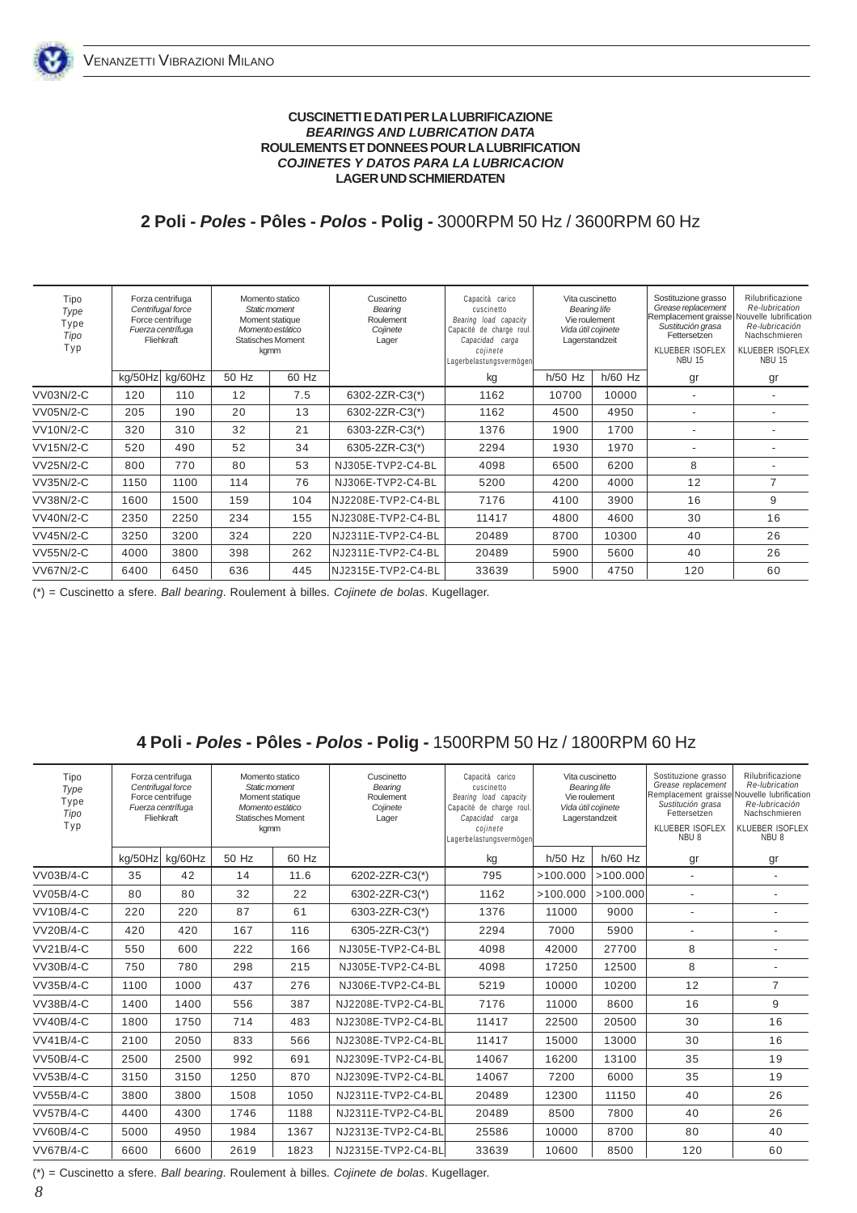**CUSCINETTI E DATI PER LA LUBRIFICAZIONE**
***BEARINGS AND LUBRICATION DATA***
**ROULEMENTS ET DONNEES POUR LA LUBRIFICATION**
***COJINETES Y DATOS PARA LA LUBRICACION***
**LAGER UND SCHMIERDATEN**

## 2 Poli - *Poles* - Pôles - *Polos* - Polig - 3000RPM 50 Hz / 3600RPM 60 Hz

| Tipo *Type* Type *Tipo* Typ | Forza centrifuga *Centrifugal force* Force centrifuge *Fuerza centrífuga* Fliehkraft | | Momento statico *Static moment* Moment statique *Momento estático* Statisches Moment kgmm | | Cuscinetto *Bearing* Roulement *Cojinete* Lager | Capacità carico cuscinetto *Bearing load capacity* Capacité de charge roul. *Capacidad carga cojinete* Lagerbelastungsvermögen | Vita cuscinetto *Bearing life* Vie roulement *Vida útil cojinete* Lagerstandzeit | | Sostituzione grasso *Grease replacement* Remplacement graisse *Sustitución grasa* Fettersetzen KLUEBER ISOFLEX NBU 15 | Rilubrificazione *Re-lubrication* Nouvelle lubrification *Re-lubricación* Nachschmieren KLUEBER ISOFLEX NBU 15 |
|---|---|---|---|---|---|---|---|---|---|---|
| | kg/50Hz | kg/60Hz | 50 Hz | 60 Hz | | kg | h/50 Hz | h/60 Hz | gr | gr |
| VV03N/2-C | 120 | 110 | 12 | 7.5 | 6302-2ZR-C3(*) | 1162 | 10700 | 10000 | - | - |
| VV05N/2-C | 205 | 190 | 20 | 13 | 6302-2ZR-C3(*) | 1162 | 4500 | 4950 | - | - |
| VV10N/2-C | 320 | 310 | 32 | 21 | 6303-2ZR-C3(*) | 1376 | 1900 | 1700 | - | - |
| VV15N/2-C | 520 | 490 | 52 | 34 | 6305-2ZR-C3(*) | 2294 | 1930 | 1970 | - | - |
| VV25N/2-C | 800 | 770 | 80 | 53 | NJ305E-TVP2-C4-BL | 4098 | 6500 | 6200 | 8 | - |
| VV35N/2-C | 1150 | 1100 | 114 | 76 | NJ306E-TVP2-C4-BL | 5200 | 4200 | 4000 | 12 | 7 |
| VV38N/2-C | 1600 | 1500 | 159 | 104 | NJ2208E-TVP2-C4-BL | 7176 | 4100 | 3900 | 16 | 9 |
| VV40N/2-C | 2350 | 2250 | 234 | 155 | NJ2308E-TVP2-C4-BL | 11417 | 4800 | 4600 | 30 | 16 |
| VV45N/2-C | 3250 | 3200 | 324 | 220 | NJ2311E-TVP2-C4-BL | 20489 | 8700 | 10300 | 40 | 26 |
| VV55N/2-C | 4000 | 3800 | 398 | 262 | NJ2311E-TVP2-C4-BL | 20489 | 5900 | 5600 | 40 | 26 |
| VV67N/2-C | 6400 | 6450 | 636 | 445 | NJ2315E-TVP2-C4-BL | 33639 | 5900 | 4750 | 120 | 60 |

(*) = Cuscinetto a sfere. *Ball bearing*. Roulement à billes. *Cojinete de bolas*. Kugellager.

## 4 Poli - *Poles* - Pôles - *Polos* - Polig - 1500RPM 50 Hz / 1800RPM 60 Hz

| Tipo *Type* Type *Tipo* Typ | Forza centrifuga *Centrifugal force* Force centrifuge *Fuerza centrífuga* Fliehkraft | | Momento statico *Static moment* Moment statique *Momento estático* Statisches Moment kgmm | | Cuscinetto *Bearing* Roulement *Cojinete* Lager | Capacità carico cuscinetto *Bearing load capacity* Capacité de charge roul. *Capacidad carga cojinete* Lagerbelastungsvermögen | Vita cuscinetto *Bearing life* Vie roulement *Vida útil cojinete* Lagerstandzeit | | Sostituzione grasso *Grease replacement* Remplacement graisse *Sustitución grasa* Fettersetzen KLUEBER ISOFLEX NBU 8 | Rilubrificazione *Re-lubrication* Nouvelle lubrification *Re-lubricación* Nachschmieren KLUEBER ISOFLEX NBU 8 |
|---|---|---|---|---|---|---|---|---|---|---|
| | kg/50Hz | kg/60Hz | 50 Hz | 60 Hz | | kg | h/50 Hz | h/60 Hz | gr | gr |
| VV03B/4-C | 35 | 42 | 14 | 11.6 | 6202-2ZR-C3(*) | 795 | >100.000 | >100.000 | - | - |
| VV05B/4-C | 80 | 80 | 32 | 22 | 6302-2ZR-C3(*) | 1162 | >100.000 | >100.000 | - | - |
| VV10B/4-C | 220 | 220 | 87 | 61 | 6303-2ZR-C3(*) | 1376 | 11000 | 9000 | - | - |
| VV20B/4-C | 420 | 420 | 167 | 116 | 6305-2ZR-C3(*) | 2294 | 7000 | 5900 | - | - |
| VV21B/4-C | 550 | 600 | 222 | 166 | NJ305E-TVP2-C4-BL | 4098 | 42000 | 27700 | 8 | - |
| VV30B/4-C | 750 | 780 | 298 | 215 | NJ305E-TVP2-C4-BL | 4098 | 17250 | 12500 | 8 | - |
| VV35B/4-C | 1100 | 1000 | 437 | 276 | NJ306E-TVP2-C4-BL | 5219 | 10000 | 10200 | 12 | 7 |
| VV38B/4-C | 1400 | 1400 | 556 | 387 | NJ2208E-TVP2-C4-BL | 7176 | 11000 | 8600 | 16 | 9 |
| VV40B/4-C | 1800 | 1750 | 714 | 483 | NJ2308E-TVP2-C4-BL | 11417 | 22500 | 20500 | 30 | 16 |
| VV41B/4-C | 2100 | 2050 | 833 | 566 | NJ2308E-TVP2-C4-BL | 11417 | 15000 | 13000 | 30 | 16 |
| VV50B/4-C | 2500 | 2500 | 992 | 691 | NJ2309E-TVP2-C4-BL | 14067 | 16200 | 13100 | 35 | 19 |
| VV53B/4-C | 3150 | 3150 | 1250 | 870 | NJ2309E-TVP2-C4-BL | 14067 | 7200 | 6000 | 35 | 19 |
| VV55B/4-C | 3800 | 3800 | 1508 | 1050 | NJ2311E-TVP2-C4-BL | 20489 | 12300 | 11150 | 40 | 26 |
| VV57B/4-C | 4400 | 4300 | 1746 | 1188 | NJ2311E-TVP2-C4-BL | 20489 | 8500 | 7800 | 40 | 26 |
| VV60B/4-C | 5000 | 4950 | 1984 | 1367 | NJ2313E-TVP2-C4-BL | 25586 | 10000 | 8700 | 80 | 40 |
| VV67B/4-C | 6600 | 6600 | 2619 | 1823 | NJ2315E-TVP2-C4-BL | 33639 | 10600 | 8500 | 120 | 60 |

(*) = Cuscinetto a sfere. *Ball bearing*. Roulement à billes. *Cojinete de bolas*. Kugellager.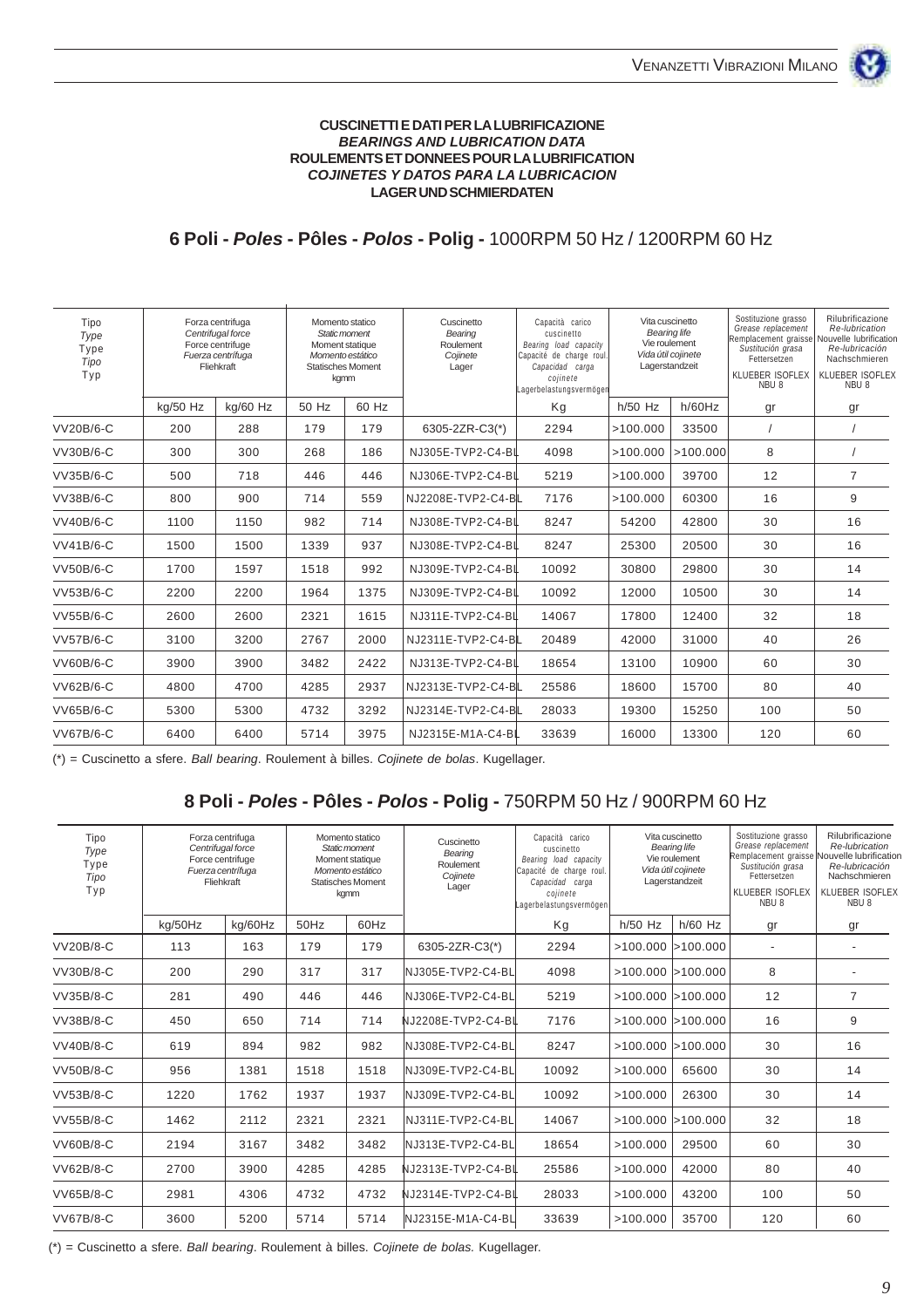**CUSCINETTI E DATI PER LA LUBRIFICAZIONE**
***BEARINGS AND LUBRICATION DATA***
**ROULEMENTS ET DONNEES POUR LA LUBRIFICATION**
***COJINETES Y DATOS PARA LA LUBRICACION***
**LAGER UND SCHMIERDATEN**

## 6 Poli - *Poles* - Pôles - *Polos* - Polig - 1000RPM 50 Hz / 1200RPM 60 Hz

| Tipo *Type* Type *Tipo* Typ | Forza centrifuga *Centrifugal force* Force centrifuge *Fuerza centrífuga* Fliehkraft | | Momento statico *Static moment* Moment statique *Momento estático* Statisches Moment kgmm | | Cuscinetto *Bearing* Roulement *Cojinete* Lager | Capacità carico cuscinetto *Bearing load capacity* Capacité de charge roul. *Capacidad carga cojinete* Lagerbelastungsvermögen | Vita cuscinetto *Bearing life* Vie roulement *Vida útil cojinete* Lagerstandzeit | | Sostituzione grasso *Grease replacement* Remplacement graisse *Sustitución grasa* Fettersetzen KLUEBER ISOFLEX NBU 8 | Rilubrificazione *Re-lubrication* Nouvelle lubrification *Re-lubricación* Nachschmieren KLUEBER ISOFLEX NBU 8 |
|---|---|---|---|---|---|---|---|---|---|---|
| | kg/50 Hz | kg/60 Hz | 50 Hz | 60 Hz | | Kg | h/50 Hz | h/60Hz | gr | gr |
| VV20B/6-C | 200 | 288 | 179 | 179 | 6305-2ZR-C3(*) | 2294 | >100.000 | 33500 | / | / |
| VV30B/6-C | 300 | 300 | 268 | 186 | NJ305E-TVP2-C4-BL | 4098 | >100.000 | >100.000 | 8 | / |
| VV35B/6-C | 500 | 718 | 446 | 446 | NJ306E-TVP2-C4-BL | 5219 | >100.000 | 39700 | 12 | 7 |
| VV38B/6-C | 800 | 900 | 714 | 559 | NJ2208E-TVP2-C4-BL | 7176 | >100.000 | 60300 | 16 | 9 |
| VV40B/6-C | 1100 | 1150 | 982 | 714 | NJ308E-TVP2-C4-BL | 8247 | 54200 | 42800 | 30 | 16 |
| VV41B/6-C | 1500 | 1500 | 1339 | 937 | NJ308E-TVP2-C4-BL | 8247 | 25300 | 20500 | 30 | 16 |
| VV50B/6-C | 1700 | 1597 | 1518 | 992 | NJ309E-TVP2-C4-BL | 10092 | 30800 | 29800 | 30 | 14 |
| VV53B/6-C | 2200 | 2200 | 1964 | 1375 | NJ309E-TVP2-C4-BL | 10092 | 12000 | 10500 | 30 | 14 |
| VV55B/6-C | 2600 | 2600 | 2321 | 1615 | NJ311E-TVP2-C4-BL | 14067 | 17800 | 12400 | 32 | 18 |
| VV57B/6-C | 3100 | 3200 | 2767 | 2000 | NJ2311E-TVP2-C4-BL | 20489 | 42000 | 31000 | 40 | 26 |
| VV60B/6-C | 3900 | 3900 | 3482 | 2422 | NJ313E-TVP2-C4-BL | 18654 | 13100 | 10900 | 60 | 30 |
| VV62B/6-C | 4800 | 4700 | 4285 | 2937 | NJ2313E-TVP2-C4-BL | 25586 | 18600 | 15700 | 80 | 40 |
| VV65B/6-C | 5300 | 5300 | 4732 | 3292 | NJ2314E-TVP2-C4-BL | 28033 | 19300 | 15250 | 100 | 50 |
| VV67B/6-C | 6400 | 6400 | 5714 | 3975 | NJ2315E-M1A-C4-BL | 33639 | 16000 | 13300 | 120 | 60 |

(*) = Cuscinetto a sfere. *Ball bearing*. Roulement à billes. *Cojinete de bolas*. Kugellager.

## 8 Poli - *Poles* - Pôles - *Polos* - Polig - 750RPM 50 Hz / 900RPM 60 Hz

| Tipo *Type* Type *Tipo* Typ | Forza centrifuga *Centrifugal force* Force centrifuge *Fuerza centrífuga* Fliehkraft | | Momento statico *Static moment* Moment statique *Momento estático* Statisches Moment kgmm | | Cuscinetto *Bearing* Roulement *Cojinete* Lager | Capacità carico cuscinetto *Bearing load capacity* Capacité de charge roul. *Capacidad carga cojinete* Lagerbelastungsvermögen | Vita cuscinetto *Bearing life* Vie roulement *Vida útil cojinete* Lagerstandzeit | | Sostituzione grasso *Grease replacement* Remplacement graisse *Sustitución grasa* Fettersetzen KLUEBER ISOFLEX NBU 8 | Rilubrificazione *Re-lubrication* Nouvelle lubrification *Re-lubricación* Nachschmieren KLUEBER ISOFLEX NBU 8 |
|---|---|---|---|---|---|---|---|---|---|---|
| | kg/50Hz | kg/60Hz | 50Hz | 60Hz | | Kg | h/50 Hz | h/60 Hz | gr | gr |
| VV20B/8-C | 113 | 163 | 179 | 179 | 6305-2ZR-C3(*) | 2294 | >100.000 | >100.000 | - | - |
| VV30B/8-C | 200 | 290 | 317 | 317 | NJ305E-TVP2-C4-BL | 4098 | >100.000 | >100.000 | 8 | - |
| VV35B/8-C | 281 | 490 | 446 | 446 | NJ306E-TVP2-C4-BL | 5219 | >100.000 | >100.000 | 12 | 7 |
| VV38B/8-C | 450 | 650 | 714 | 714 | NJ2208E-TVP2-C4-BL | 7176 | >100.000 | >100.000 | 16 | 9 |
| VV40B/8-C | 619 | 894 | 982 | 982 | NJ308E-TVP2-C4-BL | 8247 | >100.000 | >100.000 | 30 | 16 |
| VV50B/8-C | 956 | 1381 | 1518 | 1518 | NJ309E-TVP2-C4-BL | 10092 | >100.000 | 65600 | 30 | 14 |
| VV53B/8-C | 1220 | 1762 | 1937 | 1937 | NJ309E-TVP2-C4-BL | 10092 | >100.000 | 26300 | 30 | 14 |
| VV55B/8-C | 1462 | 2112 | 2321 | 2321 | NJ311E-TVP2-C4-BL | 14067 | >100.000 | >100.000 | 32 | 18 |
| VV60B/8-C | 2194 | 3167 | 3482 | 3482 | NJ313E-TVP2-C4-BL | 18654 | >100.000 | 29500 | 60 | 30 |
| VV62B/8-C | 2700 | 3900 | 4285 | 4285 | NJ2313E-TVP2-C4-BL | 25586 | >100.000 | 42000 | 80 | 40 |
| VV65B/8-C | 2981 | 4306 | 4732 | 4732 | NJ2314E-TVP2-C4-BL | 28033 | >100.000 | 43200 | 100 | 50 |
| VV67B/8-C | 3600 | 5200 | 5714 | 5714 | NJ2315E-M1A-C4-BL | 33639 | >100.000 | 35700 | 120 | 60 |

(*) = Cuscinetto a sfere. *Ball bearing*. Roulement à billes. *Cojinete de bolas.* Kugellager.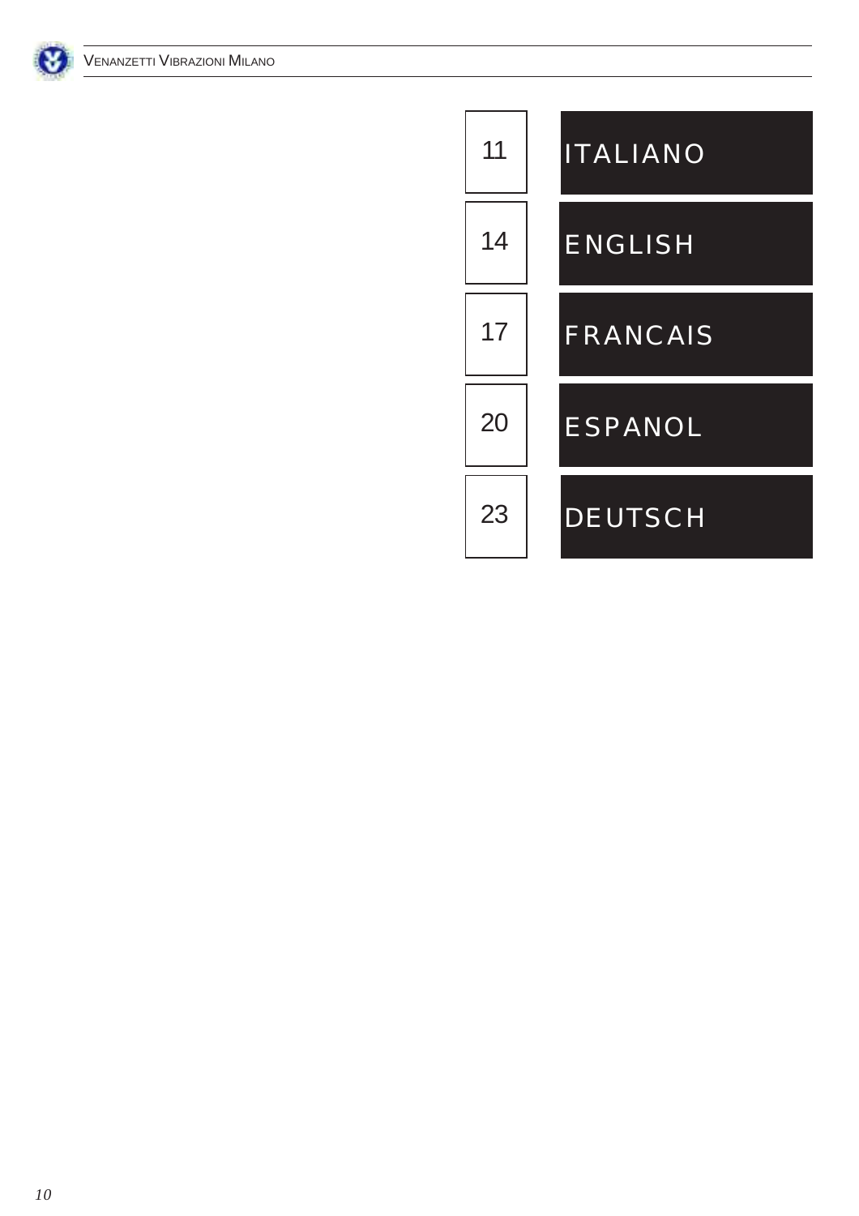| | |
|---|---|
| 11 | ITALIANO |
| 14 | ENGLISH |
| 17 | FRANCAIS |
| 20 | ESPANOL |
| 23 | DEUTSCH |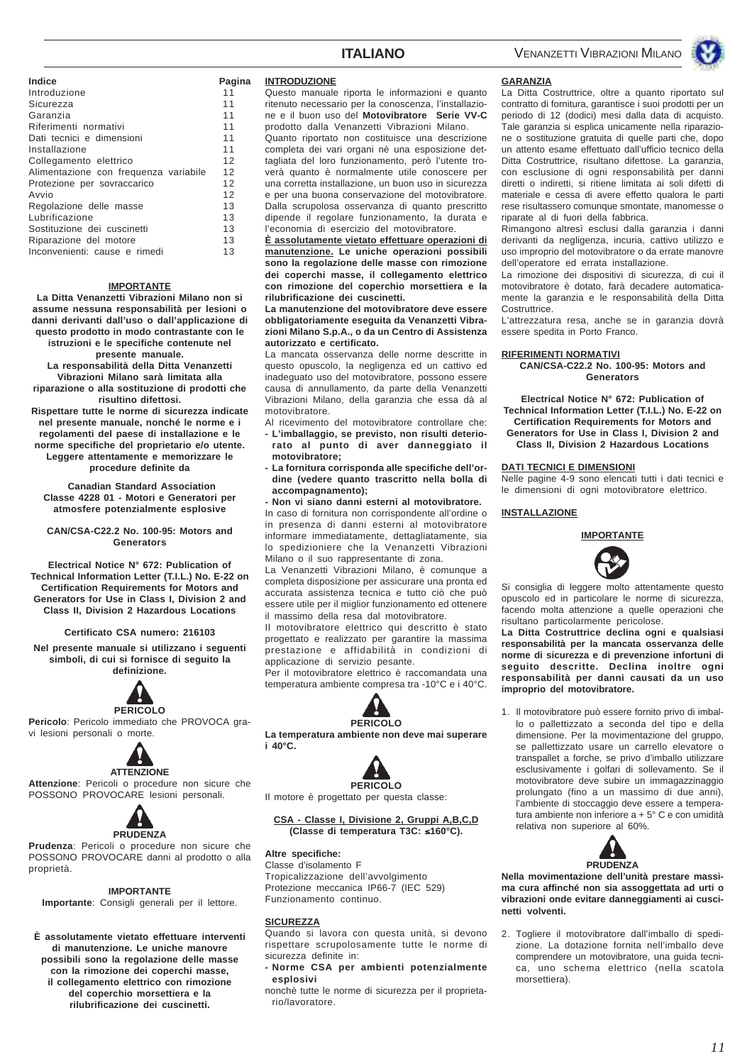| Indice | Pagina |
|---|---|
| Introduzione | 11 |
| Sicurezza | 11 |
| Garanzia | 11 |
| Riferimenti normativi | 11 |
| Dati tecnici e dimensioni | 11 |
| Installazione | 11 |
| Collegamento elettrico | 12 |
| Alimentazione con frequenza variabile | 12 |
| Protezione per sovraccarico | 12 |
| Avvio | 12 |
| Regolazione delle masse | 13 |
| Lubrificazione | 13 |
| Sostituzione dei cuscinetti | 13 |
| Riparazione del motore | 13 |
| Inconvenienti: cause e rimedi | 13 |

**IMPORTANTE**

**La Ditta Venanzetti Vibrazioni Milano non si assume nessuna responsabilità per lesioni o danni derivanti dall'uso o dall'applicazione di questo prodotto in modo contrastante con le istruzioni e le specifiche contenute nel presente manuale.**

**La responsabilità della Ditta Venanzetti Vibrazioni Milano sarà limitata alla riparazione o alla sostituzione di prodotti che risultino difettosi.**

**Rispettare tutte le norme di sicurezza indicate nel presente manuale, nonché le norme e i regolamenti del paese di installazione e le norme specifiche del proprietario e/o utente. Leggere attentamente e memorizzare le procedure definite da**

**Canadian Standard Association Classe 4228 01 - Motori e Generatori per atmosfere potenzialmente esplosive**

**CAN/CSA-C22.2 No. 100-95: Motors and Generators**

**Electrical Notice N° 672: Publication of Technical Information Letter (T.I.L.) No. E-22 on Certification Requirements for Motors and Generators for Use in Class I, Division 2 and Class II, Division 2 Hazardous Locations**

**Certificato CSA numero: 216103**

**Nel presente manuale si utilizzano i seguenti simboli, di cui si fornisce di seguito la definizione.**

**PERICOLO**

**Pericolo**: Pericolo immediato che PROVOCA gravi lesioni personali o morte.

**ATTENZIONE**

**Attenzione**: Pericoli o procedure non sicure che POSSONO PROVOCARE lesioni personali.

**PRUDENZA**

**Prudenza**: Pericoli o procedure non sicure che POSSONO PROVOCARE danni al prodotto o alla proprietà.

**IMPORTANTE**

**Importante**: Consigli generali per il lettore.

**È assolutamente vietato effettuare interventi di manutenzione. Le uniche manovre possibili sono la regolazione delle masse con la rimozione dei coperchi masse, il collegamento elettrico con rimozione del coperchio morsettiera e la rilubrificazione dei cuscinetti.**

## INTRODUZIONE

Questo manuale riporta le informazioni e quanto ritenuto necessario per la conoscenza, l'installazione e il buon uso del **Motovibratore Serie VV-C** prodotto dalla Venanzetti Vibrazioni Milano.

Quanto riportato non costituisce una descrizione completa dei vari organi nè una esposizione dettagliata del loro funzionamento, però l'utente troverà quanto è normalmente utile conoscere per una corretta installazione, un buon uso in sicurezza e per una buona conservazione del motovibratore. Dalla scrupolosa osservanza di quanto prescritto dipende il regolare funzionamento, la durata e l'economia di esercizio del motovibratore.

**È assolutamente vietato effettuare operazioni di manutenzione. Le uniche operazioni possibili sono la regolazione delle masse con rimozione dei coperchi masse, il collegamento elettrico con rimozione del coperchio morsettiera e la rilubrificazione dei cuscinetti.**

**La manutenzione del motovibratore deve essere obbligatoriamente eseguita da Venanzetti Vibrazioni Milano S.p.A., o da un Centro di Assistenza autorizzato e certificato.**

La mancata osservanza delle norme descritte in questo opuscolo, la negligenza ed un cattivo ed inadeguato uso del motovibratore, possono essere causa di annullamento, da parte della Venanzetti Vibrazioni Milano, della garanzia che essa dà al motovibratore.

Al ricevimento del motovibratore controllare che:

- **L'imballaggio, se previsto, non risulti deteriorato al punto di aver danneggiato il motovibratore;**
- **La fornitura corrisponda alle specifiche dell'ordine (vedere quanto trascritto nella bolla di accompagnamento);**
- **Non vi siano danni esterni al motovibratore.**

In caso di fornitura non corrispondente all'ordine o in presenza di danni esterni al motovibratore informare immediatamente, dettagliatamente, sia lo spedizioniere che la Venanzetti Vibrazioni Milano o il suo rappresentante di zona.

La Venanzetti Vibrazioni Milano, è comunque a completa disposizione per assicurare una pronta ed accurata assistenza tecnica e tutto ciò che può essere utile per il miglior funzionamento ed ottenere il massimo della resa dal motovibratore.

Il motovibratore elettrico qui descritto è stato progettato e realizzato per garantire la massima prestazione e affidabilità in condizioni di applicazione di servizio pesante.

Per il motovibratore elettrico è raccomandata una temperatura ambiente compresa tra -10°C e i 40°C.

**PERICOLO**

**La temperatura ambiente non deve mai superare i 40°C.**

**PERICOLO**

Il motore è progettato per questa classe:

**CSA - Classe I, Divisione 2, Gruppi A,B,C,D (Classe di temperatura T3C: ≤160°C).**

**Altre specifiche:**

Classe d'isolamento F
Tropicalizzazione dell'avvolgimento
Protezione meccanica IP66-7 (IEC 529)
Funzionamento continuo.

## SICUREZZA

Quando si lavora con questa unità, si devono rispettare scrupolosamente tutte le norme di sicurezza definite in:

- **Norme CSA per ambienti potenzialmente esplosivi**

nonchè tutte le norme di sicurezza per il proprietario/lavoratore.

## GARANZIA

La Ditta Costruttrice, oltre a quanto riportato sul contratto di fornitura, garantisce i suoi prodotti per un periodo di 12 (dodici) mesi dalla data di acquisto. Tale garanzia si esplica unicamente nella riparazione o sostituzione gratuita di quelle parti che, dopo un attento esame effettuato dall'ufficio tecnico della Ditta Costruttrice, risultano difettose. La garanzia, con esclusione di ogni responsabilità per danni diretti o indiretti, si ritiene limitata ai soli difetti di materiale e cessa di avere effetto qualora le parti rese risultassero comunque smontate, manomesse o riparate al di fuori della fabbrica.

Rimangono altresì esclusi dalla garanzia i danni derivanti da negligenza, incuria, cattivo utilizzo e uso improprio del motovibratore o da errate manovre dell'operatore ed errata installazione.

La rimozione dei dispositivi di sicurezza, di cui il motovibratore è dotato, farà decadere automaticamente la garanzia e le responsabilità della Ditta Costruttrice.

L'attrezzatura resa, anche se in garanzia dovrà essere spedita in Porto Franco.

## RIFERIMENTI NORMATIVI

**CAN/CSA-C22.2 No. 100-95: Motors and Generators**

**Electrical Notice N° 672: Publication of Technical Information Letter (T.I.L.) No. E-22 on Certification Requirements for Motors and Generators for Use in Class I, Division 2 and Class II, Division 2 Hazardous Locations**

## DATI TECNICI E DIMENSIONI

Nelle pagine 4-9 sono elencati tutti i dati tecnici e le dimensioni di ogni motovibratore elettrico.

## INSTALLAZIONE

**IMPORTANTE**

Si consiglia di leggere molto attentamente questo opuscolo ed in particolare le norme di sicurezza, facendo molta attenzione a quelle operazioni che risultano particolarmente pericolose.

**La Ditta Costruttrice declina ogni e qualsiasi responsabilità per la mancata osservanza delle norme di sicurezza e di prevenzione infortuni di seguito descritte. Declina inoltre ogni responsabilità per danni causati da un uso improprio del motovibratore.**

1. Il motovibratore può essere fornito privo di imballo o pallettizzato a seconda del tipo e della dimensione. Per la movimentazione del gruppo, se pallettizzato usare un carrello elevatore o transpallet a forche, se privo d'imballo utilizzare esclusivamente i golfari di sollevamento. Se il motovibratore deve subire un immagazzinaggio prolungato (fino a un massimo di due anni), l'ambiente di stoccaggio deve essere a temperatura ambiente non inferiore a + 5° C e con umidità relativa non superiore al 60%.

**PRUDENZA**

**Nella movimentazione dell'unità prestare massima cura affinché non sia assoggettata ad urti o vibrazioni onde evitare danneggiamenti ai cuscinetti volventi.**

2. Togliere il motovibratore dall'imballo di spedizione. La dotazione fornita nell'imballo deve comprendere un motovibratore, una guida tecnica, uno schema elettrico (nella scatola morsettiera).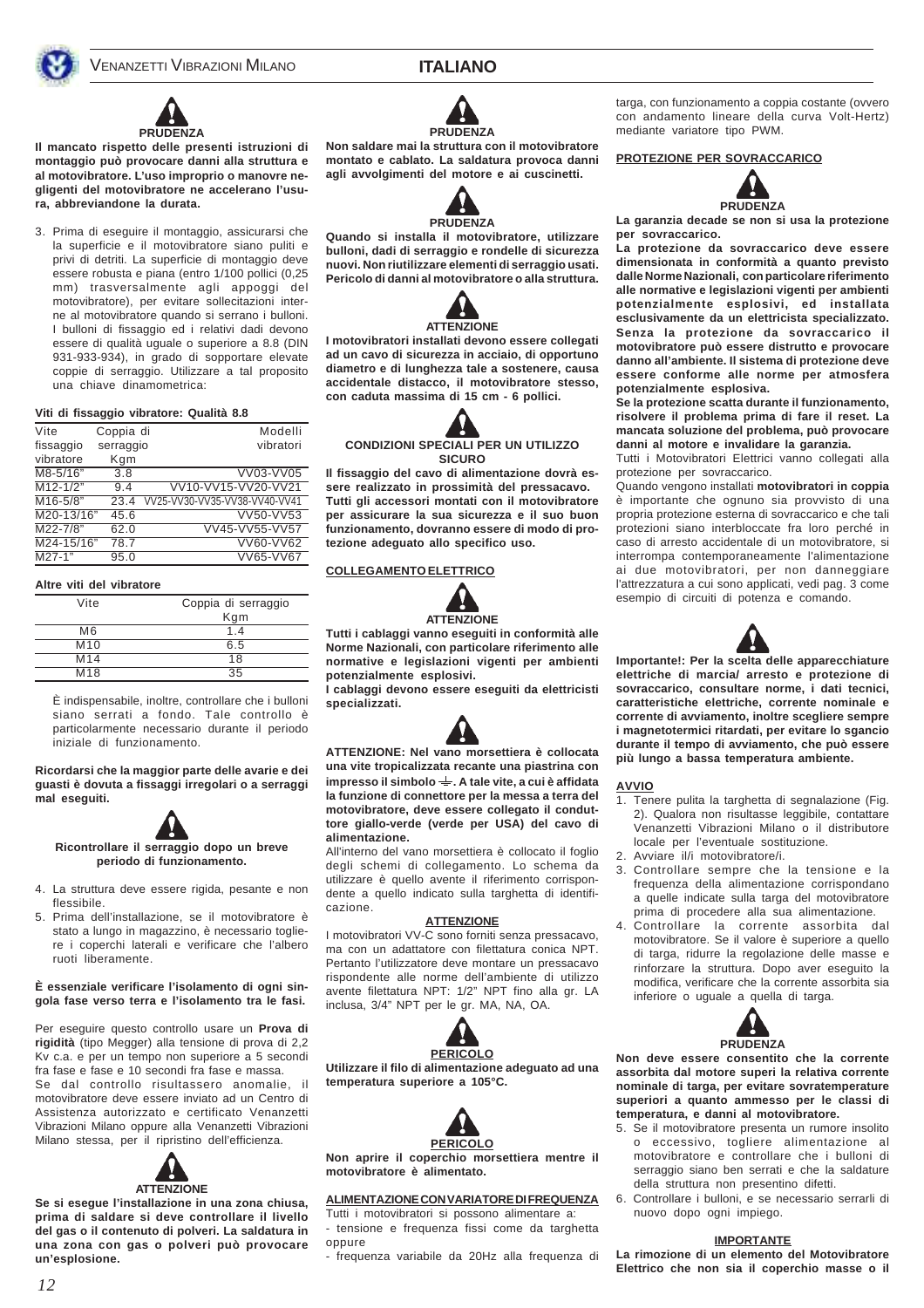**PRUDENZA**

**Il mancato rispetto delle presenti istruzioni di montaggio può provocare danni alla struttura e al motovibratore. L'uso improprio o manovre negligenti del motovibratore ne accelerano l'usura, abbreviandone la durata.**

3. Prima di eseguire il montaggio, assicurarsi che la superficie e il motovibratore siano puliti e privi di detriti. La superficie di montaggio deve essere robusta e piana (entro 1/100 pollici (0,25 mm) trasversalmente agli appoggi del motovibratore), per evitare sollecitazioni interne al motovibratore quando si serrano i bulloni. I bulloni di fissaggio ed i relativi dadi devono essere di qualità uguale o superiore a 8.8 (DIN 931-933-934), in grado di sopportare elevate coppie di serraggio. Utilizzare a tal proposito una chiave dinamometrica:

**Viti di fissaggio vibratore: Qualità 8.8**

| Vite fissaggio vibratore | Coppia di serraggio Kgm | Modelli vibratori |
|---|---|---|
| M8-5/16" | 3.8 | VV03-VV05 |
| M12-1/2" | 9.4 | VV10-VV15-VV20-VV21 |
| M16-5/8" | 23.4 | VV25-VV30-VV35-VV38-VV40-VV41 |
| M20-13/16" | 45.6 | VV50-VV53 |
| M22-7/8" | 62.0 | VV45-VV55-VV57 |
| M24-15/16" | 78.7 | VV60-VV62 |
| M27-1" | 95.0 | VV65-VV67 |

**Altre viti del vibratore**

| Vite | Coppia di serraggio Kgm |
|---|---|
| M6 | 1.4 |
| M10 | 6.5 |
| M14 | 18 |
| M18 | 35 |

È indispensabile, inoltre, controllare che i bulloni siano serrati a fondo. Tale controllo è particolarmente necessario durante il periodo iniziale di funzionamento.

**Ricordarsi che la maggior parte delle avarie e dei guasti è dovuta a fissaggi irregolari o a serraggi mal eseguiti.**

**Ricontrollare il serraggio dopo un breve periodo di funzionamento.**

4. La struttura deve essere rigida, pesante e non flessibile.
5. Prima dell'installazione, se il motovibratore è stato a lungo in magazzino, è necessario togliere i coperchi laterali e verificare che l'albero ruoti liberamente.

**È essenziale verificare l'isolamento di ogni singola fase verso terra e l'isolamento tra le fasi.**

Per eseguire questo controllo usare un **Prova di rigidità** (tipo Megger) alla tensione di prova di 2,2 Kv c.a. e per un tempo non superiore a 5 secondi fra fase e fase e 10 secondi fra fase e massa.
Se dal controllo risultassero anomalie, il motovibratore deve essere inviato ad un Centro di Assistenza autorizzato e certificato Venanzetti Vibrazioni Milano oppure alla Venanzetti Vibrazioni Milano stessa, per il ripristino dell'efficienza.

**ATTENZIONE**

**Se si esegue l'installazione in una zona chiusa, prima di saldare si deve controllare il livello del gas o il contenuto di polveri. La saldatura in una zona con gas o polveri può provocare un'esplosione.**

**PRUDENZA**

**Non saldare mai la struttura con il motovibratore montato e cablato. La saldatura provoca danni agli avvolgimenti del motore e ai cuscinetti.**

**PRUDENZA**

**Quando si installa il motovibratore, utilizzare bulloni, dadi di serraggio e rondelle di sicurezza nuovi. Non riutilizzare elementi di serraggio usati. Pericolo di danni al motovibratore o alla struttura.**

**ATTENZIONE**

**I motovibratori installati devono essere collegati ad un cavo di sicurezza in acciaio, di opportuno diametro e di lunghezza tale a sostenere, causa accidentale distacco, il motovibratore stesso, con caduta massima di 15 cm - 6 pollici.**

**CONDIZIONI SPECIALI PER UN UTILIZZO SICURO**

**Il fissaggio del cavo di alimentazione dovrà essere realizzato in prossimità del pressacavo. Tutti gli accessori montati con il motovibratore per assicurare la sua sicurezza e il suo buon funzionamento, dovranno essere di modo di protezione adeguato allo specifico uso.**

**COLLEGAMENTO ELETTRICO**

**ATTENZIONE**

**Tutti i cablaggi vanno eseguiti in conformità alle Norme Nazionali, con particolare riferimento alle normative e legislazioni vigenti per ambienti potenzialmente esplosivi.**
**I cablaggi devono essere eseguiti da elettricisti specializzati.**

**ATTENZIONE: Nel vano morsettiera è collocata una vite tropicalizzata recante una piastrina con impresso il simbolo ⏚. A tale vite, a cui è affidata la funzione di connettore per la messa a terra del motovibratore, deve essere collegato il conduttore giallo-verde (verde per USA) del cavo di alimentazione.**
All'interno del vano morsettiera è collocato il foglio degli schemi di collegamento. Lo schema da utilizzare è quello avente il riferimento corrispondente a quello indicato sulla targhetta di identificazione.

**ATTENZIONE**

I motovibratori VV-C sono forniti senza pressacavo, ma con un adattatore con filettatura conica NPT. Pertanto l'utilizzatore deve montare un pressacavo rispondente alle norme dell'ambiente di utilizzo avente filettatura NPT: 1/2" NPT fino alla gr. LA inclusa, 3/4" NPT per le gr. MA, NA, OA.

**PERICOLO**

**Utilizzare il filo di alimentazione adeguato ad una temperatura superiore a 105°C.**

**PERICOLO**

**Non aprire il coperchio morsettiera mentre il motovibratore è alimentato.**

**ALIMENTAZIONE CON VARIATORE DI FREQUENZA**

Tutti i motovibratori si possono alimentare a:
- tensione e frequenza fissi come da targhetta oppure
- frequenza variabile da 20Hz alla frequenza di targa, con funzionamento a coppia costante (ovvero con andamento lineare della curva Volt-Hertz) mediante variatore tipo PWM.

**PROTEZIONE PER SOVRACCARICO**

**PRUDENZA**

**La garanzia decade se non si usa la protezione per sovraccarico.**
**La protezione da sovraccarico deve essere dimensionata in conformità a quanto previsto dalle Norme Nazionali, con particolare riferimento alle normative e legislazioni vigenti per ambienti potenzialmente esplosivi, ed installata esclusivamente da un elettricista specializzato. Senza la protezione da sovraccarico il motovibratore può essere distrutto e provocare danno all'ambiente. Il sistema di protezione deve essere conforme alle norme per atmosfera potenzialmente esplosiva.**
**Se la protezione scatta durante il funzionamento, risolvere il problema prima di fare il reset. La mancata soluzione del problema, può provocare danni al motore e invalidare la garanzia.**
Tutti i Motovibratori Elettrici vanno collegati alla protezione per sovraccarico.
Quando vengono installati **motovibratori in coppia** è importante che ognuno sia provvisto di una propria protezione esterna di sovraccarico e che tali protezioni siano interbloccate fra loro perché in caso di arresto accidentale di un motovibratore, si interrompa contemporaneamente l'alimentazione ai due motovibratori, per non danneggiare l'attrezzatura a cui sono applicati, vedi pag. 3 come esempio di circuiti di potenza e comando.

**Importante!: Per la scelta delle apparecchiature elettriche di marcia/ arresto e protezione di sovraccarico, consultare norme, i dati tecnici, caratteristiche elettriche, corrente nominale e corrente di avviamento, inoltre scegliere sempre i magnetotermici ritardati, per evitare lo sgancio durante il tempo di avviamento, che può essere più lungo a bassa temperatura ambiente.**

**AVVIO**

1. Tenere pulita la targhetta di segnalazione (Fig. 2). Qualora non risultasse leggibile, contattare Venanzetti Vibrazioni Milano o il distributore locale per l'eventuale sostituzione.
2. Avviare il/i motovibratore/i.
3. Controllare sempre che la tensione e la frequenza della alimentazione corrispondano a quelle indicate sulla targa del motovibratore prima di procedere alla sua alimentazione.
4. Controllare la corrente assorbita dal motovibratore. Se il valore è superiore a quello di targa, ridurre la regolazione delle masse e rinforzare la struttura. Dopo aver eseguito la modifica, verificare che la corrente assorbita sia inferiore o uguale a quella di targa.

**PRUDENZA**

**Non deve essere consentito che la corrente assorbita dal motore superi la relativa corrente nominale di targa, per evitare sovratemperature superiori a quanto ammesso per le classi di temperatura, e danni al motovibratore.**

5. Se il motovibratore presenta un rumore insolito o eccessivo, togliere alimentazione al motovibratore e controllare che i bulloni di serraggio siano ben serrati e che la saldature della struttura non presentino difetti.
6. Controllare i bulloni, e se necessario serrarli di nuovo dopo ogni impiego.

**IMPORTANTE**

**La rimozione di un elemento del Motovibratore Elettrico che non sia il coperchio masse o il**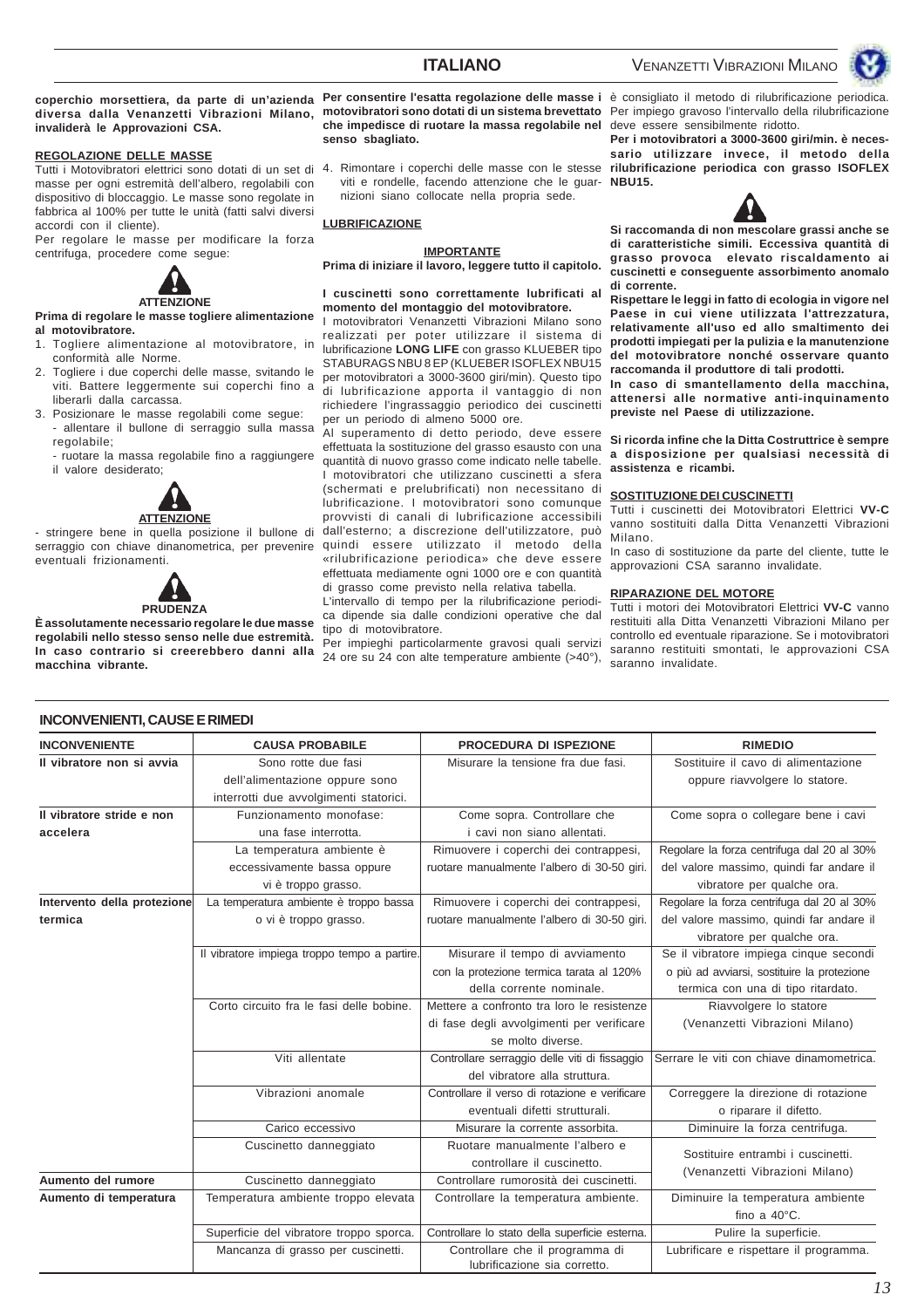**coperchio morsettiera, da parte di un'azienda diversa dalla Venanzetti Vibrazioni Milano, invaliderà le Approvazioni CSA.**

**REGOLAZIONE DELLE MASSE**

Tutti i Motovibratori elettrici sono dotati di un set di masse per ogni estremità dell'albero, regolabili con dispositivo di bloccaggio. Le masse sono regolate in fabbrica al 100% per tutte le unità (fatti salvi diversi accordi con il cliente).

Per regolare le masse per modificare la forza centrifuga, procedere come segue:

**ATTENZIONE**

**Prima di regolare le masse togliere alimentazione al motovibratore.**

1. Togliere alimentazione al motovibratore, in conformità alle Norme.
2. Togliere i due coperchi delle masse, svitando le viti. Battere leggermente sui coperchi fino a liberarli dalla carcassa.
3. Posizionare le masse regolabili come segue:
   - allentare il bullone di serraggio sulla massa regolabile;
   - ruotare la massa regolabile fino a raggiungere il valore desiderato;

**ATTENZIONE**

- stringere bene in quella posizione il bullone di serraggio con chiave dinanometrica, per prevenire eventuali frizionamenti.

**PRUDENZA**

**È assolutamente necessario regolare le due masse regolabili nello stesso senso nelle due estremità. In caso contrario si creerebbero danni alla macchina vibrante.**

**Per consentire l'esatta regolazione delle masse i motovibratori sono dotati di un sistema brevettato che impedisce di ruotare la massa regolabile nel senso sbagliato.**

4. Rimontare i coperchi delle masse con le stesse viti e rondelle, facendo attenzione che le guarnizioni siano collocate nella propria sede.

**LUBRIFICAZIONE**

**IMPORTANTE**

**Prima di iniziare il lavoro, leggere tutto il capitolo.**

**I cuscinetti sono correttamente lubrificati al momento del montaggio del motovibratore.**

I motovibratori Venanzetti Vibrazioni Milano sono realizzati per poter utilizzare il sistema di lubrificazione **LONG LIFE** con grasso KLUEBER tipo STABURAGS NBU 8 EP (KLUEBER ISOFLEX NBU15 per motovibratori a 3000-3600 giri/min). Questo tipo di lubrificazione apporta il vantaggio di non richiedere l'ingrassaggio periodico dei cuscinetti per un periodo di almeno 5000 ore.

Al superamento di detto periodo, deve essere effettuata la sostituzione del grasso esaurito con una quantità di nuovo grasso come indicato nelle tabelle. I motovibratori che utilizzano cuscinetti a sfera (schermati e prelubrificati) non necessitano di lubrificazione. I motovibratori sono comunque provvisti di canali di lubrificazione accessibili dall'esterno; a discrezione dell'utilizzatore, può quindi essere utilizzato il metodo della «rilubrificazione periodica» che deve essere effettuata mediamente ogni 1000 ore e con quantità di grasso come previsto nella relativa tabella.

L'intervallo di tempo per la rilubrificazione periodica dipende sia dalle condizioni operative che dal tipo di motovibratore.

Per impieghi particolarmente gravosi quali servizi 24 ore su 24 con alte temperature ambiente (>40°), è consigliato il metodo di rilubrificazione periodica. Per impiego gravoso l'intervallo della rilubrificazione deve essere sensibilmente ridotto.

**Per i motovibratori a 3000-3600 giri/min. è necessario utilizzare invece, il metodo della rilubrificazione periodica con grasso ISOFLEX NBU15.**

**Si raccomanda di non mescolare grassi anche se di caratteristiche simili. Eccessiva quantità di grasso provoca elevato riscaldamento ai cuscinetti e conseguente assorbimento anomalo di corrente.**

**Rispettare le leggi in fatto di ecologia in vigore nel Paese in cui viene utilizzata l'attrezzatura, relativamente all'uso ed allo smaltimento dei prodotti impiegati per la pulizia e la manutenzione del motovibratore nonché osservare quanto raccomanda il produttore di tali prodotti.**

**In caso di smantellamento della macchina, attenersi alle normative anti-inquinamento previste nel Paese di utilizzazione.**

**Si ricorda infine che la Ditta Costruttrice è sempre a disposizione per qualsiasi necessità di assistenza e ricambi.**

**SOSTITUZIONE DEI CUSCINETTI**

Tutti i cuscinetti dei Motovibratori Elettrici **VV-C** vanno sostituiti dalla Ditta Venanzetti Vibrazioni Milano.

In caso di sostituzione da parte del cliente, tutte le approvazioni CSA saranno invalidate.

**RIPARAZIONE DEL MOTORE**

Tutti i motori dei Motovibratori Elettrici **VV-C** vanno restituiti alla Ditta Venanzetti Vibrazioni Milano per controllo ed eventuale riparazione. Se i motovibratori saranno restituiti smontati, le approvazioni CSA saranno invalidate.

## INCONVENIENTI, CAUSE E RIMEDI

| INCONVENIENTE | CAUSA PROBABILE | PROCEDURA DI ISPEZIONE | RIMEDIO |
|---|---|---|---|
| **Il vibratore non si avvia** | Sono rotte due fasi dell'alimentazione oppure sono interrotti due avvolgimenti statorici. | Misurare la tensione fra due fasi. | Sostituire il cavo di alimentazione oppure riavvolgere lo statore. |
| **Il vibratore stride e non accelera** | Funzionamento monofase: una fase interrotta. | Come sopra. Controllare che i cavi non siano allentati. | Come sopra o collegare bene i cavi |
| | La temperatura ambiente è eccessivamente bassa oppure vi è troppo grasso. | Rimuovere i coperchi dei contrappesi, ruotare manualmente l'albero di 30-50 giri. | Regolare la forza centrifuga dal 20 al 30% del valore massimo, quindi far andare il vibratore per qualche ora. |
| **Intervento della protezione termica** | La temperatura ambiente è troppo bassa o vi è troppo grasso. | Rimuovere i coperchi dei contrappesi, ruotare manualmente l'albero di 30-50 giri. | Regolare la forza centrifuga dal 20 al 30% del valore massimo, quindi far andare il vibratore per qualche ora. |
| | Il vibratore impiega troppo tempo a partire. | Misurare il tempo di avviamento con la protezione termica tarata al 120% della corrente nominale. | Se il vibratore impiega cinque secondi o più ad avviarsi, sostituire la protezione termica con una di tipo ritardato. |
| | Corto circuito fra le fasi delle bobine. | Mettere a confronto tra loro le resistenze di fase degli avvolgimenti per verificare se molto diverse. | Riavvolgere lo statore (Venanzetti Vibrazioni Milano) |
| | Viti allentate | Controllare serraggio delle viti di fissaggio del vibratore alla struttura. | Serrare le viti con chiave dinamometrica. |
| | Vibrazioni anomale | Controllare il verso di rotazione e verificare eventuali difetti strutturali. | Correggere la direzione di rotazione o riparare il difetto. |
| | Carico eccessivo | Misurare la corrente assorbita. | Diminuire la forza centrifuga. |
| | Cuscinetto danneggiato | Ruotare manualmente l'albero e controllare il cuscinetto. | Sostituire entrambi i cuscinetti. (Venanzetti Vibrazioni Milano) |
| **Aumento del rumore** | Cuscinetto danneggiato | Controllare rumorosità dei cuscinetti. | |
| **Aumento di temperatura** | Temperatura ambiente troppo elevata | Controllare la temperatura ambiente. | Diminuire la temperatura ambiente fino a 40°C. |
| | Superficie del vibratore troppo sporca. | Controllare lo stato della superficie esterna. | Pulire la superficie. |
| | Mancanza di grasso per cuscinetti. | Controllare che il programma di lubrificazione sia corretto. | Lubrificare e rispettare il programma. |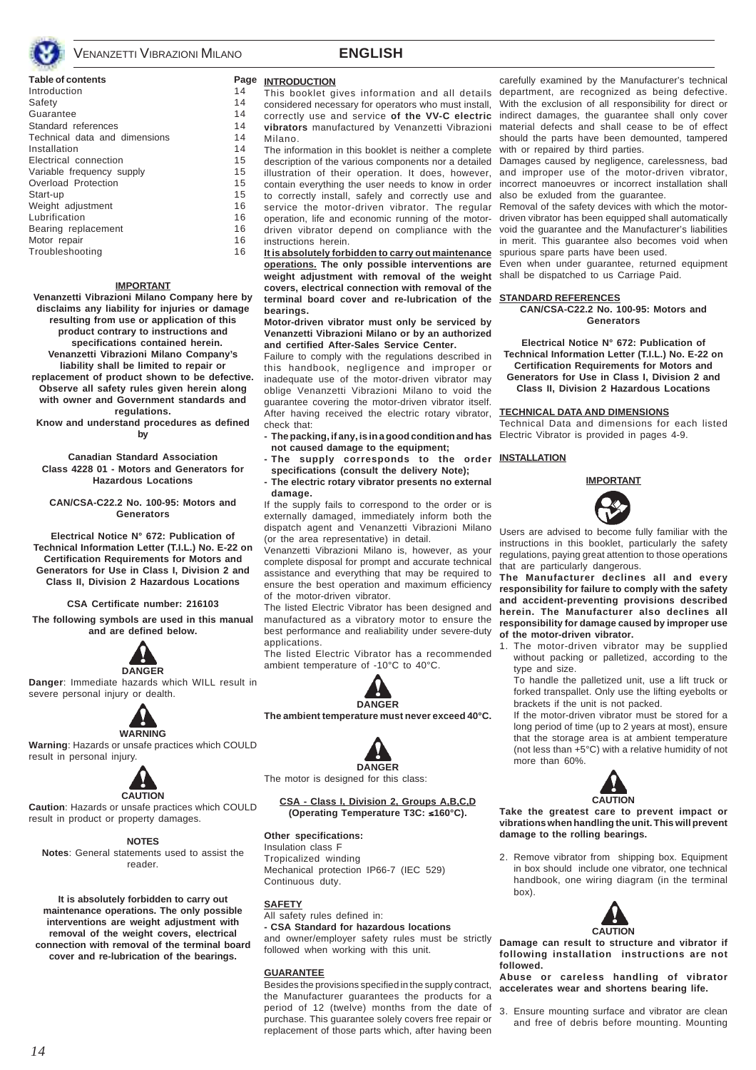# ENGLISH

**Table of contents**

| Table of contents | Page |
|---|---|
| Introduction | 14 |
| Safety | 14 |
| Guarantee | 14 |
| Standard references | 14 |
| Technical data and dimensions | 14 |
| Installation | 14 |
| Electrical connection | 15 |
| Variable frequency supply | 15 |
| Overload Protection | 15 |
| Start-up | 15 |
| Weight adjustment | 16 |
| Lubrification | 16 |
| Bearing replacement | 16 |
| Motor repair | 16 |
| Troubleshooting | 16 |

**IMPORTANT**

**Venanzetti Vibrazioni Milano Company here by disclaims any liability for injuries or damage resulting from use or application of this product contrary to instructions and specifications contained herein. Venanzetti Vibrazioni Milano Company's liability shall be limited to repair or replacement of product shown to be defective. Observe all safety rules given herein along with owner and Government standards and regulations.**

**Know and understand procedures as defined by**

**Canadian Standard Association Class 4228 01 - Motors and Generators for Hazardous Locations**

**CAN/CSA-C22.2 No. 100-95: Motors and Generators**

**Electrical Notice N° 672: Publication of Technical Information Letter (T.I.L.) No. E-22 on Certification Requirements for Motors and Generators for Use in Class I, Division 2 and Class II, Division 2 Hazardous Locations**

**CSA Certificate number: 216103**

**The following symbols are used in this manual and are defined below.**

**DANGER**

**Danger**: Immediate hazards which WILL result in severe personal injury or dealth.

**WARNING**

**Warning**: Hazards or unsafe practices which COULD result in personal injury.

**CAUTION**

**Caution**: Hazards or unsafe practices which COULD result in product or property damages.

**NOTES**

**Notes**: General statements used to assist the reader.

**It is absolutely forbidden to carry out maintenance operations. The only possible interventions are weight adjustment with removal of the weight covers, electrical connection with removal of the terminal board cover and re-lubrication of the bearings.**

## INTRODUCTION

This booklet gives information and all details considered necessary for operators who must install, correctly use and service **of the VV-C electric vibrators** manufactured by Venanzetti Vibrazioni Milano.

The information in this booklet is neither a complete description of the various components nor a detailed illustration of their operation. It does, however, contain everything the user needs to know in order to correctly install, safely and correctly use and service the motor-driven vibrator. The regular operation, life and economic running of the motor-driven vibrator depend on compliance with the instructions herein.

**It is absolutely forbidden to carry out maintenance operations. The only possible interventions are weight adjustment with removal of the weight covers, electrical connection with removal of the terminal board cover and re-lubrication of the bearings.**

**Motor-driven vibrator must only be serviced by Venanzetti Vibrazioni Milano or by an authorized and certified After-Sales Service Center.**

Failure to comply with the regulations described in this handbook, negligence and improper or inadequate use of the motor-driven vibrator may oblige Venanzetti Vibrazioni Milano to void the guarantee covering the motor-driven vibrator itself. After having received the electric rotary vibrator, check that:

- **The packing, if any, is in a good condition and has not caused damage to the equipment;**
- **The supply corresponds to the order specifications (consult the delivery Note);**
- **The electric rotary vibrator presents no external damage.**

If the supply fails to correspond to the order or is externally damaged, immediately inform both the dispatch agent and Venanzetti Vibrazioni Milano (or the area representative) in detail.

Venanzetti Vibrazioni Milano is, however, as your complete disposal for prompt and accurate technical assistance and everything that may be required to ensure the best operation and maximum efficiency of the motor-driven vibrator.

The listed Electric Vibrator has been designed and manufactured as a vibratory motor to ensure the best performance and realiability under severe-duty applications.

The listed Electric Vibrator has a recommended ambient temperature of -10°C to 40°C.

**DANGER**

**The ambient temperature must never exceed 40°C.**

**DANGER**

The motor is designed for this class:

**CSA - Class I, Division 2, Groups A,B,C,D (Operating Temperature T3C: ≤160°C).**

**Other specifications:**

Insulation class F
Tropicalized winding
Mechanical protection IP66-7 (IEC 529)
Continuous duty.

## SAFETY

All safety rules defined in:

**- CSA Standard for hazardous locations**

and owner/employer safety rules must be strictly followed when working with this unit.

## GUARANTEE

Besides the provisions specified in the supply contract, the Manufacturer guarantees the products for a period of 12 (twelve) months from the date of purchase. This guarantee solely covers free repair or replacement of those parts which, after having been carefully examined by the Manufacturer's technical department, are recognized as being defective. With the exclusion of all responsibility for direct or indirect damages, the guarantee shall only cover material defects and shall cease to be of effect should the parts have been demounted, tampered with or repaired by third parties.

Damages caused by negligence, carelessness, bad and improper use of the motor-driven vibrator, incorrect manoeuvres or incorrect installation shall also be exluded from the guarantee.

Removal of the safety devices with which the motor-driven vibrator has been equipped shall automatically void the guarantee and the Manufacturer's liabilities in merit. This guarantee also becomes void when spurious spare parts have been used.

Even when under guarantee, returned equipment shall be dispatched to us Carriage Paid.

## STANDARD REFERENCES

**CAN/CSA-C22.2 No. 100-95: Motors and Generators**

**Electrical Notice N° 672: Publication of Technical Information Letter (T.I.L.) No. E-22 on Certification Requirements for Motors and Generators for Use in Class I, Division 2 and Class II, Division 2 Hazardous Locations**

## TECHNICAL DATA AND DIMENSIONS

Technical Data and dimensions for each listed Electric Vibrator is provided in pages 4-9.

## INSTALLATION

**IMPORTANT**

Users are advised to become fully familiar with the instructions in this booklet, particularly the safety regulations, paying great attention to those operations that are particularly dangerous.

**The Manufacturer declines all and every responsibility for failure to comply with the safety and accident-preventing provisions described herein. The Manufacturer also declines all responsibility for damage caused by improper use of the motor-driven vibrator.**

1. The motor-driven vibrator may be supplied without packing or palletized, according to the type and size.

   To handle the palletized unit, use a lift truck or forked transpallet. Only use the lifting eyebolts or brackets if the unit is not packed.

   If the motor-driven vibrator must be stored for a long period of time (up to 2 years at most), ensure that the storage area is at ambient temperature (not less than +5°C) with a relative humidity of not more than 60%.

**CAUTION**

**Take the greatest care to prevent impact or vibrations when handling the unit. This will prevent damage to the rolling bearings.**

2. Remove vibrator from shipping box. Equipment in box should include one vibrator, one technical handbook, one wiring diagram (in the terminal box).

**CAUTION**

**Damage can result to structure and vibrator if following installation instructions are not followed.**

**Abuse or careless handling of vibrator accelerates wear and shortens bearing life.**

3. Ensure mounting surface and vibrator are clean and free of debris before mounting. Mounting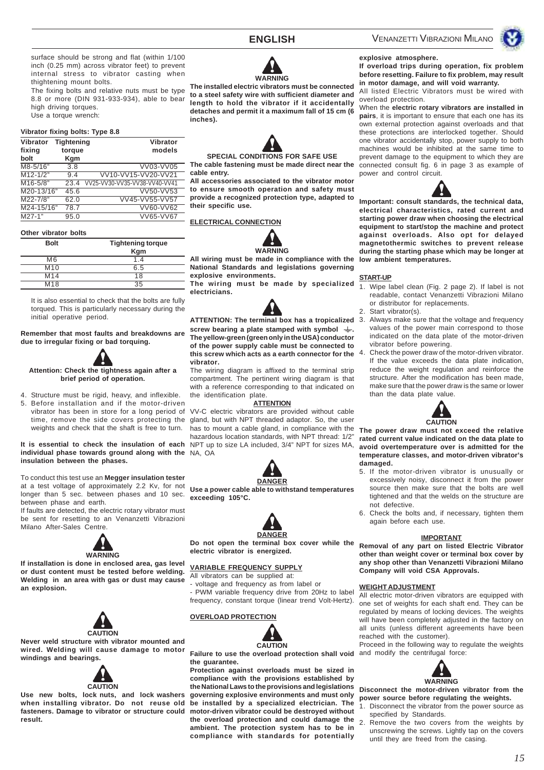surface should be strong and flat (within 1/100 inch (0.25 mm) across vibrator feet) to prevent internal stress to vibrator casting when thightening mount bolts.

The fixing bolts and relative nuts must be type 8.8 or more (DIN 931-933-934), able to bear high driving torques.

Use a torque wrench:

**Vibrator fixing bolts: Type 8.8**

| Vibrator fixing bolt | Tightening torque Kgm | Vibrator models |
|---|---|---|
| M8-5/16" | 3.8 | VV03-VV05 |
| M12-1/2" | 9.4 | VV10-VV15-VV20-VV21 |
| M16-5/8" | 23.4 | VV25-VV30-VV35-VV38-VV40-VV41 |
| M20-13/16" | 45.6 | VV50-VV53 |
| M22-7/8" | 62.0 | VV45-VV55-VV57 |
| M24-15/16" | 78.7 | VV60-VV62 |
| M27-1" | 95.0 | VV65-VV67 |

**Other vibrator bolts**

| Bolt | Tightening torque Kgm |
|---|---|
| M6 | 1.4 |
| M10 | 6.5 |
| M14 | 18 |
| M18 | 35 |

It is also essential to check that the bolts are fully torqued. This is particularly necessary during the initial operative period.

**Remember that most faults and breakdowns are due to irregular fixing or bad torquing.**

**Attention: Check the tightness again after a brief period of operation.**

4. Structure must be rigid, heavy, and inflexible.
5. Before installation and if the motor-driven vibrator has been in store for a long period of time, remove the side covers protecting the weights and check that the shaft is free to turn.

**It is essential to check the insulation of each individual phase towards ground along with the insulation between the phases.**

To conduct this test use an **Megger insulation tester** at a test voltage of approximately 2.2 Kv, for not longer than 5 sec. between phases and 10 sec. between phase and earth.

If faults are detected, the electric rotary vibrator must be sent for resetting to an Venanzetti Vibrazioni Milano After-Sales Centre.

**WARNING**

**If installation is done in enclosed area, gas level or dust content must be tested before welding. Welding in an area with gas or dust may cause an explosion.**

**CAUTION**

**Never weld structure with vibrator mounted and wired. Welding will cause damage to motor windings and bearings.**

**CAUTION**

**Use new bolts, lock nuts, and lock washers when installing vibrator. Do not reuse old fasteners. Damage to vibrator or structure could result.**

**WARNING**

**The installed electric vibrators must be connected to a steel safety wire with sufficient diameter and length to hold the vibrator if it accidentally detaches and permit it a maximum fall of 15 cm (6 inches).**

**SPECIAL CONDITIONS FOR SAFE USE**

**The cable fastening must be made direct near the cable entry.**

**All accessories associated to the vibrator motor to ensure smooth operation and safety must provide a recognized protection type, adapted to their specific use.**

## ELECTRICAL CONNECTION

**WARNING**

**All wiring must be made in compliance with the National Standards and legislations governing explosive environments.**

**The wiring must be made by specialized electricians.**

**ATTENTION: The terminal box has a tropicalized screw bearing a plate stamped with symbol ⏚. The yellow-green (green only in the USA) conductor of the power supply cable must be connected to this screw which acts as a earth connector for the vibrator.**

The wiring diagram is affixed to the terminal strip compartment. The pertinent wiring diagram is that with a reference corresponding to that indicated on the identification plate.

**ATTENTION**

VV-C electric vibrators are provided without cable gland, but with NPT threaded adaptor. So, the user has to mount a cable gland, in compliance with the hazardous location standards, with NPT thread: 1/2" NPT up to size LA included, 3/4" NPT for sizes MA, NA, OA

**DANGER**

**Use a power cable able to withstand temperatures exceeding 105°C.**

**DANGER**

**Do not open the terminal box cover while the electric vibrator is energized.**

## VARIABLE FREQUENCY SUPPLY

All vibrators can be supplied at:

- voltage and frequency as from label or
- PWM variable frequency drive from 20Hz to label frequency, constant torque (linear trend Volt-Hertz).

## OVERLOAD PROTECTION

**CAUTION**

**Failure to use the overload protection shall void the guarantee.**

**Protection against overloads must be sized in compliance with the provisions established by the National Laws to the provisions and legislations governing explosive environments and must only be installed by a specialized electrician. The motor-driven vibrator could be destroyed without the overload protection and could damage the ambient. The protection system has to be in compliance with standards for potentially explosive atmosphere.**

**If overload trips during operation, fix problem before resetting. Failure to fix problem, may result in motor damage, and will void warranty.**

All listed Electric Vibrators must be wired with overload protection.

When the **electric rotary vibrators are installed in pairs**, it is important to ensure that each one has its own external protection against overloads and that these protections are interlocked together. Should one vibrator accidentally stop, power supply to both machines would be inhibited at the same time to prevent damage to the equipment to which they are connected consult fig. 6 in page 3 as example of power and control circuit.

**Important: consult standards, the technical data, electrical characteristics, rated current and starting power draw when choosing the electrical equipment to start/stop the machine and protect against overloads. Also opt for delayed magnetothermic switches to prevent release during the starting phase which may be longer at low ambient temperatures.**

## START-UP

1. Wipe label clean (Fig. 2 page 2). If label is not readable, contact Venanzetti Vibrazioni Milano or distributor for replacements.
2. Start vibrator(s).
3. Always make sure that the voltage and frequency values of the power main correspond to those indicated on the data plate of the motor-driven vibrator before powering.
4. Check the power draw of the motor-driven vibrator. If the value exceeds the data plate indication, reduce the weight regulation and reinforce the structure. After the modification has been made, make sure that the power draw is the same or lower than the data plate value.

**CAUTION**

**The power draw must not exceed the relative rated current value indicated on the data plate to avoid overtemperature over is admitted for the temperature classes, and motor-driven vibrator's damaged.**

5. If the motor-driven vibrator is unusually or excessively noisy, disconnect it from the power source then make sure that the bolts are well tightened and that the welds on the structure are not defective.
6. Check the bolts and, if necessary, tighten them again before each use.

**IMPORTANT**

**Removal of any part on listed Electric Vibrator other than weight cover or terminal box cover by any shop other than Venanzetti Vibrazioni Milano Company will void CSA Approvals.**

## WEIGHT ADJUSTMENT

All electric motor-driven vibrators are equipped with one set of weights for each shaft end. They can be regulated by means of locking devices. The weights will have been completely adjusted in the factory on all units (unless different agreements have been reached with the customer).

Proceed in the following way to regulate the weights and modify the centrifugal force:

**WARNING**

**Disconnect the motor-driven vibrator from the power source before regulating the weights.**

1. Disconnect the vibrator from the power source as specified by Standards.
2. Remove the two covers from the weights by unscrewing the screws. Lightly tap on the covers until they are freed from the casing.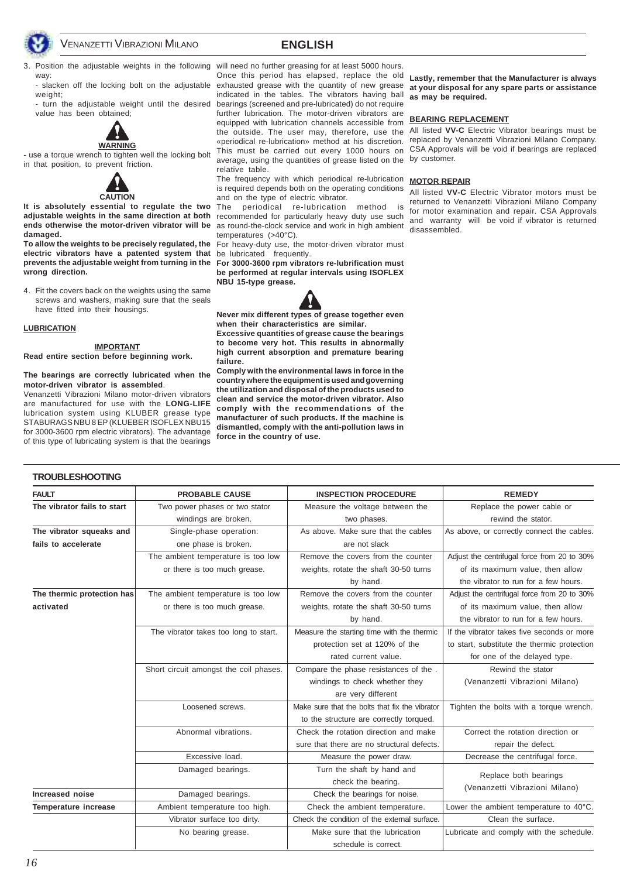3. Position the adjustable weights in the following way:
   - slacken off the locking bolt on the adjustable weight;
   - turn the adjustable weight until the desired value has been obtained;

**WARNING**

- use a torque wrench to tighten well the locking bolt in that position, to prevent friction.

**CAUTION**

**It is absolutely essential to regulate the two adjustable weights in the same direction at both ends otherwise the motor-driven vibrator will be damaged.**

**To allow the weights to be precisely regulated, the electric vibrators have a patented system that prevents the adjustable weight from turning in the wrong direction.**

4. Fit the covers back on the weights using the same screws and washers, making sure that the seals have fitted into their housings.

**LUBRICATION**

**IMPORTANT**

**Read entire section before beginning work.**

**The bearings are correctly lubricated when the motor-driven vibrator is assembled**.

Venanzetti Vibrazioni Milano motor-driven vibrators are manufactured for use with the **LONG-LIFE** lubrication system using KLUBER grease type STABURAGS NBU 8 EP (KLUEBER ISOFLEX NBU15 for 3000-3600 rpm electric vibrators). The advantage of this type of lubricating system is that the bearings will need no further greasing for at least 5000 hours. Once this period has elapsed, replace the old exhausted grease with the quantity of new grease indicated in the tables. The vibrators having ball bearings (screened and pre-lubricated) do not require further lubrication. The motor-driven vibrators are equipped with lubrication channels accessible from the outside. The user may, therefore, use the «periodical re-lubrication» method at his discretion. This must be carried out every 1000 hours on average, using the quantities of grease listed on the relative table.

The frequency with which periodical re-lubrication is required depends both on the operating conditions and on the type of electric vibrator.

The periodical re-lubrication method is recommended for particularly heavy duty use such as round-the-clock service and work in high ambient temperatures (>40°C).

For heavy-duty use, the motor-driven vibrator must be lubricated frequently.

**For 3000-3600 rpm vibrators re-lubrification must be performed at regular intervals using ISOFLEX NBU 15-type grease.**

**Never mix different types of grease together even when their characteristics are similar.**

**Excessive quantities of grease cause the bearings to become very hot. This results in abnormally high current absorption and premature bearing failure.**

**Comply with the environmental laws in force in the country where the equipment is used and governing the utilization and disposal of the products used to clean and service the motor-driven vibrator. Also comply with the recommendations of the manufacturer of such products. If the machine is dismantled, comply with the anti-pollution laws in force in the country of use.**

**Lastly, remember that the Manufacturer is always at your disposal for any spare parts or assistance as may be required.**

**BEARING REPLACEMENT**

All listed **VV-C** Electric Vibrator bearings must be replaced by Venanzetti Vibrazioni Milano Company. CSA Approvals will be void if bearings are replaced by customer.

**MOTOR REPAIR**

All listed **VV-C** Electric Vibrator motors must be returned to Venanzetti Vibrazioni Milano Company for motor examination and repair. CSA Approvals and warranty will be void if vibrator is returned disassembled.

**TROUBLESHOOTING**

| FAULT | PROBABLE CAUSE | INSPECTION PROCEDURE | REMEDY |
|---|---|---|---|
| **The vibrator fails to start** | Two power phases or two stator windings are broken. | Measure the voltage between the two phases. | Replace the power cable or rewind the stator. |
| **The vibrator squeaks and fails to accelerate** | Single-phase operation: one phase is broken. | As above. Make sure that the cables are not slack | As above, or correctly connect the cables. |
| | The ambient temperature is too low or there is too much grease. | Remove the covers from the counter weights, rotate the shaft 30-50 turns by hand. | Adjust the centrifugal force from 20 to 30% of its maximum value, then allow the vibrator to run for a few hours. |
| **The thermic protection has activated** | The ambient temperature is too low or there is too much grease. | Remove the covers from the counter weights, rotate the shaft 30-50 turns by hand. | Adjust the centrifugal force from 20 to 30% of its maximum value, then allow the vibrator to run for a few hours. |
| | The vibrator takes too long to start. | Measure the starting time with the thermic protection set at 120% of the rated current value. | If the vibrator takes five seconds or more to start, substitute the thermic protection for one of the delayed type. |
| | Short circuit amongst the coil phases. | Compare the phase resistances of the . windings to check whether they are very different | Rewind the stator (Venanzetti Vibrazioni Milano) |
| | Loosened screws. | Make sure that the bolts that fix the vibrator to the structure are correctly torqued. | Tighten the bolts with a torque wrench. |
| | Abnormal vibrations. | Check the rotation direction and make sure that there are no structural defects. | Correct the rotation direction or repair the defect. |
| | Excessive load. | Measure the power draw. | Decrease the centrifugal force. |
| | Damaged bearings. | Turn the shaft by hand and check the bearing. | Replace both bearings (Venanzetti Vibrazioni Milano) |
| **Increased noise** | Damaged bearings. | Check the bearings for noise. | |
| **Temperature increase** | Ambient temperature too high. | Check the ambient temperature. | Lower the ambient temperature to 40°C. |
| | Vibrator surface too dirty. | Check the condition of the external surface. | Clean the surface. |
| | No bearing grease. | Make sure that the lubrication schedule is correct. | Lubricate and comply with the schedule. |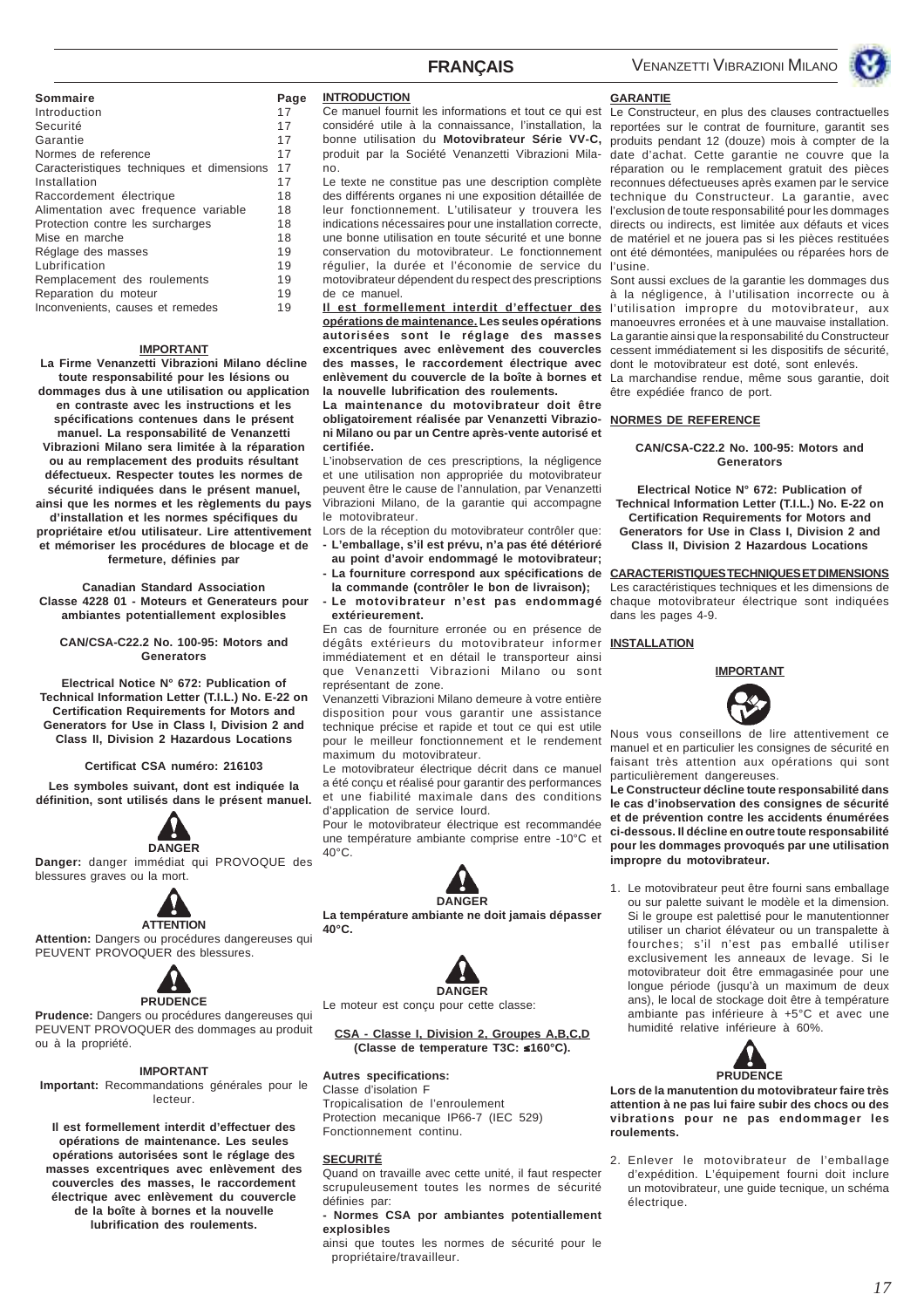| Sommaire | Page |
|---|---|
| Introduction | 17 |
| Securité | 17 |
| Garantie | 17 |
| Normes de reference | 17 |
| Caracteristiques techniques et dimensions | 17 |
| Installation | 17 |
| Raccordement électrique | 18 |
| Alimentation avec frequence variable | 18 |
| Protection contre les surcharges | 18 |
| Mise en marche | 18 |
| Réglage des masses | 19 |
| Lubrification | 19 |
| Remplacement des roulements | 19 |
| Reparation du moteur | 19 |
| Inconvenients, causes et remedes | 19 |

**IMPORTANT**

**La Firme Venanzetti Vibrazioni Milano décline toute responsabilité pour les lésions ou dommages dus à une utilisation ou application en contraste avec les instructions et les spécifications contenues dans le présent manuel. La responsabilité de Venanzetti Vibrazioni Milano sera limitée à la réparation ou au remplacement des produits résultant défectueux. Respecter toutes les normes de sécurité indiquées dans le présent manuel, ainsi que les normes et les règlements du pays d'installation et les normes spécifiques du propriétaire et/ou utilisateur. Lire attentivement et mémoriser les procédures de blocage et de fermeture, définies par**

**Canadian Standard Association**
**Classe 4228 01 - Moteurs et Generateurs pour ambiantes potentiallement explosibles**

**CAN/CSA-C22.2 No. 100-95: Motors and Generators**

**Electrical Notice N° 672: Publication of Technical Information Letter (T.I.L.) No. E-22 on Certification Requirements for Motors and Generators for Use in Class I, Division 2 and Class II, Division 2 Hazardous Locations**

**Certificat CSA numéro: 216103**

**Les symboles suivant, dont est indiquée la définition, sont utilisés dans le présent manuel.**

**DANGER**

**Danger:** danger immédiat qui PROVOQUE des blessures graves ou la mort.

**ATTENTION**

**Attention:** Dangers ou procédures dangereuses qui PEUVENT PROVOQUER des blessures.

**PRUDENCE**

**Prudence:** Dangers ou procédures dangereuses qui PEUVENT PROVOQUER des dommages au produit ou à la propriété.

**IMPORTANT**

**Important:** Recommandations générales pour le lecteur.

**Il est formellement interdit d'effectuer des opérations de maintenance. Les seules opérations autorisées sont le réglage des masses excentriques avec enlèvement des couvercles des masses, le raccordement électrique avec enlèvement du couvercle de la boîte à bornes et la nouvelle lubrification des roulements.**

## INTRODUCTION

Ce manuel fournit les informations et tout ce qui est considéré utile à la connaissance, l'installation, la bonne utilisation du **Motovibrateur Série VV-C,** produit par la Société Venanzetti Vibrazioni Milano.

Le texte ne constitue pas une description complète des différents organes ni une exposition détaillée de leur fonctionnement. L'utilisateur y trouvera les indications nécessaires pour une installation correcte, une bonne utilisation en toute sécurité et une bonne conservation du motovibrateur. Le fonctionnement régulier, la durée et l'économie de service du motovibrateur dépendent du respect des prescriptions de ce manuel.

**Il est formellement interdit d'effectuer des opérations de maintenance. Les seules opérations autorisées sont le réglage des masses excentriques avec enlèvement des couvercles des masses, le raccordement électrique avec enlèvement du couvercle de la boîte à bornes et la nouvelle lubrification des roulements.**

**La maintenance du motovibrateur doit être obligatoirement réalisée par Venanzetti Vibrazioni Milano ou par un Centre après-vente autorisé et certifiée.**

L'inobservation de ces prescriptions, la négligence et une utilisation non appropriée du motovibrateur peuvent être le cause de l'annulation, par Venanzetti Vibrazioni Milano, de la garantie qui accompagne le motovibrateur.

Lors de la réception du motovibrateur contrôler que:
- **L'emballage, s'il est prévu, n'a pas été détérioré au point d'avoir endommagé le motovibrateur;**
- **La fourniture correspond aux spécifications de la commande (contrôler le bon de livraison);**
- **Le motovibrateur n'est pas endommagé extérieurement.**

En cas de fourniture erronée ou en présence de dégâts extérieurs du motovibrateur informer immédiatement et en détail le transporteur ainsi que Venanzetti Vibrazioni Milano ou sont représentant de zone.

Venanzetti Vibrazioni Milano demeure à votre entière disposition pour vous garantir une assistance technique précise et rapide et tout ce qui est utile pour le meilleur fonctionnement et le rendement maximum du motovibrateur.

Le motovibrateur électrique décrit dans ce manuel a été conçu et réalisé pour garantir des performances et une fiabilité maximale dans des conditions d'application de service lourd.

Pour le motovibrateur électrique est recommandée une température ambiante comprise entre -10°C et 40°C.

**DANGER**

**La température ambiante ne doit jamais dépasser 40°C.**

**DANGER**

Le moteur est conçu pour cette classe:

**CSA - Classe I, Division 2, Groupes A,B,C,D (Classe de temperature T3C: ≤160°C).**

**Autres specifications:**
Classe d'isolation F
Tropicalisation de l'enroulement
Protection mecanique IP66-7 (IEC 529)
Fonctionnement continu.

## SECURITÉ

Quand on travaille avec cette unité, il faut respecter scrupuleusement toutes les normes de sécurité définies par:

**- Normes CSA por ambiantes potentiallement explosibles**

ainsi que toutes les normes de sécurité pour le propriétaire/travailleur.

## GARANTIE

Le Constructeur, en plus des clauses contractuelles reportées sur le contrat de fourniture, garantit ses produits pendant 12 (douze) mois à compter de la date d'achat. Cette garantie ne couvre que la réparation ou le remplacement gratuit des pièces reconnues défectueuses après examen par le service technique du Constructeur. La garantie, avec l'exclusion de toute responsabilité pour les dommages directs ou indirects, est limitée aux défauts et vices de matériel et ne jouera pas si les pièces restituées ont été démontées, manipulées ou réparées hors de l'usine.

Sont aussi exclues de la garantie les dommages dus à la négligence, à l'utilisation incorrecte ou à l'utilisation impropre du motovibrateur, aux manoeuvres erronées et à une mauvaise installation. La garantie ainsi que la responsabilité du Constructeur cessent immédiatement si les dispositifs de sécurité, dont le motovibrateur est doté, sont enlevés.

La marchandise rendue, même sous garantie, doit être expédiée franco de port.

## NORMES DE REFERENCE

**CAN/CSA-C22.2 No. 100-95: Motors and Generators**

**Electrical Notice N° 672: Publication of Technical Information Letter (T.I.L.) No. E-22 on Certification Requirements for Motors and Generators for Use in Class I, Division 2 and Class II, Division 2 Hazardous Locations**

## CARACTERISTIQUES TECHNIQUES ET DIMENSIONS

Les caractéristiques techniques et les dimensions de chaque motovibrateur électrique sont indiquées dans les pages 4-9.

## INSTALLATION

**IMPORTANT**

Nous vous conseillons de lire attentivement ce manuel et en particulier les consignes de sécurité en faisant très attention aux opérations qui sont particulièrement dangereuses.

**Le Constructeur décline toute responsabilité dans le cas d'inobservation des consignes de sécurité et de prévention contre les accidents énumérées ci-dessous. Il décline en outre toute responsabilité pour les dommages provoqués par une utilisation impropre du motovibrateur.**

1. Le motovibrateur peut être fourni sans emballage ou sur palette suivant le modèle et la dimension. Si le groupe est palettisé pour le manutentionner utiliser un chariot élévateur ou un transpalette à fourches; s'il n'est pas emballé utiliser exclusivement les anneaux de levage. Si le motovibrateur doit être emmagasinée pour une longue période (jusqu'à un maximum de deux ans), le local de stockage doit être à température ambiante pas inférieure à +5°C et avec une humidité relative inférieure à 60%.

**PRUDENCE**

**Lors de la manutention du motovibrateur faire très attention à ne pas lui faire subir des chocs ou des vibrations pour ne pas endommager les roulements.**

2. Enlever le motovibrateur de l'emballage d'expédition. L'équipement fourni doit inclure un motovibrateur, une guide tecnique, un schéma électrique.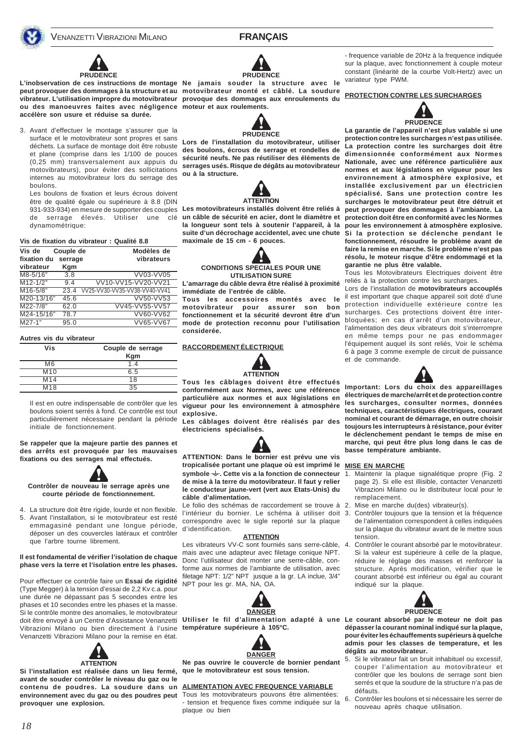**PRUDENCE**

**L'inobservation de ces instructions de montage peut provoquer des dommages à la structure et au vibrateur. L'utilisation impropre du motovibrateur ou des manoeuvres faites avec négligence accélère son usure et réduise sa durée.**

3. Avant d'effectuer le montage s'assurer que la surface et le motovibrateur sont propres et sans déchets. La surface de montage doit être robuste et plane (comprise dans les 1/100 de pouces (0,25 mm) transversalement aux appuis du motovibrateurs), pour éviter des sollicitations internes au motovibrateur lors du serrage des boulons.

   Les boulons de fixation et leurs écrous doivent être de qualité égale ou supérieure à 8.8 (DIN 931-933-934) en mesure de supporter des couples de serrage élevés. Utiliser une clé dynamométrique:

**Vis de fixation du vibrateur : Qualité 8.8**

| Vis de fixation du vibrateur | Couple de serrage Kgm | Modèles de vibrateurs |
|---|---|---|
| M8-5/16" | 3.8 | VV03-VV05 |
| M12-1/2" | 9.4 | VV10-VV15-VV20-VV21 |
| M16-5/8" | 23.4 | VV25-VV30-VV35-VV38-VV40-VV41 |
| M20-13/16" | 45.6 | VV50-VV53 |
| M22-7/8" | 62.0 | VV45-VV55-VV57 |
| M24-15/16" | 78.7 | VV60-VV62 |
| M27-1" | 95.0 | VV65-VV67 |

**Autres vis du vibrateur**

| Vis | Couple de serrage Kgm |
|---|---|
| M6 | 1.4 |
| M10 | 6.5 |
| M14 | 18 |
| M18 | 35 |

Il est en outre indispensable de contrôler que les boulons soient serrés à fond. Ce contrôle est tout particulièrement nécessaire pendant la période initiale de fonctionnement.

**Se rappeler que la majeure partie des pannes et des arrêts est provoquée par les mauvaises fixations ou des serrages mal effectués.**

**Contrôler de nouveau le serrage après une courte période de fonctionnement.**

4. La structure doit être rigide, lourde et non flexible.
5. Avant l'installation, si le motovibrateur est resté emmagasiné pendant une longue période, déposer un des couvercles latéraux et contrôler que l'arbre tourne librement.

**Il est fondamental de vérifier l'isolation de chaque phase vers la terre et l'isolation entre les phases.**

Pour effectuer ce contrôle faire un **Essai de rigidité** (Type Megger) à la tension d'essai de 2,2 Kv c.a. pour une durée ne dépassant pas 5 secondes entre les phases et 10 secondes entre les phases et la masse. Si le contrôle montre des anomalies, le motovibrateur doit être envoyé à un Centre d'Assistance Venanzetti Vibrazioni Milano ou bien directement à l'usine Venanzetti Vibrazioni Milano pour la remise en état.

**ATTENTION**

**Si l'installation est réalisée dans un lieu fermé, avant de souder contrôler le niveau du gaz ou le contenu de poudres. La soudure dans un environnement avec du gaz ou des poudres peut provoquer une explosion.**

**PRUDENCE**

**Ne jamais souder la structure avec le motovibrateur monté et câblé. La soudure provoque des dommages aux enroulements du moteur et aux roulements.**

**PRUDENCE**

**Lors de l'installation du motovibrateur, utiliser des boulons, écrous de serrage et rondelles de sécurité neufs. Ne pas réutiliser des éléments de serrages usés. Risque de dégâts au motovibrateur ou à la structure.**

**ATTENTION**

**Les motovibrateurs installés doivent être reliés à un câble de sécurité en acier, dont le diamètre et la longueur sont tels à soutenir l'appareil, à la suite d'un décrochage accidentel, avec une chute maximale de 15 cm - 6 pouces.**

**CONDITIONS SPECIALES POUR UNE UTILISATION SURE**

**L'amarrage du câble devra être réalisé à proximité immédiate de l'entrée de câble.**

**Tous les accessoires montés avec le motovibrateur pour assurer son bon fonctionnement et la sécurité devront être d'un mode de protection reconnu pour l'utilisation considerée.**

## RACCORDEMENT ÉLECTRIQUE

**ATTENTION**

**Tous les câblages doivent être effectués conformément aux Normes, avec une référence particulière aux normes et aux législations en vigueur pour les environnement à atmosphère explosive.**

**Les câblages doivent être réalisés par des électriciens spécialisés.**

**ATTENTION: Dans le bornier est prévu une vis tropicalisée portant une plaque où est imprimé le symbole ⏚. Cette vis a la fonction de connecteur de mise à la terre du motovibrateur. Il faut y relier le conducteur jaune-vert (vert aux Etats-Unis) du câble d'alimentation.**

Le folio des schémas de raccordement se trouve à l'intérieur du bornier. Le schéma à utiliser doit correspondre avec le sigle reporté sur la plaque d'identification.

**ATTENTION**

Les vibrateurs VV-C sont fourniés sans serre-câble, mais avec un adapteur avec filetage conique NPT. Donc l'utilisateur doit monter une serre-câble, conforme aux normes de l'ambiante de utilisation, avec filetage NPT: 1/2" NPT jusque a la gr. LA inclue, 3/4" NPT pour les gr. MA, NA, OA.

**DANGER**

**Utiliser le fil d'alimentation adapté à une température supérieure à 105°C.**

**DANGER**

**Ne pas ouvrire le couvercle de bornier pendant que le motovibrateur est sous tension.**

## ALIMENTATION AVEC FREQUENCE VARIABLE

Tous les motovibrateurs pouvons être alimentées:
- tension et frequence fixes comme indiquée sur la plaque ou bien
- frequence variable de 20Hz à la frequence indiquée sur la plaque, avec fonctionnement à couple moteur constant (linéarité de la courbe Volt-Hertz) avec un variateur type PWM.

## PROTECTION CONTRE LES SURCHARGES

**PRUDENCE**

**La garantie de l'appareil n'est plus valable si une protection contre les surcharges n'est pas utilisée. La protection contre les surcharges doit être dimensionnée conformément aux Normes Nationale, avec une référence particulière aux normes et aux législations en vigueur pour les environnement à atmosphère explosive, et installée exclusivement par un électricien spécialisé. Sans une protection contre les surcharges le motovibrateur peut être détruit et peut provoquer des dommages à l'ambiante. La protection doit être en conformité avec les Normes pour les environnement à atmosphère explosive. Si la protection se déclenche pendant le fonctionnement, résoudre le problème avant de faire la remise en marche. Si le problème n'est pas résolu, le moteur risque d'être endommagé et la garantie ne plus être valable.**

Tous les Motovibrateurs Electriques doivent être reliés à la protection contre les surcharges.

Lors de l'installation de **motovibrateurs accouplés** il est important que chaque appareil soit doté d'une protection individuelle extérieure contre les surcharges. Ces protections doivent être inter-bloquées; en cas d'arrêt d'un motovibrateur, l'alimentation des deux vibrateurs doit s'interrompre en même temps pour ne pas endommager l'équipement auquel ils sont reliés, Voir le schéma 6 à page 3 comme exemple de circuit de puissance et de commande.

**Important: Lors du choix des appareillages électriques de marche/arrêt et de protection contre les surcharges, consulter normes, données techniques, caractéristiques électriques, courant nominal et courant de démarrage, en outre choisir toujours les interrupteurs à résistance, pour éviter le déclenchement pendant le temps de mise en marche, qui peut être plus long dans le cas de basse température ambiante.**

## MISE EN MARCHE

1. Maintenir la plaque signalétique propre (Fig. 2 page 2). Si elle est illisible, contacter Venanzetti Vibrazioni Milano ou le distributeur local pour le remplacement.
2. Mise en marche du(des) vibrateur(s).
3. Contrôler toujours que la tension et la fréquence de l'alimentation correspondent à celles indiquées sur la plaque du vibrateur avant de le mettre sous tension.
4. Contrôler le courant absorbé par le motovibrateur. Si la valeur est supérieure à celle de la plaque, réduire le réglage des masses et renforcer la structure. Après modification, vérifier que le courant absorbé est inférieur ou égal au courant indiqué sur la plaque.

**PRUDENCE**

**Le courant absorbé par le moteur ne doit pas dépasser la courant nominal indiqué sur la plaque, pour éviter les échauffements supérieurs à quelche admis pour les classes de temperature, et les dégâts au motovibrateur.**

5. Si le vibrateur fait un bruit inhabituel ou excessif, couper l'alimentation au motovibrateur et contrôler que les boulons de serrage sont bien serrés et que la soudure de la structure n'a pas de défauts.
6. Contrôler les boulons et si nécessaire les serrer de nouveau après chaque utilisation.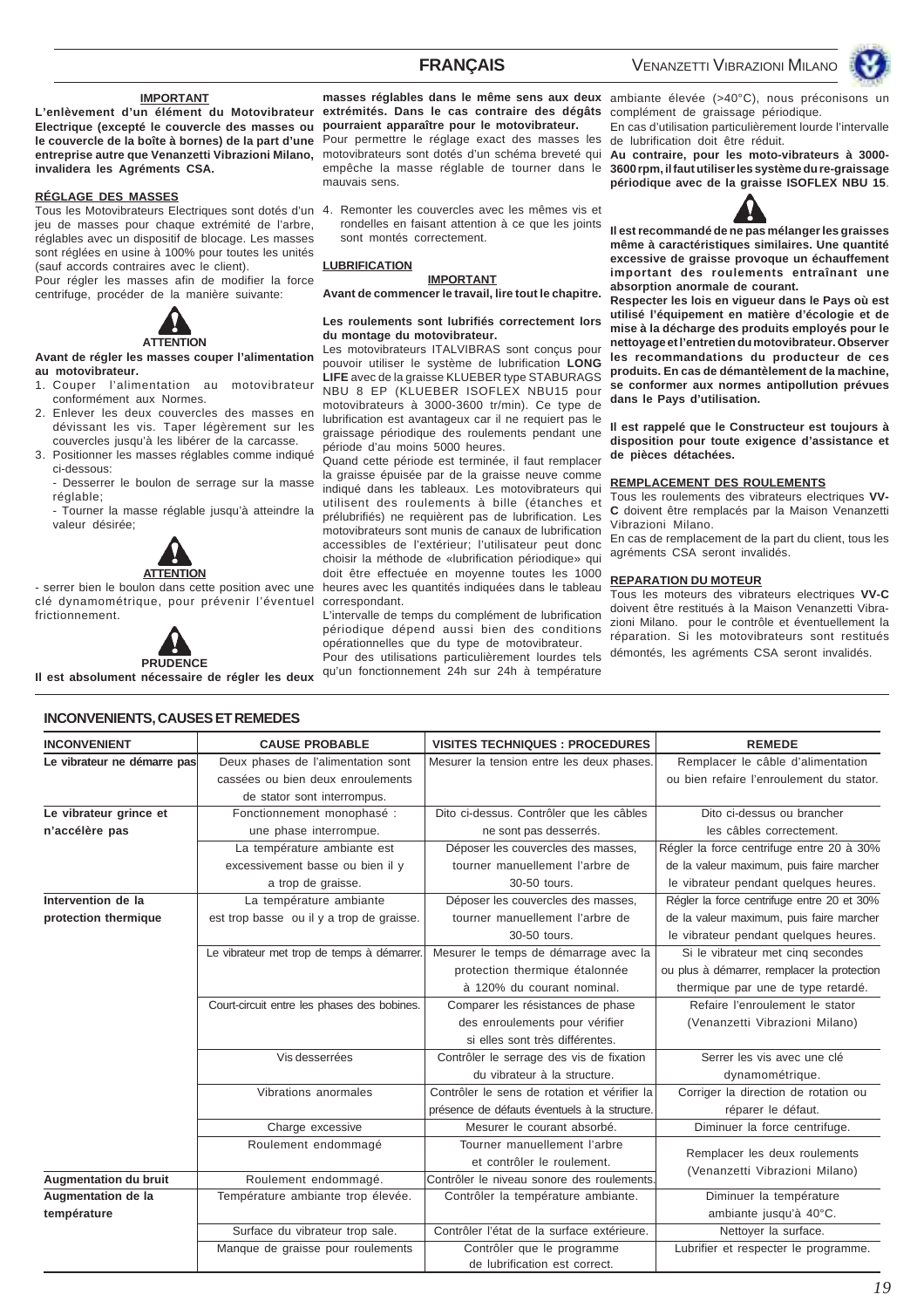**IMPORTANT**

**L'enlèvement d'un élément du Motovibreur Electrique (excepté le couvercle des masses ou le couvercle de la boîte à bornes) de la part d'une entreprise autre que Venanzetti Vibrazioni Milano, invalidera les Agréments CSA.**

**RÉGLAGE DES MASSES**

Tous les Motovibreurs Electriques sont dotés d'un jeu de masses pour chaque extrémité de l'arbre, réglables avec un dispositif de blocage. Les masses sont réglées en usine à 100% pour toutes les unités (sauf accords contraires avec le client).

Pour régler les masses afin de modifier la force centrifuge, procéder de la manière suivante:

**ATTENTION**

**Avant de régler les masses couper l'alimentation au motovibreur.**

1. Couper l'alimentation au motovibreur conformément aux Normes.
2. Enlever les deux couvercles des masses en dévissant les vis. Taper légèrement sur les couvercles jusqu'à les libérer de la carcasse.
3. Positionner les masses réglables comme indiqué ci-dessous:
   - Desserrer le boulon de serrage sur la masse réglable;
   - Tourner la masse réglable jusqu'à atteindre la valeur désirée;

**ATTENTION**

- serrer bien le boulon dans cette position avec une clé dynamométrique, pour prévenir l'éventuel frictionnement.

**PRUDENCE**

**Il est absolument nécessaire de régler les deux masses réglables dans le même sens aux deux extrémités. Dans le cas contraire des dégâts pourraient apparaître pour le motovibreur.**

Pour permettre le réglage exact des masses les motovibreurs sont dotés d'un schéma breveté qui empêche la masse réglable de tourner dans le mauvais sens.

4. Remonter les couvercles avec les mêmes vis et rondelles en faisant attention à ce que les joints sont montés correctement.

**LUBRIFICATION**

**IMPORTANT**

**Avant de commencer le travail, lire tout le chapitre.**

**Les roulements sont lubrifiés correctement lors du montage du motovibreur.**

Les motovibreurs ITALVIBRAS sont conçus pour pouvoir utiliser le système de lubrification **LONG LIFE** avec de la graisse KLUEBER type STABURAGS NBU 8 EP (KLUEBER ISOFLEX NBU15 pour motovibrateurs à 3000-3600 tr/min). Ce type de lubrification est avantageux car il ne requiert pas le graissage périodique des roulements pendant une période d'au moins 5000 heures.

Quand cette période est terminée, il faut remplacer la graisse épuisée par de la graisse neuve comme indiqué dans les tableaux. Les motovibreurs qui utilisent des roulements à bille (étanches et prélubrifiés) ne requièrent pas de lubrification. Les motovibreurs sont munis de canaux de lubrification accessibles de l'extérieur; l'utilisateur peut donc choisir la méthode de «lubrification périodique» qui doit être effectuée en moyenne toutes les 1000 heures avec les quantités indiquées dans le tableau correspondant.

L'intervalle de temps du complément de lubrification périodique dépend aussi bien des conditions opérationnelles que du type de motovibreur.

Pour des utilisations particulièrement lourdes tels qu'un fonctionnement 24h sur 24h à température ambiante élevée (>40°C), nous préconisons un complément de graissage périodique.

En cas d'utilisation particulièrement lourde l'intervalle de lubrification doit être réduit.

**Au contraire, pour les moto-vibrateurs à 3000-3600 rpm, il faut utiliser les système du re-graissage périodique avec de la graisse ISOFLEX NBU 15.**

**Il est recommandé de ne pas mélanger les graisses même à caractéristiques similaires. Une quantité excessive de graisse provoque un échauffement important des roulements entraînant une absorption anormale de courant.**

**Respecter les lois en vigueur dans le Pays où est utilisé l'équipement en matière d'écologie et de mise à la décharge des produits employés pour le nettoyage et l'entretien du motovibreur. Observer les recommandations du producteur de ces produits. En cas de démantèlement de la machine, se conformer aux normes antipollution prévues dans le Pays d'utilisation.**

**Il est rappelé que le Constructeur est toujours à disposition pour toute exigence d'assistance et de pièces détachées.**

**REMPLACEMENT DES ROULEMENTS**

Tous les roulements des vibrateurs electriques **VV-C** doivent être remplacés par la Maison Venanzetti Vibrazioni Milano.

En cas de remplacement de la part du client, tous les agréments CSA seront invalidés.

**REPARATION DU MOTEUR**

Tous les moteurs des vibrateurs electriques **VV-C** doivent être restitués à la Maison Venanzetti Vibrazioni Milano. pour le contrôle et éventuellement la réparation. Si les motovibrateurs sont restitués démontés, les agréments CSA seront invalidés.

## INCONVENIENTS, CAUSES ET REMEDES

| INCONVENIENT | CAUSE PROBABLE | VISITES TECHNIQUES : PROCEDURES | REMEDE |
|---|---|---|---|
| **Le vibrateur ne démarre pas** | Deux phases de l'alimentation sont cassées ou bien deux enroulements de stator sont interrompus. | Mesurer la tension entre les deux phases. | Remplacer le câble d'alimentation ou bien refaire l'enroulement du stator. |
| **Le vibrateur grince et n'accélère pas** | Fonctionnement monophasé : une phase interrompue. | Dito ci-dessus. Contrôler que les câbles ne sont pas desserrés. | Dito ci-dessus ou brancher les câbles correctement. |
| | La température ambiante est excessivement basse ou bien il y a trop de graisse. | Déposer les couvercles des masses, tourner manuellement l'arbre de 30-50 tours. | Régler la force centrifuge entre 20 à 30% de la valeur maximum, puis faire marcher le vibrateur pendant quelques heures. |
| **Intervention de la protection thermique** | La température ambiante est trop basse ou il y a trop de graisse. | Déposer les couvercles des masses, tourner manuellement l'arbre de 30-50 tours. | Régler la force centrifuge entre 20 et 30% de la valeur maximum, puis faire marcher le vibrateur pendant quelques heures. |
| | Le vibrateur met trop de temps à démarrer. | Mesurer le temps de démarrage avec la protection thermique étalonnée à 120% du courant nominal. | Si le vibrateur met cinq secondes ou plus à démarrer, remplacer la protection thermique par une de type retardé. |
| | Court-circuit entre les phases des bobines. | Comparer les résistances de phase des enroulements pour vérifier si elles sont très différentes. | Refaire l'enroulement le stator (Venanzetti Vibrazioni Milano) |
| | Vis desserrées | Contrôler le serrage des vis de fixation du vibrateur à la structure. | Serrer les vis avec une clé dynamométrique. |
| | Vibrations anormales | Contrôler le sens de rotation et vérifier la présence de défauts éventuels à la structure. | Corriger la direction de rotation ou réparer le défaut. |
| | Charge excessive | Mesurer le courant absorbé. | Diminuer la force centrifuge. |
| | Roulement endommagé | Tourner manuellement l'arbre et contrôler le roulement. | Remplacer les deux roulements (Venanzetti Vibrazioni Milano) |
| **Augmentation du bruit** | Roulement endommagé. | Contrôler le niveau sonore des roulements. | |
| **Augmentation de la température** | Température ambiante trop élevée. | Contrôler la température ambiante. | Diminuer la température ambiante jusqu'à 40°C. |
| | Surface du vibrateur trop sale. | Contrôler l'état de la surface extérieure. | Nettoyer la surface. |
| | Manque de graisse pour roulements | Contrôler que le programme de lubrification est correct. | Lubrifier et respecter le programme. |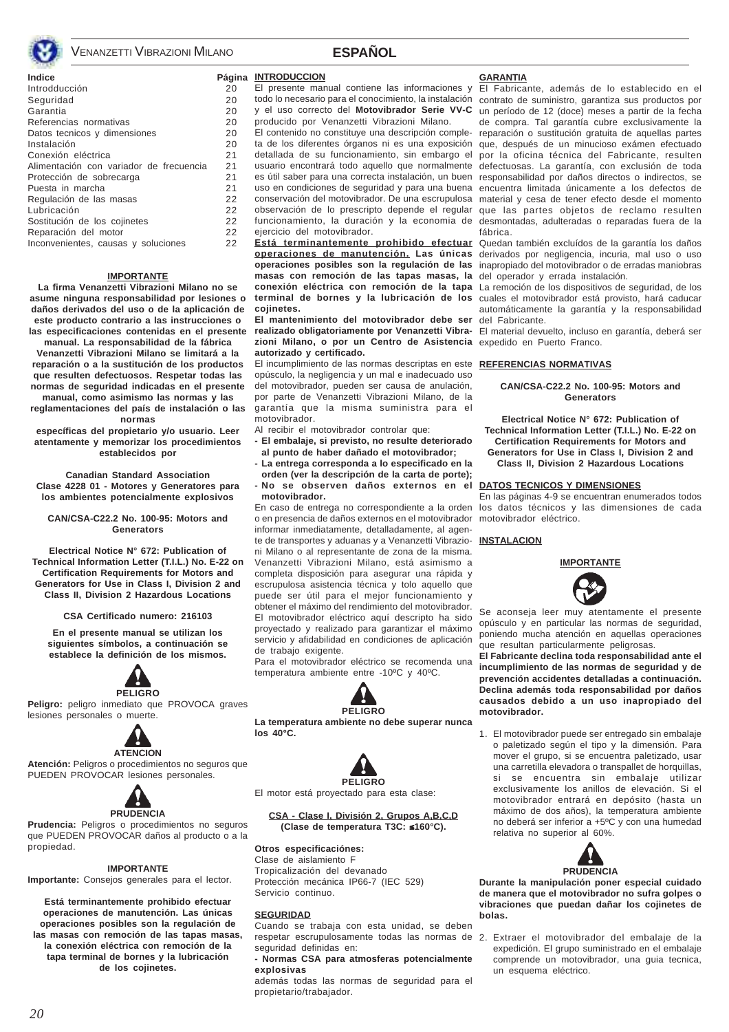# ESPAÑOL

| Indice | Página |
|---|---|
| Introdducción | 20 |
| Seguridad | 20 |
| Garantia | 20 |
| Referencias normativas | 20 |
| Datos tecnicos y dimensiones | 20 |
| Instalación | 20 |
| Conexión eléctrica | 21 |
| Alimentación con variador de frecuencia | 21 |
| Protección de sobrecarga | 21 |
| Puesta in marcha | 21 |
| Regulación de las masas | 22 |
| Lubricación | 22 |
| Sostitución de los cojinetes | 22 |
| Reparación del motor | 22 |
| Inconvenientes, causas y soluciones | 22 |

**IMPORTANTE**

**La firma Venanzetti Vibrazioni Milano no se asume ninguna responsabilidad por lesiones o daños derivados del uso o de la aplicación de este producto contrario a las instrucciones o las especificaciones contenidas en el presente manual. La responsabilidad de la fábrica Venanzetti Vibrazioni Milano se limitará a la reparación o a la sustitución de los productos que resulten defectuosos. Respetar todas las normas de seguridad indicadas en el presente manual, como asimismo las normas y las reglamentaciones del país de instalación o las normas específicas del propietario y/o usuario. Leer atentamente y memorizar los procedimientos establecidos por**

**Canadian Standard Association Clase 4228 01 - Motores y Generatores para los ambientes potencialmente explosivos**

**CAN/CSA-C22.2 No. 100-95: Motors and Generators**

**Electrical Notice N° 672: Publication of Technical Information Letter (T.I.L.) No. E-22 on Certification Requirements for Motors and Generators for Use in Class I, Division 2 and Class II, Division 2 Hazardous Locations**

**CSA Certificado numero: 216103**

**En el presente manual se utilizan los siguientes símbolos, a continuación se establece la definición de los mismos.**

**PELIGRO**

**Peligro:** peligro inmediato que PROVOCA graves lesiones personales o muerte.

**ATENCION**

**Atención:** Peligros o procedimientos no seguros que PUEDEN PROVOCAR lesiones personales.

**PRUDENCIA**

**Prudencia:** Peligros o procedimientos no seguros que PUEDEN PROVOCAR daños al producto o a la propiedad.

**IMPORTANTE**

**Importante:** Consejos generales para el lector.

**Está terminantemente prohibido efectuar operaciones de manutención. Las únicas operaciones posibles son la regulación de las masas con remoción de las tapas masas, la conexión eléctrica con remoción de la tapa terminal de bornes y la lubricación de los cojinetes.**

## INTRODUCCION

El presente manual contiene las informaciones y todo lo necesario para el conocimiento, la instalación y el uso correcto del **Motovibrador Serie VV-C** producido por Venanzetti Vibrazioni Milano.

El contenido no constituye una descripción completa de los diferentes órganos ni es una exposición detallada de su funcionamiento, sin embargo el usuario encontrará todo aquello que normalmente es útil saber para una correcta instalación, un buen uso en condiciones de seguridad y para una buena conservación del motovibrador. De una escrupulosa observación de lo prescripto depende el regular funcionamiento, la duración y la economia de ejercicio del motovibrador.

**Está terminantemente prohibido efectuar operaciones de manutención. Las únicas operaciones posibles son la regulación de las masas con remoción de las tapas masas, la conexión eléctrica con remoción de la tapa terminal de bornes y la lubricación de los cojinetes.**

**El mantenimiento del motovibrador debe ser realizado obligatoriamente por Venanzetti Vibrazioni Milano, o por un Centro de Asistencia autorizado y certificado.**

El incumplimiento de las normas descriptas en este opúsculo, la negligencia y un mal e inadecuado uso del motovibrador, pueden ser causa de anulación, por parte de Venanzetti Vibrazioni Milano, de la garantía que la misma suministra para el motovibrador.

Al recibir el motovibrador controlar que:

- **El embalaje, si previsto, no resulte deteriorado al punto de haber dañado el motovibrador;**
- **La entrega corresponda a lo especificado en la orden (ver la descripción de la carta de porte);**
- **No se observen daños externos en el motovibrador.**

En caso de entrega no correspondiente a la orden o en presencia de daños externos en el motovibrador informar inmediatamente, detalladamente, al agente de transportes y aduanas y a Venanzetti Vibrazioni Milano o al representante de zona de la misma. Venanzetti Vibrazioni Milano, está asimismo a completa disposición para asegurar una rápida y escrupulosa asistencia técnica y tolo aquello que puede ser útil para el mejor funcionamiento y obtener el máximo del rendimiento del motovibrador. El motovibrador eléctrico aquí descripto ha sido proyectado y realizado para garantizar el máximo servicio y afidabilidad en condiciones de aplicación de trabajo exigente.

Para el motovibrador eléctrico se recomenda una temperatura ambiente entre -10ºC y 40ºC.

**PELIGRO**

**La temperatura ambiente no debe superar nunca los 40°C.**

**PELIGRO**

El motor está proyectado para esta clase:

**CSA - Clase I, División 2, Grupos A,B,C,D (Clase de temperatura T3C: ≤160°C).**

**Otros especificaciónes:**

Clase de aislamiento F
Tropicalización del devanado
Protección mecánica IP66-7 (IEC 529)
Servicio continuo.

## SEGURIDAD

Cuando se trabaja con esta unidad, se deben respetar escrupulosamente todas las normas de seguridad definidas en:

**- Normas CSA para atmosferas potencialmente explosivas**

además todas las normas de seguridad para el propietario/trabajador.

## GARANTIA

El Fabricante, además de lo establecido en el contrato de suministro, garantiza sus productos por un período de 12 (doce) meses a partir de la fecha de compra. Tal garantía cubre exclusivamente la reparación o sustitución gratuita de aquellas partes que, después de un minucioso exámen efectuado por la oficina técnica del Fabricante, resulten defectuosas. La garantía, con exclusión de toda responsabilidad por daños directos o indirectos, se encuentra limitada únicamente a los defectos de material y cesa de tener efecto desde el momento que las partes objetos de reclamo resulten desmontadas, adulteradas o reparadas fuera de la fábrica.

Quedan también excluídos de la garantía los daños derivados por negligencia, incuria, mal uso o uso inapropiado del motovibrador o de erradas maniobras del operador y errada instalación.

La remoción de los dispositivos de seguridad, de los cuales el motovibrador está provisto, hará caducar automáticamente la garantía y la responsabilidad del Fabricante.

El material devuelto, incluso en garantía, deberá ser expedido en Puerto Franco.

## REFERENCIAS NORMATIVAS

**CAN/CSA-C22.2 No. 100-95: Motors and Generators**

**Electrical Notice N° 672: Publication of Technical Information Letter (T.I.L.) No. E-22 on Certification Requirements for Motors and Generators for Use in Class I, Division 2 and Class II, Division 2 Hazardous Locations**

## DATOS TECNICOS Y DIMENSIONES

En las páginas 4-9 se encuentran enumerados todos los datos técnicos y las dimensiones de cada motovibrador eléctrico.

## INSTALACION

**IMPORTANTE**

Se aconseja leer muy atentamente el presente opúsculo y en particular las normas de seguridad, poniendo mucha atención en aquellas operaciones que resultan particularmente peligrosas.

**El Fabricante declina toda responsabilidad ante el incumplimiento de las normas de seguridad y de prevención accidentes detalladas a continuación. Declina además toda responsabilidad por daños causados debido a un uso inapropiado del motovibrador.**

1. El motovibrador puede ser entregado sin embalaje o paletizado según el tipo y la dimensión. Para mover el grupo, si se encuentra paletizado, usar una carretilla elevadora o transpallet de horquillas, si se encuentra sin embalaje utilizar exclusivamente los anillos de elevación. Si el motovibrador entrará en depósito (hasta un máximo de dos años), la temperatura ambiente no deberá ser inferior a +5ºC y con una humedad relativa no superior al 60%.

**PRUDENCIA**

**Durante la manipulación poner especial cuidado de manera que el motovibrador no sufra golpes o vibraciones que puedan dañar los cojinetes de bolas.**

2. Extraer el motovibrador del embalaje de la expedición. El grupo suministrado en el embalaje comprende un motovibrador, una guia tecnica, un esquema eléctrico.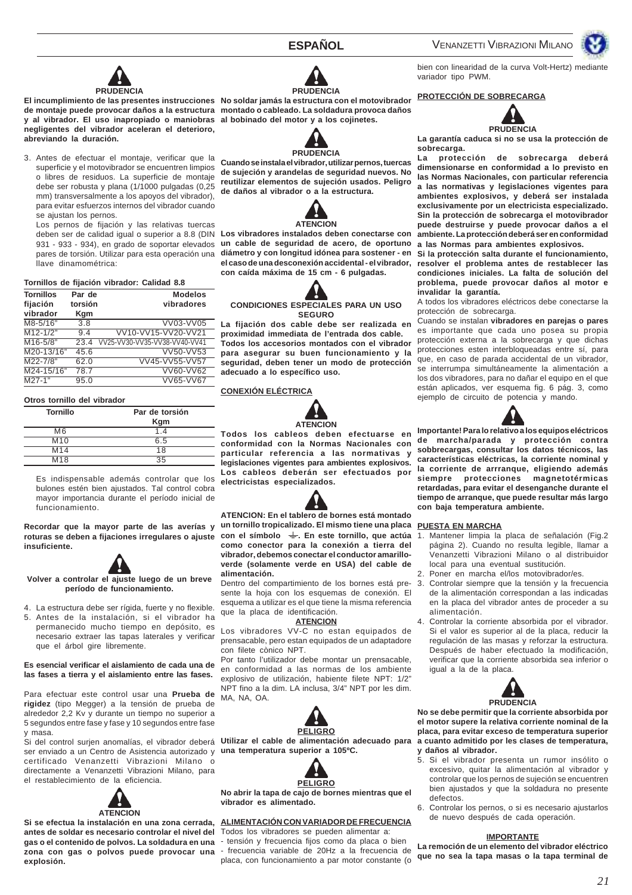**PRUDENCIA**

**El incumplimiento de las presentes instrucciones de montaje puede provocar daños a la estructura y al vibrador. El uso inapropiado o maniobras negligentes del vibrador aceleran el deterioro, abreviando la duración.**

3. Antes de efectuar el montaje, verificar que la superficie y el motovibrador se encuentren limpios o libres de residuos. La superficie de montaje debe ser robusta y plana (1/1000 pulgadas (0,25 mm) transversalmente a los apoyos del vibrador), para evitar esfuerzos internos del vibrador cuando se ajustan los pernos.

   Los pernos de fijación y las relativas tuercas deben ser de calidad igual o superior a 8.8 (DIN 931 - 933 - 934), en grado de soportar elevados pares de torsión. Utilizar para esta operación una llave dinamométrica:

**Tornillos de fijación vibrador: Calidad 8.8**

| Tornillos fijación vibrador | Par de torsión Kgm | Modelos vibradores |
|---|---|---|
| M8-5/16" | 3.8 | VV03-VV05 |
| M12-1/2" | 9.4 | VV10-VV15-VV20-VV21 |
| M16-5/8" | 23.4 | VV25-VV30-VV35-VV38-VV40-VV41 |
| M20-13/16" | 45.6 | VV50-VV53 |
| M22-7/8" | 62.0 | VV45-VV55-VV57 |
| M24-15/16" | 78.7 | VV60-VV62 |
| M27-1" | 95.0 | VV65-VV67 |

**Otros tornillo del vibrador**

| Tornillo | Par de torsión Kgm |
|---|---|
| M6 | 1.4 |
| M10 | 6.5 |
| M14 | 18 |
| M18 | 35 |

Es indispensable además controlar que los bulones estén bien ajustados. Tal control cobra mayor importancia durante el período inicial de funcionamiento.

**Recordar que la mayor parte de las averías y roturas se deben a fijaciones irregulares o ajuste insuficiente.**

**Volver a controlar el ajuste luego de un breve período de funcionamiento.**

4. La estructura debe ser rígida, fuerte y no flexible.
5. Antes de la instalación, si el vibrador ha permanecido mucho tiempo en depósito, es necesario extraer las tapas laterales y verificar que el árbol gire libremente.

**Es esencial verificar el aislamiento de cada una de las fases a tierra y el aislamiento entre las fases.**

Para efectuar este control usar una **Prueba de rigidez** (tipo Megger) a la tensión de prueba de alrededor 2,2 Kv y durante un tiempo no superior a 5 segundos entre fase y fase y 10 segundos entre fase y masa.

Si del control surjen anomalías, el vibrador deberá ser enviado a un Centro de Asistencia autorizado y certificado Venanzetti Vibrazioni Milano o directamente a Venanzetti Vibrazioni Milano, para el restablecimiento de la eficiencia.

**ATENCION**

**Si se efectua la instalación en una zona cerrada, antes de soldar es necesario controlar el nivel del gas o el contenido de polvos. La soldadura en una zona con gas o polvos puede provocar una explosión.**

**PRUDENCIA**

**No soldar jamás la estructura con el motovibrador montado o cableado. La soldadura provoca daños al bobinado del motor y a los cojinetes.**

**PRUDENCIA**

**Cuando se instala el vibrador, utilizar pernos, tuercas de sujeción y arandelas de seguridad nuevos. No reutilizar elementos de sujeción usados. Peligro de daños al vibrador o a la estructura.**

**ATENCION**

**Los vibradores instalados deben conectarse con un cable de seguridad de acero, de oportuno diámetro y con longitud idónea para sostener - en el caso de una desconexión accidental - el vibrador, con caída máxima de 15 cm - 6 pulgadas.**

**CONDICIONES ESPECIALES PARA UN USO SEGURO**

**La fijación dos cable debe ser realizada en proximidad immediata de l'entrada dos cable. Todos los accesorios montados con el vibrador para asegurar su buen funcionamiento y la seguridad, deben tener un modo de protección adecuado a lo específico uso.**

## CONEXIÓN ELÉCTRICA

**ATENCION**

**Todos los cableos deben efectuarse en conformidad con la Normas Nacionales con particular referencia a las normativas y legislaciones vigentes para ambientes explosivos. Los cableos deberán ser efectuados por electricistas especializados.**

**ATENCION: En el tablero de bornes está montado un tornillo tropicalizado. El mismo tiene una placa con el símbolo ⏚. En este tornillo, que actúa como conector para la conexión a tierra del vibrador, debemos conectar el conductor amarillo-verde (solamente verde en USA) del cable de alimentación.**

Dentro del compartimiento de los bornes está presente la hoja con los esquemas de conexión. El esquema a utilizar es el que tiene la misma referencia que la placa de identificación.

**ATENCION**

Los vibradores VV-C no estan equipados de prensacable, pero estan equipados de un adaptadore con filete cònico NPT.

Por tanto l'utilizador debe montar un prensacable, en conformidad a las normas de los ambiente explosivo de utilización, habiente filete NPT: 1/2" NPT fino a la dim. LA inclusa, 3/4" NPT por les dim. MA, NA, OA.

**PELIGRO**

**Utilizar el cable de alimentación adecuado para una temperatura superior a 105ºC.**

**PELIGRO**

**No abrir la tapa de cajo de bornes mientras que el vibrador es alimentado.**

## ALIMENTACIÓN CON VARIADOR DE FRECUENCIA

Todos los vibradores se pueden alimentar a:
- tensión y frecuencia fijos como da placa o bien
- frecuencia variable de 20Hz a la frecuencia de placa, con funcionamiento a par motor constante (o bien con linearidad de la curva Volt-Hertz) mediante variador tipo PWM.

## PROTECCIÓN DE SOBRECARGA

**PRUDENCIA**

**La garantía caduca si no se usa la protección de sobrecarga.**

**La protección de sobrecarga deberá dimensionarse en conformidad a lo previsto en las Normas Nacionales, con particular referencia a las normativas y legislaciones vigentes para ambientes explosivos, y deberá ser instalada exclusivamente por un electricista especializado. Sin la protección de sobrecarga el motovibrador puede destruirse y puede provocar daños a el ambiente. La protección deberá ser en conformidad a las Normas para ambientes explosivos.**

**Si la protección salta durante el funcionamiento, resolver el problema antes de restablecer las condiciones iniciales. La falta de solución del problema, puede provocar daños al motor e invalidar la garantía.**

A todos los vibradores eléctricos debe conectarse la protección de sobrecarga.

Cuando se instalan **vibradores en parejas o pares** es importante que cada uno posea su propia protección externa a la sobrecarga y que dichas protecciones esten interbloqueadas entre sí, para que, en caso de parada accidental de un vibrador, se interrumpa simultáneamente la alimentación a los dos vibradores, para no dañar el equipo en el que están aplicados, ver esquema fig. 6 pág. 3, como ejemplo de circuito de potencia y mando.

**Importante! Para lo relativo a los equipos eléctricos de marcha/parada y protección contra sobbrecargas, consultar los datos técnicos, las características eléctricas, la corriente nominal y la corriente de arrranque, eligiendo además siempre protecciones magnetotérmicas retardadas, para evitar el desenganche durante el tiempo de arranque, que puede resultar más largo con baja temperatura ambiente.**

## PUESTA EN MARCHA

1. Mantener limpia la placa de señalación (Fig.2 página 2). Cuando no resulta legible, llamar a Venanzetti Vibrazioni Milano o al distribuidor local para una eventual sustitución.
2. Poner en marcha el/los motovibrador/es.
3. Controlar siempre que la tensión y la frecuencia de la alimentación correspondan a las indicadas en la placa del vibrador antes de proceder a su alimentación.
4. Controlar la corriente absorbida por el vibrador. Si el valor es superior al de la placa, reducir la regulación de las masas y reforzar la estructura. Después de haber efectuado la modificación, verificar que la corriente absorbida sea inferior o igual a la de la placa.

**PRUDENCIA**

**No se debe permitir que la corriente absorbida por el motor supere la relativa corriente nominal de la placa, para evitar exceso de temperatura superior a cuanto admitido por les clases de temperatura, y daños al vibrador.**

5. Si el vibrador presenta un rumor insólito o excesivo, quitar la alimentación al vibrador y controlar que los pernos de sujeción se encuentren bien ajustados y que la soldadura no presente defectos.
6. Controlar los pernos, o si es necesario ajustarlos de nuevo después de cada operación.

**IMPORTANTE**

**La remoción de un elemento del vibrador eléctrico que no sea la tapa masas o la tapa terminal de**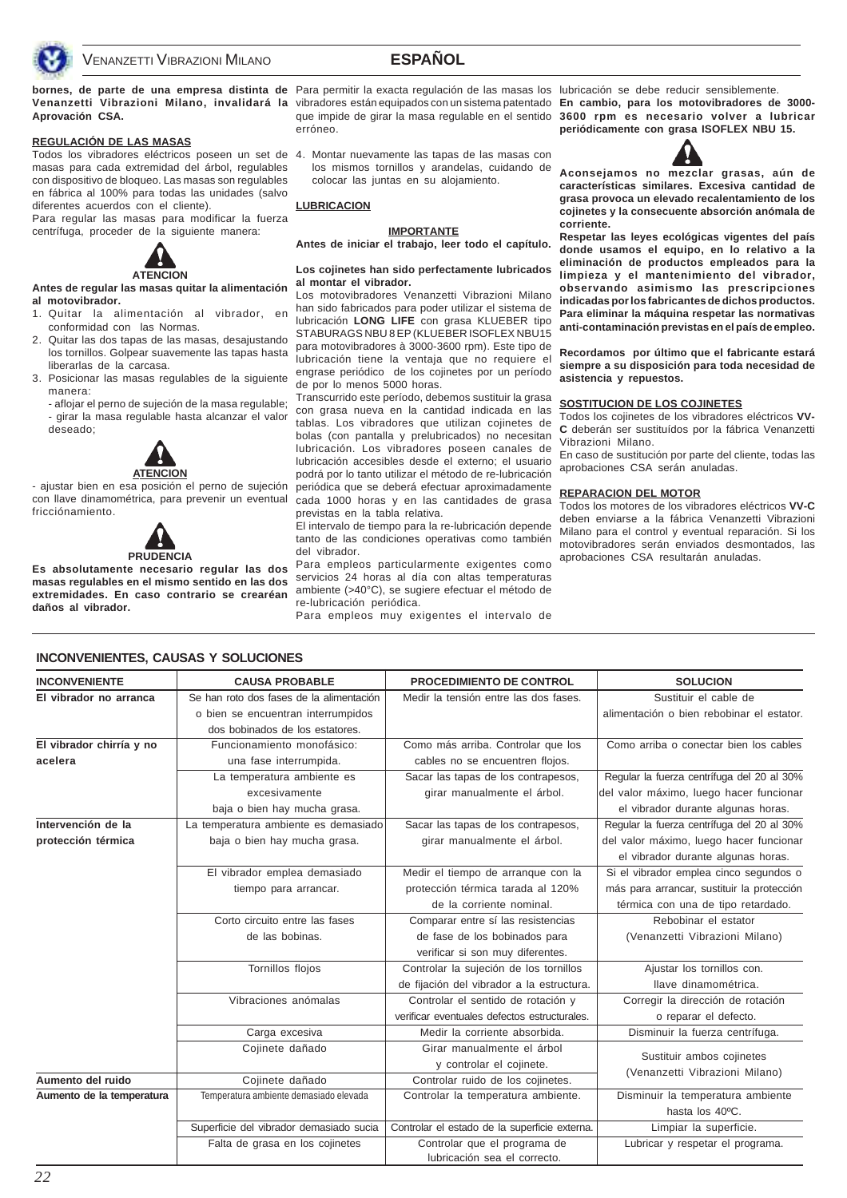**bornes, de parte de una empresa distinta de Venanzetti Vibrazioni Milano, invalidará la Aprovación CSA.**

### REGULACIÓN DE LAS MASAS

Todos los vibradores eléctricos poseen un set de masas para cada extremidad del árbol, regulables con dispositivo de bloqueo. Las masas son regulables en fábrica al 100% para todas las unidades (salvo diferentes acuerdos con el cliente).

Para regular las masas para modificar la fuerza centrífuga, proceder de la siguiente manera:

**ATENCION**

**Antes de regular las masas quitar la alimentación al motovibrador.**

1. Quitar la alimentación al vibrador, en conformidad con las Normas.
2. Quitar las dos tapas de las masas, desajustando los tornillos. Golpear suavemente las tapas hasta liberarlas de la carcasa.
3. Posicionar las masas regulables de la siguiente manera:
   - aflojar el perno de sujeción de la masa regulable;
   - girar la masa regulable hasta alcanzar el valor deseado;

**ATENCION**

- ajustar bien en esa posición el perno de sujeción con llave dinamométrica, para prevenir un eventual fricciónamiento.

**PRUDENCIA**

**Es absolutamente necesario regular las dos masas regulables en el mismo sentido en las dos extremidades. En caso contrario se crearéan daños al vibrador.**

Para permitir la exacta regulación de las masas los vibradores están equipados con un sistema patentado que impide de girar la masa regulable en el sentido erróneo.

4. Montar nuevamente las tapas de las masas con los mismos tornillos y arandelas, cuidando de colocar las juntas en su alojamiento.

### LUBRICACION

**IMPORTANTE**

**Antes de iniciar el trabajo, leer todo el capítulo.**

**Los cojinetes han sido perfectamente lubricados al montar el vibrador.**

Los motovibradores Venanzetti Vibrazioni Milano han sido fabricados para poder utilizar el sistema de lubricación **LONG LIFE** con grasa KLUEBER tipo STABURAGS NBU 8 EP (KLUEBER ISOFLEX NBU15 para motovibradores à 3000-3600 rpm). Este tipo de lubricación tiene la ventaja que no requiere el engrase periódico de los cojinetes por un período de por lo menos 5000 horas.

Transcurrido este período, debemos sustituir la grasa con grasa nueva en la cantidad indicada en las tablas. Los vibradores que utilizan cojinetes de bolas (con pantalla y prelubricados) no necesitan lubricación. Los vibradores poseen canales de lubricación accesibles desde el externo; el usuario podrá por lo tanto utilizar el método de re-lubricación periódica que se deberá efectuar aproximadamente cada 1000 horas y en las cantidades de grasa previstas en la tabla relativa.

El intervalo de tiempo para la re-lubricación depende tanto de las condiciones operativas como también del vibrador.

Para empleos particularmente exigentes como servicios 24 horas al día con altas temperaturas ambiente (>40°C), se sugiere efectuar el método de re-lubricación periódica.

Para empleos muy exigentes el intervalo de lubricación se debe reducir sensiblemente.

**En cambio, para los motovibradores de 3000-3600 rpm es necesario volver a lubricar periódicamente con grasa ISOFLEX NBU 15.**

**Aconsejamos no mezclar grasas, aún de características similares. Excesiva cantidad de grasa provoca un elevado recalentamiento de los cojinetes y la consecuente absorción anómala de corriente.**

**Respetar las leyes ecológicas vigentes del país donde usamos el equipo, en lo relativo a la eliminación de productos empleados para la limpieza y el mantenimiento del vibrador, observando asimismo las prescripciones indicadas por los fabricantes de dichos productos. Para eliminar la máquina respetar las normativas anti-contaminación previstas en el país de empleo.**

**Recordamos por último que el fabricante estará siempre a su disposición para toda necesidad de asistencia y repuestos.**

### SOSTITUCION DE LOS COJINETES

Todos los cojinetes de los vibradores eléctricos **VV-C** deberán ser sustituídos por la fábrica Venanzetti Vibrazioni Milano.

En caso de sustitución por parte del cliente, todas las aprobaciones CSA serán anuladas.

### REPARACION DEL MOTOR

Todos los motores de los vibradores eléctricos **VV-C** deben enviarse a la fábrica Venanzetti Vibrazioni Milano para el control y eventual reparación. Si los motovibradores serán enviados desmontados, las aprobaciones CSA resultarán anuladas.

## INCONVENIENTES, CAUSAS Y SOLUCIONES

| INCONVENIENTE | CAUSA PROBABLE | PROCEDIMIENTO DE CONTROL | SOLUCION |
|---|---|---|---|
| **El vibrador no arranca** | Se han roto dos fases de la alimentación o bien se encuentran interrumpidos dos bobinados de los estatores. | Medir la tensión entre las dos fases. | Sustituir el cable de alimentación o bien rebobinar el estator. |
| **El vibrador chirría y no acelera** | Funcionamiento monofásico: una fase interrumpida. | Como más arriba. Controlar que los cables no se encuentren flojos. | Como arriba o conectar bien los cables |
| | La temperatura ambiente es excesivamente baja o bien hay mucha grasa. | Sacar las tapas de los contrapesos, girar manualmente el árbol. | Regular la fuerza centrífuga del 20 al 30% del valor máximo, luego hacer funcionar el vibrador durante algunas horas. |
| **Intervención de la protección térmica** | La temperatura ambiente es demasiado baja o bien hay mucha grasa. | Sacar las tapas de los contrapesos, girar manualmente el árbol. | Regular la fuerza centrífuga del 20 al 30% del valor máximo, luego hacer funcionar el vibrador durante algunas horas. |
| | El vibrador emplea demasiado tiempo para arrancar. | Medir el tiempo de arranque con la protección térmica tarada al 120% de la corriente nominal. | Si el vibrador emplea cinco segundos o más para arrancar, sustituir la protección térmica con una de tipo retardado. |
| | Corto circuito entre las fases de las bobinas. | Comparar entre sí las resistencias de fase de los bobinados para verificar si son muy diferentes. | Rebobinar el estator (Venanzetti Vibrazioni Milano) |
| | Tornillos flojos | Controlar la sujeción de los tornillos de fijación del vibrador a la estructura. | Ajustar los tornillos con. llave dinamométrica. |
| | Vibraciones anómalas | Controlar el sentido de rotación y verificar eventuales defectos estructurales. | Corregir la dirección de rotación o reparar el defecto. |
| | Carga excesiva | Medir la corriente absorbida. | Disminuir la fuerza centrífuga. |
| | Cojinete dañado | Girar manualmente el árbol y controlar el cojinete. | Sustituir ambos cojinetes (Venanzetti Vibrazioni Milano) |
| **Aumento del ruido** | Cojinete dañado | Controlar ruido de los cojinetes. | |
| **Aumento de la temperatura** | Temperatura ambiente demasiado elevada | Controlar la temperatura ambiente. | Disminuir la temperatura ambiente hasta los 40ºC. |
| | Superficie del vibrador demasiado sucia | Controlar el estado de la superficie externa. | Limpiar la superficie. |
| | Falta de grasa en los cojinetes | Controlar que el programa de lubricación sea el correcto. | Lubricar y respetar el programa. |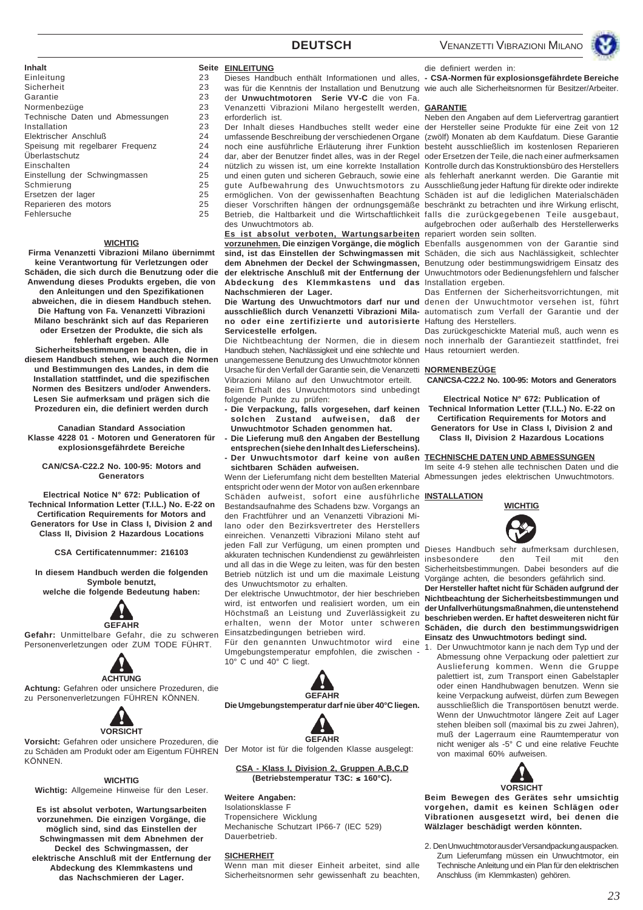| Inhalt | Seite |
|---|---|
| Einleitung | 23 |
| Sicherheit | 23 |
| Garantie | 23 |
| Normenbezüge | 23 |
| Technische Daten und Abmessungen | 23 |
| Installation | 23 |
| Elektrischer Anschluß | 24 |
| Speisung mit regelbarer Frequenz | 24 |
| Überlastschutz | 24 |
| Einschalten | 24 |
| Einstellung der Schwingmassen | 25 |
| Schmierung | 25 |
| Ersetzen der lager | 25 |
| Reparieren des motors | 25 |
| Fehlersuche | 25 |

**WICHTIG**

**Firma Venanzetti Vibrazioni Milano übernimmt keine Verantwortung für Verletzungen oder Schäden, die sich durch die Benutzung oder die Anwendung dieses Produkts ergeben, die von den Anleitungen und den Spezifikationen abweichen, die in diesem Handbuch stehen. Die Haftung von Fa. Venanzetti Vibrazioni Milano beschränkt sich auf das Reparieren oder Ersetzen der Produkte, die sich als fehlerhaft ergeben. Alle Sicherheitsbestimmungen beachten, die in diesem Handbuch stehen, wie auch die Normen und Bestimmungen des Landes, in dem die Installation stattfindet, und die spezifischen Normen des Besitzers und/oder Anwenders. Lesen Sie aufmerksam und prägen sich die Prozeduren ein, die definiert werden durch**

**Canadian Standard Association**
**Klasse 4228 01 - Motoren und Generatoren für explosionsgefährdete Bereiche**

**CAN/CSA-C22.2 No. 100-95: Motors and Generators**

**Electrical Notice N° 672: Publication of Technical Information Letter (T.I.L.) No. E-22 on Certification Requirements for Motors and Generators for Use in Class I, Division 2 and Class II, Division 2 Hazardous Locations**

**CSA Certificatennummer: 216103**

**In diesem Handbuch werden die folgenden Symbole benutzt, welche die folgende Bedeutung haben:**

**GEFAHR**

**Gefahr:** Unmittelbare Gefahr, die zu schweren Personenverletzungen oder ZUM TODE FÜHRT.

**ACHTUNG**

**Achtung:** Gefahren oder unsichere Prozeduren, die zu Personenverletzungen FÜHREN KÖNNEN.

**VORSICHT**

**Vorsicht:** Gefahren oder unsichere Prozeduren, die zu Schäden am Produkt oder am Eigentum FÜHREN KÖNNEN.

**WICHTIG**

**Wichtig:** Allgemeine Hinweise für den Leser.

**Es ist absolut verboten, Wartungsarbeiten vorzunehmen. Die einzigen Vorgänge, die möglich sind, sind das Einstellen der Schwingmassen mit dem Abnehmen der Deckel des Schwingmassen, der elektrische Anschluß mit der Entfernung der Abdeckung des Klemmkastens und das Nachschmieren der Lager.**

## EINLEITUNG

Dieses Handbuch enthält Informationen und alles, was für die Kenntnis der Installation und Benutzung der **Unwuchtmotoren Serie VV-C** die von Fa. Venanzetti Vibrazioni Milano hergestellt werden, erforderlich ist.

Der Inhalt dieses Handbuches stellt weder eine umfassende Beschreibung der verschiedenen Organe noch eine ausführliche Erläuterung ihrer Funktion dar, aber der Benutzer findet alles, was in der Regel nützlich zu wissen ist, um eine korrekte Installation und einen guten und sicheren Gebrauch, sowie eine gute Aufbewahrung des Unwuchtsmotors zu ermöglichen. Von der gewissenhaften Beachtung dieser Vorschriften hängen der ordnungsgemäße Betrieb, die Haltbarkeit und die Wirtschaftlichkeit des Unwuchtmotors ab.

**Es ist absolut verboten, Wartungsarbeiten vorzunehmen. Die einzigen Vorgänge, die möglich sind, ist das Einstellen der Schwingmassen mit dem Abnehmen der Deckel der Schwingmassen, der elektrische Anschluß mit der Entfernung der Abdeckung des Klemmkastens und das Nachschmieren der Lager.**

**Die Wartung des Unwuchtsmotor darf nur und ausschließlich durch Venanzetti Vibrazioni Milano oder eine zertifizierte und autorisierte Servicestelle erfolgen.**

Die Nichtbeachtung der Normen, die in diesem Handbuch stehen, Nachlässigkeit und eine schlechte und unangemessene Benutzung des Unwuchtmotor können Ursache für den Verfall der Garantie sein, die Venanzetti Vibrazioni Milano auf den Unwuchtmotor erteilt.

Beim Erhalt des Unwuchtmotors sind unbedingt folgende Punkte zu prüfen:

- **Die Verpackung, falls vorgesehen, darf keinen solchen Zustand aufweisen, daß der Unwuchtmotor Schaden genommen hat.**
- **Die Lieferung muß den Angaben der Bestellung entsprechen (siehe den Inhalt des Lieferscheins).**
- **Der Unwuchtsmotor darf keine von außen sichtbaren Schäden aufweisen.**

Wenn der Lieferumfang nicht dem bestellten Material entspricht oder wenn der Motor von außen erkennbare Schäden aufweist, sofort eine ausführliche Bestandsaufnahme des Schadens bzw. Vorgangs an den Frachtführer und an Venanzetti Vibrazioni Milano oder den Bezirksvertreter des Herstellers einreichen. Venanzetti Vibrazioni Milano steht auf jeden Fall zur Verfügung, um einen prompten und akkuraten technischen Kundendienst zu gewährleisten und all das in die Wege zu leiten, was für den besten Betrieb nützlich ist und um die maximale Leistung des Unwuchtsmotor zu erhalten.

Der elektrische Unwuchtmotor, der hier beschrieben wird, ist entworfen und realisiert worden, um ein Höchstmaß an Leistung und Zuverlässigkeit zu erhalten, wenn der Motor unter schweren Einsatzbedingungen betrieben wird.

Für den genannten Unwuchtmotor wird eine Umgebungstemperatur empfohlen, die zwischen -10° C und 40° C liegt.

**GEFAHR**

**Die Umgebungstemperatur darf nie über 40°C liegen.**

**GEFAHR**

Der Motor ist für die folgenden Klasse ausgelegt:

**CSA - Klass I, Division 2, Gruppen A,B,C,D**
**(Betriebstemperatur T3C: ≤ 160°C).**

**Weitere Angaben:**
Isolationsklasse F
Tropensichere Wicklung
Mechanische Schutzart IP66-7 (IEC 529)
Dauerbetrieb.

## SICHERHEIT

Wenn man mit dieser Einheit arbeitet, sind alle Sicherheitsnormen sehr gewissenhaft zu beachten, die definiert werden in:

**- CSA-Normen für explosionsgefährdete Bereiche** wie auch alle Sicherheitsnormen für Besitzer/Arbeiter.

## GARANTIE

Neben den Angaben auf dem Liefervertrag garantiert der Hersteller seine Produkte für eine Zeit von 12 (zwölf) Monaten ab dem Kaufdatum. Diese Garantie besteht ausschließlich im kostenlosen Reparieren oder Ersetzen der Teile, die nach einer aufmerksamen Kontrolle durch das Konstruktionsbüro des Herstellers als fehlerhaft anerkannt werden. Die Garantie mit Ausschließung jeder Haftung für direkte oder indirekte Schäden ist auf die lediglichen Materialschäden beschränkt zu betrachten und ihre Wirkung erlischt, falls die zurückgegebenen Teile ausgebaut, aufgebrochen oder außerhalb des Herstellerwerks repariert worden sein sollten.

Ebenfalls ausgenommen von der Garantie sind Schäden, die sich aus Nachlässigkeit, schlechter Benutzung oder bestimmungswidrigem Einsatz des Unwuchtmotors oder Bedienungsfehlern und falscher Installation ergeben.

Das Entfernen der Sicherheitsvorrichtungen, mit denen der Unwuchtmotor versehen ist, führt automatisch zum Verfall der Garantie und der Haftung des Herstellers.

Das zurückgeschickte Material muß, auch wenn es noch innerhalb der Garantiezeit stattfindet, frei Haus retourniert werden.

## NORMENBEZÜGE

**CAN/CSA-C22.2 No. 100-95: Motors and Generators**

**Electrical Notice N° 672: Publication of Technical Information Letter (T.I.L.) No. E-22 on Certification Requirements for Motors and Generators for Use in Class I, Division 2 and Class II, Division 2 Hazardous Locations**

## TECHNISCHE DATEN UND ABMESSUNGEN

Im seite 4-9 stehen alle technischen Daten und die Abmessungen jedes elektrischen Unwuchtmotors.

## INSTALLATION

**WICHTIG**

Dieses Handbuch sehr aufmerksam durchlesen, insbesondere den Teil mit den Sicherheitsbestimmungen. Dabei besonders auf die Vorgänge achten, die besonders gefährlich sind.

**Der Hersteller haftet nicht für Schäden aufgrund der Nichtbeachtung der Sicherheitsbestimmungen und der Unfallverhütungsmaßnahmen, die untenstehend beschrieben werden. Er haftet desweiteren nicht für Schäden, die durch den bestimmungswidrigen Einsatz des Unwuchtmotors bedingt sind.**

1. Der Unwuchtmotor kann je nach dem Typ und der Abmessung ohne Verpackung oder palettiert zur Auslieferung kommen. Wenn die Gruppe palettiert ist, zum Transport einen Gabelstapler oder einen Handhubwagen benutzen. Wenn sie keine Verpackung aufweist, dürfen zum Bewegen ausschließlich die Transportösen benutzt werde. Wenn der Unwuchtmotor längere Zeit auf Lager stehen bleiben soll (maximal bis zu zwei Jahren), muß der Lagerraum eine Raumtemperatur von nicht weniger als -5° C und eine relative Feuchte von maximal 60% aufweisen.

**VORSICHT**

**Beim Bewegen des Gerätes sehr umsichtig vorgehen, damit es keinen Schlägen oder Vibrationen ausgesetzt wird, bei denen die Wälzlager beschädigt werden könnten.**

2. Den Unwuchtmotor aus der Versandpackung auspacken. Zum Lieferumfang müssen ein Unwuchtmotor, ein Technische Anleitung und ein Plan für den elektrischen Anschluss (im Klemmkasten) gehören.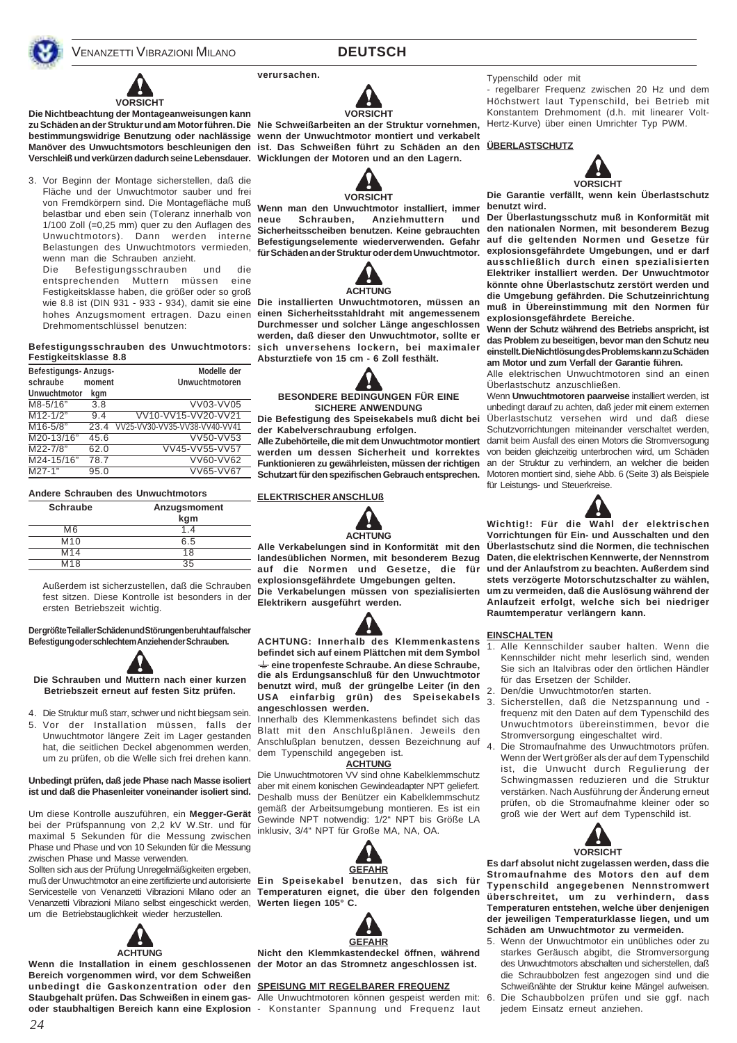### VORSICHT

**Die Nichtbeachtung der Montageanweisungen kann zu Schäden an der Struktur und am Motor führen. Die bestimmungswidrige Benutzung oder nachlässige Manöver des Unwuchtsmotors beschleunigen den Verschleiß und verkürzen dadurch seine Lebensdauer.**

3. Vor Beginn der Montage sicherstellen, daß die Fläche und der Unwuchtmotor sauber und frei von Fremdkörpern sind. Die Montagefläche muß belastbar und eben sein (Toleranz innerhalb von 1/100 Zoll (=0,25 mm) quer zu den Auflagen des Unwuchtmotors). Dann werden interne Belastungen des Unwuchtmotors vermieden, wenn man die Schrauben anzieht.
   Die Befestigungsschrauben und die entsprechenden Muttern müssen eine Festigkeitsklasse haben, die größer oder so groß wie 8.8 ist (DIN 931 - 933 - 934), damit sie eine hohes Anzugsmoment ertragen. Dazu einen Drehmomentschlüssel benutzen:

**Befestigungsschrauben des Unwuchtmotors: Festigkeitsklasse 8.8**

| Befestigungs-schraube Unwuchtmotor | Anzugs-moment kgm | Modelle der Unwuchtmotoren |
|---|---|---|
| M8-5/16" | 3.8 | VV03-VV05 |
| M12-1/2" | 9.4 | VV10-VV15-VV20-VV21 |
| M16-5/8" | 23.4 | VV25-VV30-VV35-VV38-VV40-VV41 |
| M20-13/16" | 45.6 | VV50-VV53 |
| M22-7/8" | 62.0 | VV45-VV55-VV57 |
| M24-15/16" | 78.7 | VV60-VV62 |
| M27-1" | 95.0 | VV65-VV67 |

**Andere Schrauben des Unwuchtmotors**

| Schraube | Anzugsmoment kgm |
|---|---|
| M6 | 1.4 |
| M10 | 6.5 |
| M14 | 18 |
| M18 | 35 |

Außerdem ist sicherzustellen, daß die Schrauben fest sitzen. Diese Kontrolle ist besonders in der ersten Betriebszeit wichtig.

**Der größte Teil aller Schäden und Störungen beruht auf falscher Befestigung oder schlechtem Anziehen der Schrauben.**

**Die Schrauben und Muttern nach einer kurzen Betriebszeit erneut auf festen Sitz prüfen.**

4. Die Struktur muß starr, schwer und nicht biegsam sein.
5. Vor der Installation müssen, falls der Unwuchtmotor längere Zeit im Lager gestanden hat, die seitlichen Deckel abgenommen werden, um zu prüfen, ob die Welle sich frei drehen kann.

**Unbedingt prüfen, daß jede Phase nach Masse isoliert ist und daß die Phasenleiter voneinander isoliert sind.**

Um diese Kontrolle auszuführen, ein **Megger-Gerät** bei der Prüfspannung von 2,2 kV W.Str. und für maximal 5 Sekunden für die Messung zwischen Phase und Phase und von 10 Sekunden für die Messung zwischen Phase und Masse verwenden.
Sollten sich aus der Prüfung Unregelmäßigkeiten ergeben, muß der Unwuchtmotor an eine zertifizierte und autorisierte Servicestelle von Venanzetti Vibrazioni Milano oder an Venanzetti Vibrazioni Milano selbst eingeschickt werden, um die Betriebstauglichkeit wieder herzustellen.

### ACHTUNG

**Wenn die Installation in einem geschlossenen Bereich vorgenommen wird, vor dem Schweißen unbedingt die Gaskonzentration oder den Staubgehalt prüfen. Das Schweißen in einem gas- oder staubhaltigen Bereich kann eine Explosion verursachen.**

### VORSICHT

**Nie Schweißarbeiten an der Struktur vornehmen, wenn der Unwuchtmotor montiert und verkabelt ist. Das Schweißen führt zu Schäden an den Wicklungen der Motoren und an den Lagern.**

### VORSICHT

**Wenn man den Unwuchtmotor installiert, immer neue Schrauben, Anziehmuttern und Sicherheitsscheiben benutzen. Keine gebrauchten Befestigungselemente wiederverwenden. Gefahr für Schäden an der Struktur oder dem Unwuchtmotor.**

### ACHTUNG

**Die installierten Unwuchtmotoren, müssen an einen Sicherheitsstahldraht mit angemessenem Durchmesser und solcher Länge angeschlossen werden, daß dieser den Unwuchtmotor, sollte er sich unversehens lockern, bei maximaler Absturztiefe von 15 cm - 6 Zoll festhält.**

### BESONDERE BEDINGUNGEN FÜR EINE SICHERE ANWENDUNG

**Die Befestigung des Speisekabels muß dicht bei der Kabelverschraubung erfolgen.**
**Alle Zubehörteile, die mit dem Unwuchtmotor montiert werden um dessen Sicherheit und korrektes Funktionieren zu gewährleisten, müssen der richtigen Schutzart für den spezifischen Gebrauch entsprechen.**

## ELEKTRISCHER ANSCHLUß

### ACHTUNG

**Alle Verkabelungen sind in Konformität mit den landesüblichen Normen, mit besonderem Bezug auf die Normen und Gesetze, die für explosionsgefährdete Umgebungen gelten.**
**Die Verkabelungen müssen von spezialisierten Elektrikern ausgeführt werden.**

**ACHTUNG: Innerhalb des Klemmenkastens befindet sich auf einem Plättchen mit dem Symbol ⏚ eine tropenfeste Schraube. An diese Schraube, die als Erdungsanschluß für den Unwuchtmotor benutzt wird, muß der grüngelbe Leiter (in den USA einfarbig grün) des Speisekabels angeschlossen werden.**
Innerhalb des Klemmenkastens befindet sich das Blatt mit den Anschlußplänen. Jeweils den Anschlußplan benutzen, dessen Bezeichnung auf dem Typenschild angegeben ist.

**ACHTUNG**

Die Unwuchtmotoren VV sind ohne Kabelklemmschutz aber mit einem konischen Gewindeadapter NPT geliefert. Deshalb muss der Benützer ein Kabelklemmschutz gemäß der Arbeitsumgebung montieren. Es ist ein Gewinde NPT notwendig: 1/2" NPT bis Größe LA inklusiv, 3/4" NPT für Große MA, NA, OA.

### GEFAHR

**Ein Speisekabel benutzen, das sich für Temperaturen eignet, die über den folgenden Werten liegen 105° C.**

### GEFAHR

**Nicht den Klemmkastendeckel öffnen, während der Motor an das Stromnetz angeschlossen ist.**

## SPEISUNG MIT REGELBARER FREQUENZ

Alle Unwuchtmotoren können gespeist werden mit:
- Konstanter Spannung und Frequenz laut Typenschild oder mit
- regelbarer Frequenz zwischen 20 Hz und dem Höchstwert laut Typenschild, bei Betrieb mit Konstantem Drehmoment (d.h. mit linearer Volt-Hertz-Kurve) über einen Umrichter Typ PWM.

## ÜBERLASTSCHUTZ

### VORSICHT

**Die Garantie verfällt, wenn kein Überlastschutz benutzt wird.**
**Der Überlastungsschutz muß in Konformität mit den nationalen Normen, mit besonderem Bezug auf die geltenden Normen und Gesetze für explosionsgefährdete Umgebungen, und er darf ausschließlich durch einen spezialisierten Elektriker installiert werden. Der Unwuchtmotor könnte ohne Überlastschutz zerstört werden und die Umgebung gefährden. Die Schutzeinrichtung muß in Übereinstimmung mit den Normen für explosionsgefährdete Bereiche.**
**Wenn der Schutz während des Betriebs anspricht, ist das Problem zu beseitigen, bevor man den Schutz neu einstellt. Die Nichtlösung des Problems kann zu Schäden am Motor und zum Verfall der Garantie führen.**
Alle elektrischen Unwuchtmotoren sind an einen Überlastschutz anzuschließen.
Wenn **Unwuchtmotoren paarweise** installiert werden, ist unbedingt darauf zu achten, daß jeder mit einem externen Überlastschutz versehen wird und daß diese Schutzvorrichtungen miteinander verschaltet werden, damit beim Ausfall des einen Motors die Stromversorgung von beiden gleichzeitig unterbrochen wird, um Schäden an der Struktur zu verhindern, an welcher die beiden Motoren montiert sind, siehe Abb. 6 (Seite 3) als Beispiele für Leistungs- und Steuerkreise.

**Wichtig!: Für die Wahl der elektrischen Vorrichtungen für Ein- und Ausschalten und den Überlastschutz sind die Normen, die technischen Daten, die elektrischen Kennwerte, der Nennstrom und der Anlaufstrom zu beachten. Außerdem sind stets verzögerte Motorschutzschalter zu wählen, um zu vermeiden, daß die Auslösung während der Anlaufzeit erfolgt, welche sich bei niedriger Raumtemperatur verlängern kann.**

## EINSCHALTEN

1. Alle Kennschilder sauber halten. Wenn die Kennschilder nicht mehr leserlich sind, wenden Sie sich an Italvibras oder den örtlichen Händler für das Ersetzen der Schilder.
2. Den/die Unwuchtmotor/en starten.
3. Sicherstellen, daß die Netzspannung und -frequenz mit den Daten auf dem Typenschild des Unwuchtmotors übereinstimmen, bevor die Stromversorgung eingeschaltet wird.
4. Die Stromaufnahme des Unwuchtmotors prüfen. Wenn der Wert größer als der auf dem Typenschild ist, die Unwucht durch Regulierung der Schwingmassen reduzieren und die Struktur verstärken. Nach Ausführung der Änderung erneut prüfen, ob die Stromaufnahme kleiner oder so groß wie der Wert auf dem Typenschild ist.

### VORSICHT

**Es darf absolut nicht zugelassen werden, dass die Stromaufnahme des Motors den auf dem Typenschild angegebenen Nennstromwert überschreitet, um zu verhindern, dass Temperaturen entstehen, welche über denjenigen der jeweiligen Temperaturklasse liegen, und um Schäden am Unwuchtmotor zu vermeiden.**

5. Wenn der Unwuchtmotor ein unübliches oder zu starkes Geräusch abgibt, die Stromversorgung des Unwuchtmotors abschalten und sicherstellen, daß die Schraubbolzen fest angezogen sind und die Schweißnähte der Struktur keine Mängel aufweisen.
6. Die Schaubbolzen prüfen und sie ggf. nach jedem Einsatz erneut anziehen.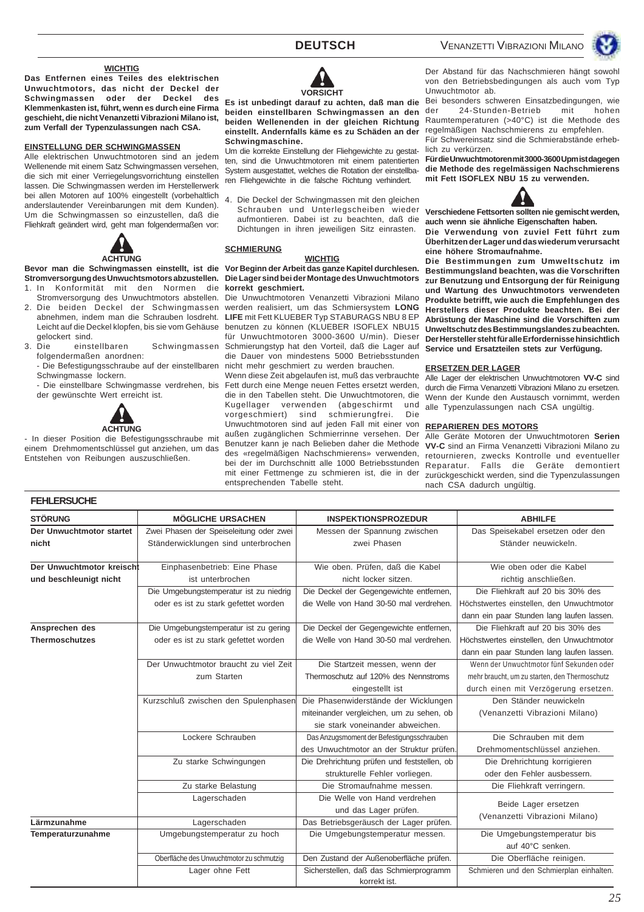**WICHTIG**

**Das Entfernen eines Teiles des elektrischen Unwuchtmotors, das nicht der Deckel der Schwingmassen oder der Deckel des Klemmenkasten ist, führt, wenn es durch eine Firma geschieht, die nicht Venanzetti Vibrazioni Milano ist, zum Verfall der Typenzulassungen nach CSA.**

## EINSTELLUNG DER SCHWINGMASSEN

Alle elektrischen Unwuchtmotoren sind an jedem Wellenende mit einem Satz Schwingmassen versehen, die sich mit einer Verriegelungsvorrichtung einstellen lassen. Die Schwingmassen werden im Herstellerwerk bei allen Motoren auf 100% eingestellt (vorbehaltlich anderslautender Vereinbarungen mit dem Kunden). Um die Schwingmassen so einzustellen, daß die Fliehkraft geändert wird, geht man folgendermaßen vor:

**ACHTUNG**

**Bevor man die Schwingmassen einstellt, ist die Stromversorgung des Unwuchtmotors abzustellen.**

1. In Konformität mit den Normen die Stromversorgung des Unwuchtmotors abstellen.
2. Die beiden Deckel der Schwingmassen abnehmen, indem man die Schrauben losdreht. Leicht auf die Deckel klopfen, bis sie vom Gehäuse gelockert sind.
3. Die einstellbaren Schwingmassen folgendermaßen anordnen:
   - Die Befestigungsschraube auf der einstellbaren Schwingmasse lockern.
   - Die einstellbare Schwingmasse verdrehen, bis der gewünschte Wert erreicht ist.

**ACHTUNG**

- In dieser Position die Befestigungsschraube mit einem Drehmomentschlüssel gut anziehen, um das Entstehen von Reibungen auszuschließen.

**VORSICHT**

**Es ist unbedingt darauf zu achten, daß man die beiden einstellbaren Schwingmassen an den beiden Wellenenden in der gleichen Richtung einstellt. Andernfalls käme es zu Schäden an der Schwingmaschine.**

Um die korrekte Einstellung der Fliehgewichte zu gestatten, sind die Unwuchtmotoren mit einem patentierten System ausgestattet, welches die Rotation der einstellbaren Fliehgewichte in die falsche Richtung verhindert.

4. Die Deckel der Schwingmassen mit den gleichen Schrauben und Unterlegscheiben wieder aufmontieren. Dabei ist zu beachten, daß die Dichtungen in ihren jeweiligen Sitz einrasten.

## SCHMIERUNG

**WICHTIG**

**Vor Beginn der Arbeit das ganze Kapitel durchlesen. Die Lager sind bei der Montage des Unwuchtmotors korrekt geschmiert.**

Die Unwuchtmotoren Venanzetti Vibrazioni Milano werden realisiert, um das Schmiersystem **LONG LIFE** mit Fett KLUEBER Typ STABURAGS NBU 8 EP benutzen zu können (KLUEBER ISOFLEX NBU15 für Unwuchtmotoren 3000-3600 U/min). Dieser Schmierungstyp hat den Vorteil, daß die Lager auf die Dauer von mindestens 5000 Betriebsstunden nicht mehr geschmiert zu werden brauchen.

Wenn diese Zeit abgelaufen ist, muß das verbrauchte Fett durch eine Menge neuen Fettes ersetzt werden, die in den Tabellen steht. Die Unwuchtmotoren, die Kugellager verwenden (abgeschirmt und vorgeschmiert) sind schmierungfrei. Die Unwuchtmotoren sind auf jeden Fall mit einer von außen zugänglichen Schmierrinne versehen. Der Benutzer kann je nach Belieben daher die Methode des «regelmäßigen Nachschmierens» verwenden, bei der im Durchschnitt alle 1000 Betriebsstunden mit einer Fettmenge zu schmieren ist, die in der entsprechenden Tabelle steht.

Der Abstand für das Nachschmieren hängt sowohl von den Betriebsbedingungen als auch vom Typ Unwuchtmotor ab.

Bei besonders schweren Einsatzbedingungen, wie der 24-Stunden-Betrieb mit hohen Raumtemperaturen (>40°C) ist die Methode des regelmäßigen Nachschmierens zu empfehlen.

Für Schwereinsatz sind die Schmierabstände erheblich zu verkürzen.

**Für die Unwuchtmotoren mit 3000-3600 Upm ist dagegen die Methode des regelmässigen Nachschmierens mit Fett ISOFLEX NBU 15 zu verwenden.**

**Verschiedene Fettsorten sollten nie gemischt werden, auch wenn sie ähnliche Eigenschaften haben.**

**Die Verwendung von zuviel Fett führt zum Überhitzen der Lager und das wiederum verursacht eine höhere Stromaufnahme.**

**Die Bestimmungen zum Umweltschutz im Bestimmungsland beachten, was die Vorschriften zur Benutzung und Entsorgung der für Reinigung und Wartung des Unwuchtmotors verwendeten Produkte betrifft, wie auch die Empfehlungen des Herstellers dieser Produkte beachten. Bei der Abrüstung der Maschine sind die Vorschriften zum Unweltschutz des Bestimmungslandes zu beachten. Der Hersteller steht für alle Erfordernisse hinsichtlich Service und Ersatzteilen stets zur Verfügung.**

## ERSETZEN DER LAGER

Alle Lager der elektrischen Unwuchtmotoren **VV-C** sind durch die Firma Venanzetti Vibrazioni Milano zu ersetzen. Wenn der Kunde den Austausch vornimmt, werden alle Typenzulassungen nach CSA ungültig.

## REPARIEREN DES MOTORS

Alle Geräte Motoren der Unwuchtmotoren **Serien VV-C** sind an Firma Venanzetti Vibrazioni Milano zu retournieren, zwecks Kontrolle und eventueller Reparatur. Falls die Geräte demontiert zurückgeschickt werden, sind die Typenzulassungen nach CSA dadurch ungültig.

## FEHLERSUCHE

| STÖRUNG | MÖGLICHE URSACHEN | INSPEKTIONSPROZEDUR | ABHILFE |
|---|---|---|---|
| **Der Unwuchtmotor startet nicht** | Zwei Phasen der Speiseleitung oder zwei Ständerwicklungen sind unterbrochen | Messen der Spannung zwischen zwei Phasen | Das Speisekabel ersetzen oder den Ständer neuwickeln. |
| **Der Unwuchtmotor kreischt und beschleunigt nicht** | Einphasenbetrieb: Eine Phase ist unterbrochen | Wie oben. Prüfen, daß die Kabel nicht locker sitzen. | Wie oben oder die Kabel richtig anschließen. |
| | Die Umgebungstemperatur ist zu niedrig oder es ist zu stark gefettet worden | Die Deckel der Gegengewichte entfernen, die Welle von Hand 30-50 mal verdrehen. | Die Fliehkraft auf 20 bis 30% des Höchstwertes einstellen, den Unwuchtmotor dann ein paar Stunden lang laufen lassen. |
| **Ansprechen des Thermoschutzes** | Die Umgebungstemperatur ist zu gering oder es ist zu stark gefettet worden | Die Deckel der Gegengewichte entfernen, die Welle von Hand 30-50 mal verdrehen. | Die Fliehkraft auf 20 bis 30% des Höchstwertes einstellen, den Unwuchtmotor dann ein paar Stunden lang laufen lassen. |
| | Der Unwuchtmotor braucht zu viel Zeit zum Starten | Die Startzeit messen, wenn der Thermoschutz auf 120% des Nennstroms eingestellt ist | Wenn der Unwuchtmotor fünf Sekunden oder mehr braucht, um zu starten, den Thermoschutz durch einen mit Verzögerung ersetzen. |
| | Kurzschluß zwischen den Spulenphasen | Die Phasenwiderstände der Wicklungen miteinander vergleichen, um zu sehen, ob sie stark voneinander abweichen. | Den Ständer neuwickeln (Venanzetti Vibrazioni Milano) |
| | Lockere Schrauben | Das Anzugsmoment der Befestigungsschrauben des Unwuchtmotor an der Struktur prüfen. | Die Schrauben mit dem Drehmomentschlüssel anziehen. |
| | Zu starke Schwingungen | Die Drehrichtung prüfen und feststellen, ob strukturelle Fehler vorliegen. | Die Drehrichtung korrigieren oder den Fehler ausbessern. |
| | Zu starke Belastung | Die Stromaufnahme messen. | Die Fliehkraft verringern. |
| | Lagerschaden | Die Welle von Hand verdrehen und das Lager prüfen. | Beide Lager ersetzen (Venanzetti Vibrazioni Milano) |
| **Lärmzunahme** | Lagerschaden | Das Betriebsgeräusch der Lager prüfen. | |
| **Temperaturzunahme** | Umgebungstemperatur zu hoch | Die Umgebungstemperatur messen. | Die Umgebungstemperatur bis auf 40°C senken. |
| | Oberfläche des Unwuchtmotor zu schmutzig | Den Zustand der Außenoberfläche prüfen. | Die Oberfläche reinigen. |
| | Lager ohne Fett | Sicherstellen, daß das Schmierprogramm korrekt ist. | Schmieren und den Schmierplan einhalten. |